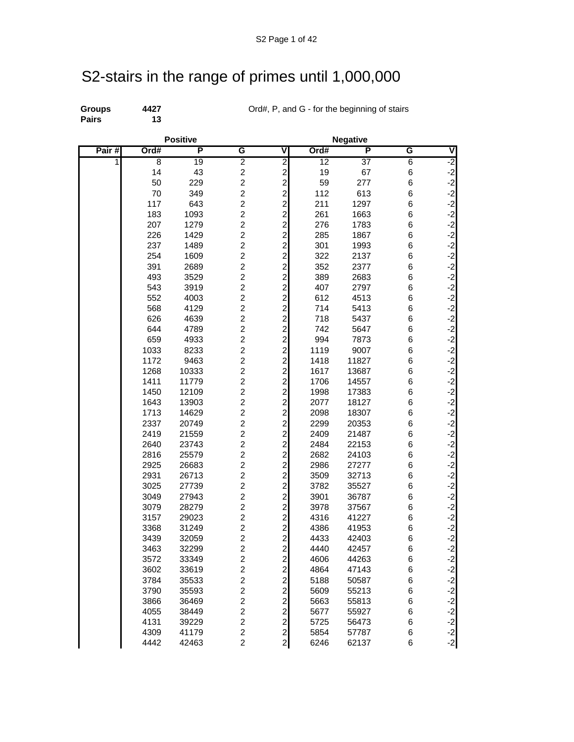# S2-stairs in the range of primes until 1,000,000

**Groups** 4427
**Pairs** 13

Ord#, P, and G - for the beginning of stairs

| | Positive | | | | Negative | | | |
|---|---|---|---|---|---|---|---|---|
| Pair # | Ord# | P | G | V | Ord# | P | G | V |
| 1 | 8 | 19 | 2 | 2 | 12 | 37 | 6 | -2 |
| | 14 | 43 | 2 | 2 | 19 | 67 | 6 | -2 |
| | 50 | 229 | 2 | 2 | 59 | 277 | 6 | -2 |
| | 70 | 349 | 2 | 2 | 112 | 613 | 6 | -2 |
| | 117 | 643 | 2 | 2 | 211 | 1297 | 6 | -2 |
| | 183 | 1093 | 2 | 2 | 261 | 1663 | 6 | -2 |
| | 207 | 1279 | 2 | 2 | 276 | 1783 | 6 | -2 |
| | 226 | 1429 | 2 | 2 | 285 | 1867 | 6 | -2 |
| | 237 | 1489 | 2 | 2 | 301 | 1993 | 6 | -2 |
| | 254 | 1609 | 2 | 2 | 322 | 2137 | 6 | -2 |
| | 391 | 2689 | 2 | 2 | 352 | 2377 | 6 | -2 |
| | 493 | 3529 | 2 | 2 | 389 | 2683 | 6 | -2 |
| | 543 | 3919 | 2 | 2 | 407 | 2797 | 6 | -2 |
| | 552 | 4003 | 2 | 2 | 612 | 4513 | 6 | -2 |
| | 568 | 4129 | 2 | 2 | 714 | 5413 | 6 | -2 |
| | 626 | 4639 | 2 | 2 | 718 | 5437 | 6 | -2 |
| | 644 | 4789 | 2 | 2 | 742 | 5647 | 6 | -2 |
| | 659 | 4933 | 2 | 2 | 994 | 7873 | 6 | -2 |
| | 1033 | 8233 | 2 | 2 | 1119 | 9007 | 6 | -2 |
| | 1172 | 9463 | 2 | 2 | 1418 | 11827 | 6 | -2 |
| | 1268 | 10333 | 2 | 2 | 1617 | 13687 | 6 | -2 |
| | 1411 | 11779 | 2 | 2 | 1706 | 14557 | 6 | -2 |
| | 1450 | 12109 | 2 | 2 | 1998 | 17383 | 6 | -2 |
| | 1643 | 13903 | 2 | 2 | 2077 | 18127 | 6 | -2 |
| | 1713 | 14629 | 2 | 2 | 2098 | 18307 | 6 | -2 |
| | 2337 | 20749 | 2 | 2 | 2299 | 20353 | 6 | -2 |
| | 2419 | 21559 | 2 | 2 | 2409 | 21487 | 6 | -2 |
| | 2640 | 23743 | 2 | 2 | 2484 | 22153 | 6 | -2 |
| | 2816 | 25579 | 2 | 2 | 2682 | 24103 | 6 | -2 |
| | 2925 | 26683 | 2 | 2 | 2986 | 27277 | 6 | -2 |
| | 2931 | 26713 | 2 | 2 | 3509 | 32713 | 6 | -2 |
| | 3025 | 27739 | 2 | 2 | 3782 | 35527 | 6 | -2 |
| | 3049 | 27943 | 2 | 2 | 3901 | 36787 | 6 | -2 |
| | 3079 | 28279 | 2 | 2 | 3978 | 37567 | 6 | -2 |
| | 3157 | 29023 | 2 | 2 | 4316 | 41227 | 6 | -2 |
| | 3368 | 31249 | 2 | 2 | 4386 | 41953 | 6 | -2 |
| | 3439 | 32059 | 2 | 2 | 4433 | 42403 | 6 | -2 |
| | 3463 | 32299 | 2 | 2 | 4440 | 42457 | 6 | -2 |
| | 3572 | 33349 | 2 | 2 | 4606 | 44263 | 6 | -2 |
| | 3602 | 33619 | 2 | 2 | 4864 | 47143 | 6 | -2 |
| | 3784 | 35533 | 2 | 2 | 5188 | 50587 | 6 | -2 |
| | 3790 | 35593 | 2 | 2 | 5609 | 55213 | 6 | -2 |
| | 3866 | 36469 | 2 | 2 | 5663 | 55813 | 6 | -2 |
| | 4055 | 38449 | 2 | 2 | 5677 | 55927 | 6 | -2 |
| | 4131 | 39229 | 2 | 2 | 5725 | 56473 | 6 | -2 |
| | 4309 | 41179 | 2 | 2 | 5854 | 57787 | 6 | -2 |
| | 4442 | 42463 | 2 | 2 | 6246 | 62137 | 6 | -2 |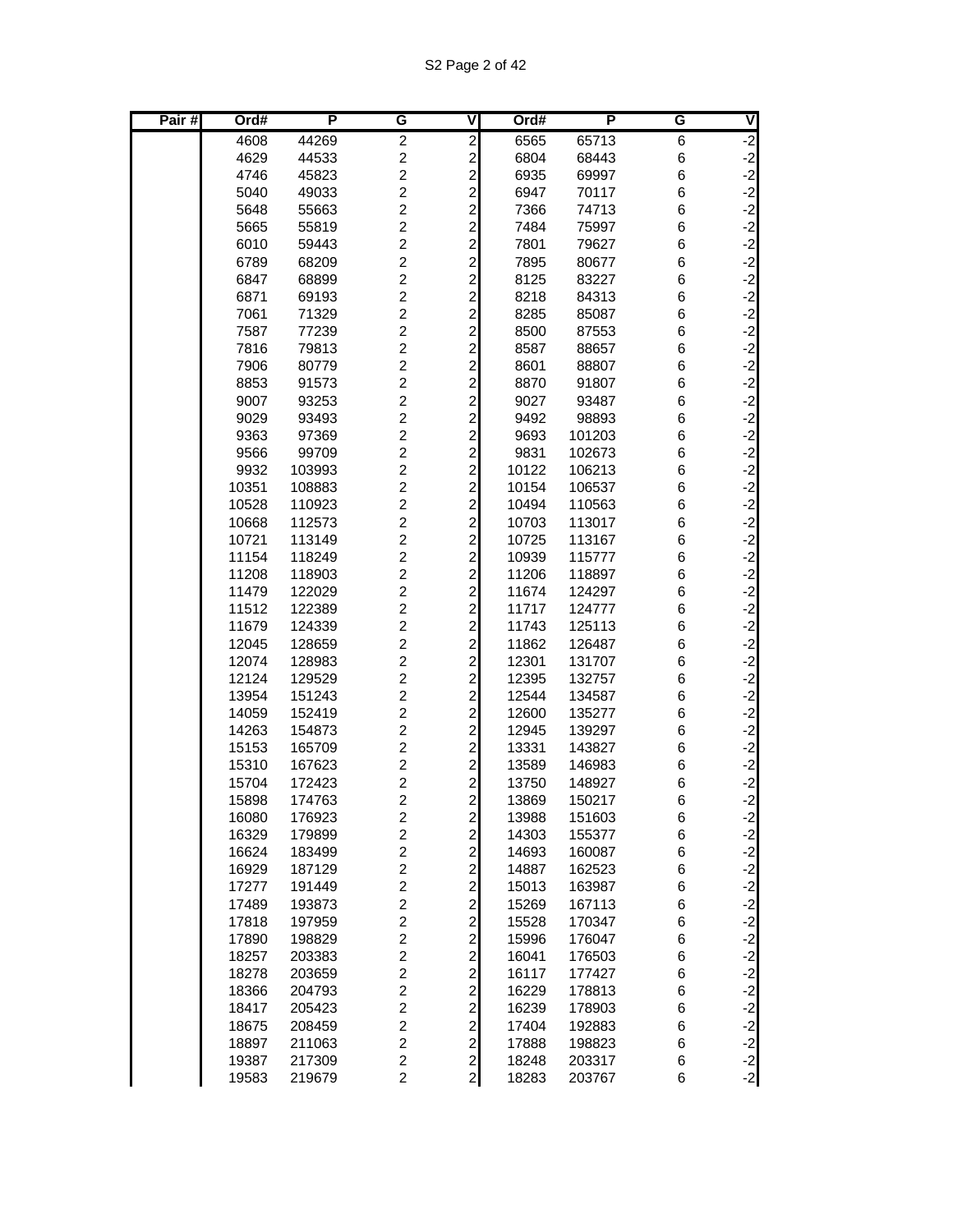| Pair # | Ord# | P | G | V | Ord# | P | G | V |
|---|---|---|---|---|---|---|---|---|
| | 4608 | 44269 | 2 | 2 | 6565 | 65713 | 6 | -2 |
| | 4629 | 44533 | 2 | 2 | 6804 | 68443 | 6 | -2 |
| | 4746 | 45823 | 2 | 2 | 6935 | 69997 | 6 | -2 |
| | 5040 | 49033 | 2 | 2 | 6947 | 70117 | 6 | -2 |
| | 5648 | 55663 | 2 | 2 | 7366 | 74713 | 6 | -2 |
| | 5665 | 55819 | 2 | 2 | 7484 | 75997 | 6 | -2 |
| | 6010 | 59443 | 2 | 2 | 7801 | 79627 | 6 | -2 |
| | 6789 | 68209 | 2 | 2 | 7895 | 80677 | 6 | -2 |
| | 6847 | 68899 | 2 | 2 | 8125 | 83227 | 6 | -2 |
| | 6871 | 69193 | 2 | 2 | 8218 | 84313 | 6 | -2 |
| | 7061 | 71329 | 2 | 2 | 8285 | 85087 | 6 | -2 |
| | 7587 | 77239 | 2 | 2 | 8500 | 87553 | 6 | -2 |
| | 7816 | 79813 | 2 | 2 | 8587 | 88657 | 6 | -2 |
| | 7906 | 80779 | 2 | 2 | 8601 | 88807 | 6 | -2 |
| | 8853 | 91573 | 2 | 2 | 8870 | 91807 | 6 | -2 |
| | 9007 | 93253 | 2 | 2 | 9027 | 93487 | 6 | -2 |
| | 9029 | 93493 | 2 | 2 | 9492 | 98893 | 6 | -2 |
| | 9363 | 97369 | 2 | 2 | 9693 | 101203 | 6 | -2 |
| | 9566 | 99709 | 2 | 2 | 9831 | 102673 | 6 | -2 |
| | 9932 | 103993 | 2 | 2 | 10122 | 106213 | 6 | -2 |
| | 10351 | 108883 | 2 | 2 | 10154 | 106537 | 6 | -2 |
| | 10528 | 110923 | 2 | 2 | 10494 | 110563 | 6 | -2 |
| | 10668 | 112573 | 2 | 2 | 10703 | 113017 | 6 | -2 |
| | 10721 | 113149 | 2 | 2 | 10725 | 113167 | 6 | -2 |
| | 11154 | 118249 | 2 | 2 | 10939 | 115777 | 6 | -2 |
| | 11208 | 118903 | 2 | 2 | 11206 | 118897 | 6 | -2 |
| | 11479 | 122029 | 2 | 2 | 11674 | 124297 | 6 | -2 |
| | 11512 | 122389 | 2 | 2 | 11717 | 124777 | 6 | -2 |
| | 11679 | 124339 | 2 | 2 | 11743 | 125113 | 6 | -2 |
| | 12045 | 128659 | 2 | 2 | 11862 | 126487 | 6 | -2 |
| | 12074 | 128983 | 2 | 2 | 12301 | 131707 | 6 | -2 |
| | 12124 | 129529 | 2 | 2 | 12395 | 132757 | 6 | -2 |
| | 13954 | 151243 | 2 | 2 | 12544 | 134587 | 6 | -2 |
| | 14059 | 152419 | 2 | 2 | 12600 | 135277 | 6 | -2 |
| | 14263 | 154873 | 2 | 2 | 12945 | 139297 | 6 | -2 |
| | 15153 | 165709 | 2 | 2 | 13331 | 143827 | 6 | -2 |
| | 15310 | 167623 | 2 | 2 | 13589 | 146983 | 6 | -2 |
| | 15704 | 172423 | 2 | 2 | 13750 | 148927 | 6 | -2 |
| | 15898 | 174763 | 2 | 2 | 13869 | 150217 | 6 | -2 |
| | 16080 | 176923 | 2 | 2 | 13988 | 151603 | 6 | -2 |
| | 16329 | 179899 | 2 | 2 | 14303 | 155377 | 6 | -2 |
| | 16624 | 183499 | 2 | 2 | 14693 | 160087 | 6 | -2 |
| | 16929 | 187129 | 2 | 2 | 14887 | 162523 | 6 | -2 |
| | 17277 | 191449 | 2 | 2 | 15013 | 163987 | 6 | -2 |
| | 17489 | 193873 | 2 | 2 | 15269 | 167113 | 6 | -2 |
| | 17818 | 197959 | 2 | 2 | 15528 | 170347 | 6 | -2 |
| | 17890 | 198829 | 2 | 2 | 15996 | 176047 | 6 | -2 |
| | 18257 | 203383 | 2 | 2 | 16041 | 176503 | 6 | -2 |
| | 18278 | 203659 | 2 | 2 | 16117 | 177427 | 6 | -2 |
| | 18366 | 204793 | 2 | 2 | 16229 | 178813 | 6 | -2 |
| | 18417 | 205423 | 2 | 2 | 16239 | 178903 | 6 | -2 |
| | 18675 | 208459 | 2 | 2 | 17404 | 192883 | 6 | -2 |
| | 18897 | 211063 | 2 | 2 | 17888 | 198823 | 6 | -2 |
| | 19387 | 217309 | 2 | 2 | 18248 | 203317 | 6 | -2 |
| | 19583 | 219679 | 2 | 2 | 18283 | 203767 | 6 | -2 |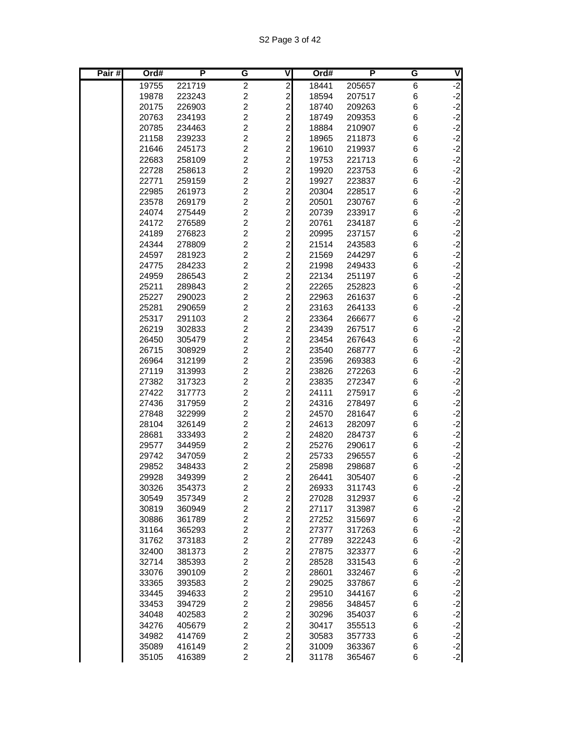| Pair # | Ord# | P | G | V | Ord# | P | G | V |
|---|---|---|---|---|---|---|---|---|
| | 19755 | 221719 | 2 | 2 | 18441 | 205657 | 6 | -2 |
| | 19878 | 223243 | 2 | 2 | 18594 | 207517 | 6 | -2 |
| | 20175 | 226903 | 2 | 2 | 18740 | 209263 | 6 | -2 |
| | 20763 | 234193 | 2 | 2 | 18749 | 209353 | 6 | -2 |
| | 20785 | 234463 | 2 | 2 | 18884 | 210907 | 6 | -2 |
| | 21158 | 239233 | 2 | 2 | 18965 | 211873 | 6 | -2 |
| | 21646 | 245173 | 2 | 2 | 19610 | 219937 | 6 | -2 |
| | 22683 | 258109 | 2 | 2 | 19753 | 221713 | 6 | -2 |
| | 22728 | 258613 | 2 | 2 | 19920 | 223753 | 6 | -2 |
| | 22771 | 259159 | 2 | 2 | 19927 | 223837 | 6 | -2 |
| | 22985 | 261973 | 2 | 2 | 20304 | 228517 | 6 | -2 |
| | 23578 | 269179 | 2 | 2 | 20501 | 230767 | 6 | -2 |
| | 24074 | 275449 | 2 | 2 | 20739 | 233917 | 6 | -2 |
| | 24172 | 276589 | 2 | 2 | 20761 | 234187 | 6 | -2 |
| | 24189 | 276823 | 2 | 2 | 20995 | 237157 | 6 | -2 |
| | 24344 | 278809 | 2 | 2 | 21514 | 243583 | 6 | -2 |
| | 24597 | 281923 | 2 | 2 | 21569 | 244297 | 6 | -2 |
| | 24775 | 284233 | 2 | 2 | 21998 | 249433 | 6 | -2 |
| | 24959 | 286543 | 2 | 2 | 22134 | 251197 | 6 | -2 |
| | 25211 | 289843 | 2 | 2 | 22265 | 252823 | 6 | -2 |
| | 25227 | 290023 | 2 | 2 | 22963 | 261637 | 6 | -2 |
| | 25281 | 290659 | 2 | 2 | 23163 | 264133 | 6 | -2 |
| | 25317 | 291103 | 2 | 2 | 23364 | 266677 | 6 | -2 |
| | 26219 | 302833 | 2 | 2 | 23439 | 267517 | 6 | -2 |
| | 26450 | 305479 | 2 | 2 | 23454 | 267643 | 6 | -2 |
| | 26715 | 308929 | 2 | 2 | 23540 | 268777 | 6 | -2 |
| | 26964 | 312199 | 2 | 2 | 23596 | 269383 | 6 | -2 |
| | 27119 | 313993 | 2 | 2 | 23826 | 272263 | 6 | -2 |
| | 27382 | 317323 | 2 | 2 | 23835 | 272347 | 6 | -2 |
| | 27422 | 317773 | 2 | 2 | 24111 | 275917 | 6 | -2 |
| | 27436 | 317959 | 2 | 2 | 24316 | 278497 | 6 | -2 |
| | 27848 | 322999 | 2 | 2 | 24570 | 281647 | 6 | -2 |
| | 28104 | 326149 | 2 | 2 | 24613 | 282097 | 6 | -2 |
| | 28681 | 333493 | 2 | 2 | 24820 | 284737 | 6 | -2 |
| | 29577 | 344959 | 2 | 2 | 25276 | 290617 | 6 | -2 |
| | 29742 | 347059 | 2 | 2 | 25733 | 296557 | 6 | -2 |
| | 29852 | 348433 | 2 | 2 | 25898 | 298687 | 6 | -2 |
| | 29928 | 349399 | 2 | 2 | 26441 | 305407 | 6 | -2 |
| | 30326 | 354373 | 2 | 2 | 26933 | 311743 | 6 | -2 |
| | 30549 | 357349 | 2 | 2 | 27028 | 312937 | 6 | -2 |
| | 30819 | 360949 | 2 | 2 | 27117 | 313987 | 6 | -2 |
| | 30886 | 361789 | 2 | 2 | 27252 | 315697 | 6 | -2 |
| | 31164 | 365293 | 2 | 2 | 27377 | 317263 | 6 | -2 |
| | 31762 | 373183 | 2 | 2 | 27789 | 322243 | 6 | -2 |
| | 32400 | 381373 | 2 | 2 | 27875 | 323377 | 6 | -2 |
| | 32714 | 385393 | 2 | 2 | 28528 | 331543 | 6 | -2 |
| | 33076 | 390109 | 2 | 2 | 28601 | 332467 | 6 | -2 |
| | 33365 | 393583 | 2 | 2 | 29025 | 337867 | 6 | -2 |
| | 33445 | 394633 | 2 | 2 | 29510 | 344167 | 6 | -2 |
| | 33453 | 394729 | 2 | 2 | 29856 | 348457 | 6 | -2 |
| | 34048 | 402583 | 2 | 2 | 30296 | 354037 | 6 | -2 |
| | 34276 | 405679 | 2 | 2 | 30417 | 355513 | 6 | -2 |
| | 34982 | 414769 | 2 | 2 | 30583 | 357733 | 6 | -2 |
| | 35089 | 416149 | 2 | 2 | 31009 | 363367 | 6 | -2 |
| | 35105 | 416389 | 2 | 2 | 31178 | 365467 | 6 | -2 |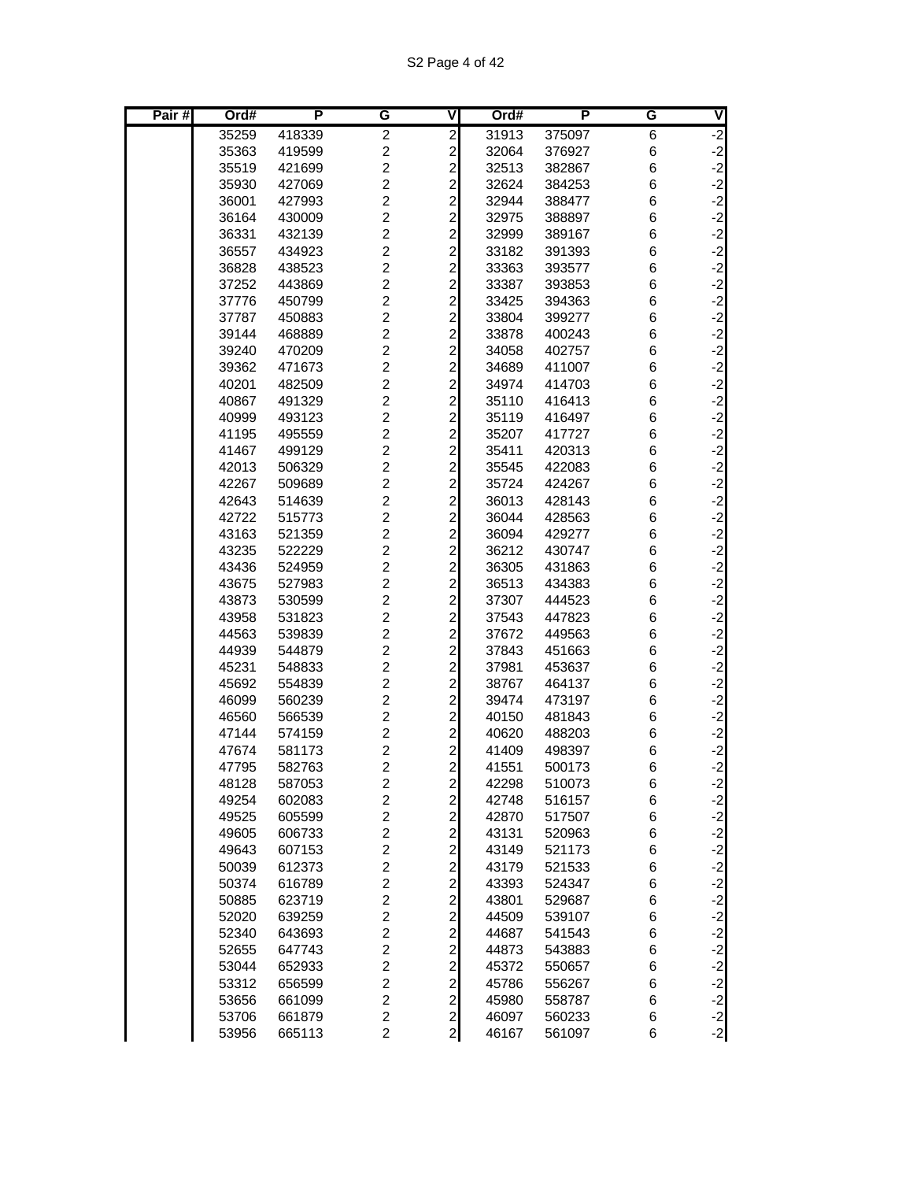| Pair # | Ord# | P | G | V | Ord# | P | G | V |
|---|---|---|---|---|---|---|---|---|
| | 35259 | 418339 | 2 | 2 | 31913 | 375097 | 6 | -2 |
| | 35363 | 419599 | 2 | 2 | 32064 | 376927 | 6 | -2 |
| | 35519 | 421699 | 2 | 2 | 32513 | 382867 | 6 | -2 |
| | 35930 | 427069 | 2 | 2 | 32624 | 384253 | 6 | -2 |
| | 36001 | 427993 | 2 | 2 | 32944 | 388477 | 6 | -2 |
| | 36164 | 430009 | 2 | 2 | 32975 | 388897 | 6 | -2 |
| | 36331 | 432139 | 2 | 2 | 32999 | 389167 | 6 | -2 |
| | 36557 | 434923 | 2 | 2 | 33182 | 391393 | 6 | -2 |
| | 36828 | 438523 | 2 | 2 | 33363 | 393577 | 6 | -2 |
| | 37252 | 443869 | 2 | 2 | 33387 | 393853 | 6 | -2 |
| | 37776 | 450799 | 2 | 2 | 33425 | 394363 | 6 | -2 |
| | 37787 | 450883 | 2 | 2 | 33804 | 399277 | 6 | -2 |
| | 39144 | 468889 | 2 | 2 | 33878 | 400243 | 6 | -2 |
| | 39240 | 470209 | 2 | 2 | 34058 | 402757 | 6 | -2 |
| | 39362 | 471673 | 2 | 2 | 34689 | 411007 | 6 | -2 |
| | 40201 | 482509 | 2 | 2 | 34974 | 414703 | 6 | -2 |
| | 40867 | 491329 | 2 | 2 | 35110 | 416413 | 6 | -2 |
| | 40999 | 493123 | 2 | 2 | 35119 | 416497 | 6 | -2 |
| | 41195 | 495559 | 2 | 2 | 35207 | 417727 | 6 | -2 |
| | 41467 | 499129 | 2 | 2 | 35411 | 420313 | 6 | -2 |
| | 42013 | 506329 | 2 | 2 | 35545 | 422083 | 6 | -2 |
| | 42267 | 509689 | 2 | 2 | 35724 | 424267 | 6 | -2 |
| | 42643 | 514639 | 2 | 2 | 36013 | 428143 | 6 | -2 |
| | 42722 | 515773 | 2 | 2 | 36044 | 428563 | 6 | -2 |
| | 43163 | 521359 | 2 | 2 | 36094 | 429277 | 6 | -2 |
| | 43235 | 522229 | 2 | 2 | 36212 | 430747 | 6 | -2 |
| | 43436 | 524959 | 2 | 2 | 36305 | 431863 | 6 | -2 |
| | 43675 | 527983 | 2 | 2 | 36513 | 434383 | 6 | -2 |
| | 43873 | 530599 | 2 | 2 | 37307 | 444523 | 6 | -2 |
| | 43958 | 531823 | 2 | 2 | 37543 | 447823 | 6 | -2 |
| | 44563 | 539839 | 2 | 2 | 37672 | 449563 | 6 | -2 |
| | 44939 | 544879 | 2 | 2 | 37843 | 451663 | 6 | -2 |
| | 45231 | 548833 | 2 | 2 | 37981 | 453637 | 6 | -2 |
| | 45692 | 554839 | 2 | 2 | 38767 | 464137 | 6 | -2 |
| | 46099 | 560239 | 2 | 2 | 39474 | 473197 | 6 | -2 |
| | 46560 | 566539 | 2 | 2 | 40150 | 481843 | 6 | -2 |
| | 47144 | 574159 | 2 | 2 | 40620 | 488203 | 6 | -2 |
| | 47674 | 581173 | 2 | 2 | 41409 | 498397 | 6 | -2 |
| | 47795 | 582763 | 2 | 2 | 41551 | 500173 | 6 | -2 |
| | 48128 | 587053 | 2 | 2 | 42298 | 510073 | 6 | -2 |
| | 49254 | 602083 | 2 | 2 | 42748 | 516157 | 6 | -2 |
| | 49525 | 605599 | 2 | 2 | 42870 | 517507 | 6 | -2 |
| | 49605 | 606733 | 2 | 2 | 43131 | 520963 | 6 | -2 |
| | 49643 | 607153 | 2 | 2 | 43149 | 521173 | 6 | -2 |
| | 50039 | 612373 | 2 | 2 | 43179 | 521533 | 6 | -2 |
| | 50374 | 616789 | 2 | 2 | 43393 | 524347 | 6 | -2 |
| | 50885 | 623719 | 2 | 2 | 43801 | 529687 | 6 | -2 |
| | 52020 | 639259 | 2 | 2 | 44509 | 539107 | 6 | -2 |
| | 52340 | 643693 | 2 | 2 | 44687 | 541543 | 6 | -2 |
| | 52655 | 647743 | 2 | 2 | 44873 | 543883 | 6 | -2 |
| | 53044 | 652933 | 2 | 2 | 45372 | 550657 | 6 | -2 |
| | 53312 | 656599 | 2 | 2 | 45786 | 556267 | 6 | -2 |
| | 53656 | 661099 | 2 | 2 | 45980 | 558787 | 6 | -2 |
| | 53706 | 661879 | 2 | 2 | 46097 | 560233 | 6 | -2 |
| | 53956 | 665113 | 2 | 2 | 46167 | 561097 | 6 | -2 |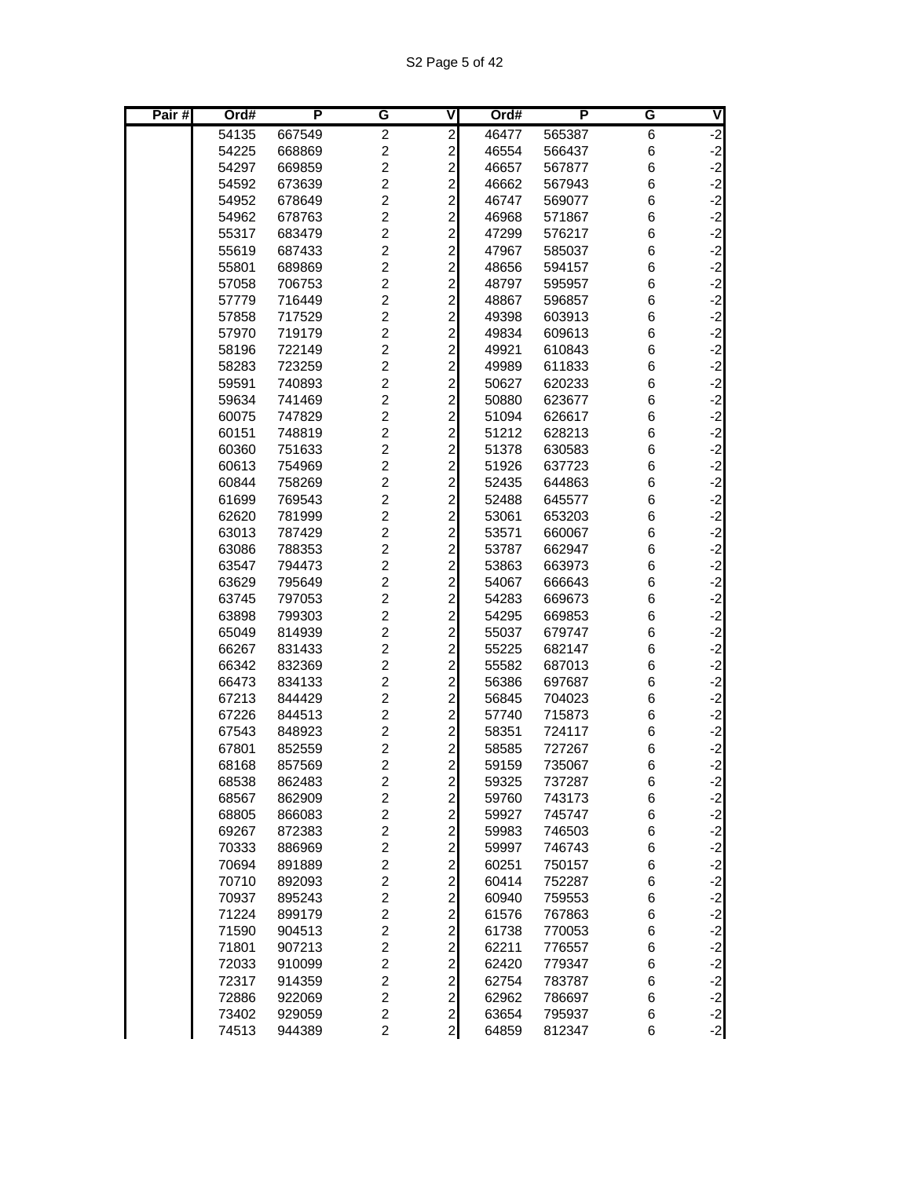| Pair # | Ord# | P | G | V | Ord# | P | G | V |
|---|---|---|---|---|---|---|---|---|
| | 54135 | 667549 | 2 | 2 | 46477 | 565387 | 6 | -2 |
| | 54225 | 668869 | 2 | 2 | 46554 | 566437 | 6 | -2 |
| | 54297 | 669859 | 2 | 2 | 46657 | 567877 | 6 | -2 |
| | 54592 | 673639 | 2 | 2 | 46662 | 567943 | 6 | -2 |
| | 54952 | 678649 | 2 | 2 | 46747 | 569077 | 6 | -2 |
| | 54962 | 678763 | 2 | 2 | 46968 | 571867 | 6 | -2 |
| | 55317 | 683479 | 2 | 2 | 47299 | 576217 | 6 | -2 |
| | 55619 | 687433 | 2 | 2 | 47967 | 585037 | 6 | -2 |
| | 55801 | 689869 | 2 | 2 | 48656 | 594157 | 6 | -2 |
| | 57058 | 706753 | 2 | 2 | 48797 | 595957 | 6 | -2 |
| | 57779 | 716449 | 2 | 2 | 48867 | 596857 | 6 | -2 |
| | 57858 | 717529 | 2 | 2 | 49398 | 603913 | 6 | -2 |
| | 57970 | 719179 | 2 | 2 | 49834 | 609613 | 6 | -2 |
| | 58196 | 722149 | 2 | 2 | 49921 | 610843 | 6 | -2 |
| | 58283 | 723259 | 2 | 2 | 49989 | 611833 | 6 | -2 |
| | 59591 | 740893 | 2 | 2 | 50627 | 620233 | 6 | -2 |
| | 59634 | 741469 | 2 | 2 | 50880 | 623677 | 6 | -2 |
| | 60075 | 747829 | 2 | 2 | 51094 | 626617 | 6 | -2 |
| | 60151 | 748819 | 2 | 2 | 51212 | 628213 | 6 | -2 |
| | 60360 | 751633 | 2 | 2 | 51378 | 630583 | 6 | -2 |
| | 60613 | 754969 | 2 | 2 | 51926 | 637723 | 6 | -2 |
| | 60844 | 758269 | 2 | 2 | 52435 | 644863 | 6 | -2 |
| | 61699 | 769543 | 2 | 2 | 52488 | 645577 | 6 | -2 |
| | 62620 | 781999 | 2 | 2 | 53061 | 653203 | 6 | -2 |
| | 63013 | 787429 | 2 | 2 | 53571 | 660067 | 6 | -2 |
| | 63086 | 788353 | 2 | 2 | 53787 | 662947 | 6 | -2 |
| | 63547 | 794473 | 2 | 2 | 53863 | 663973 | 6 | -2 |
| | 63629 | 795649 | 2 | 2 | 54067 | 666643 | 6 | -2 |
| | 63745 | 797053 | 2 | 2 | 54283 | 669673 | 6 | -2 |
| | 63898 | 799303 | 2 | 2 | 54295 | 669853 | 6 | -2 |
| | 65049 | 814939 | 2 | 2 | 55037 | 679747 | 6 | -2 |
| | 66267 | 831433 | 2 | 2 | 55225 | 682147 | 6 | -2 |
| | 66342 | 832369 | 2 | 2 | 55582 | 687013 | 6 | -2 |
| | 66473 | 834133 | 2 | 2 | 56386 | 697687 | 6 | -2 |
| | 67213 | 844429 | 2 | 2 | 56845 | 704023 | 6 | -2 |
| | 67226 | 844513 | 2 | 2 | 57740 | 715873 | 6 | -2 |
| | 67543 | 848923 | 2 | 2 | 58351 | 724117 | 6 | -2 |
| | 67801 | 852559 | 2 | 2 | 58585 | 727267 | 6 | -2 |
| | 68168 | 857569 | 2 | 2 | 59159 | 735067 | 6 | -2 |
| | 68538 | 862483 | 2 | 2 | 59325 | 737287 | 6 | -2 |
| | 68567 | 862909 | 2 | 2 | 59760 | 743173 | 6 | -2 |
| | 68805 | 866083 | 2 | 2 | 59927 | 745747 | 6 | -2 |
| | 69267 | 872383 | 2 | 2 | 59983 | 746503 | 6 | -2 |
| | 70333 | 886969 | 2 | 2 | 59997 | 746743 | 6 | -2 |
| | 70694 | 891889 | 2 | 2 | 60251 | 750157 | 6 | -2 |
| | 70710 | 892093 | 2 | 2 | 60414 | 752287 | 6 | -2 |
| | 70937 | 895243 | 2 | 2 | 60940 | 759553 | 6 | -2 |
| | 71224 | 899179 | 2 | 2 | 61576 | 767863 | 6 | -2 |
| | 71590 | 904513 | 2 | 2 | 61738 | 770053 | 6 | -2 |
| | 71801 | 907213 | 2 | 2 | 62211 | 776557 | 6 | -2 |
| | 72033 | 910099 | 2 | 2 | 62420 | 779347 | 6 | -2 |
| | 72317 | 914359 | 2 | 2 | 62754 | 783787 | 6 | -2 |
| | 72886 | 922069 | 2 | 2 | 62962 | 786697 | 6 | -2 |
| | 73402 | 929059 | 2 | 2 | 63654 | 795937 | 6 | -2 |
| | 74513 | 944389 | 2 | 2 | 64859 | 812347 | 6 | -2 |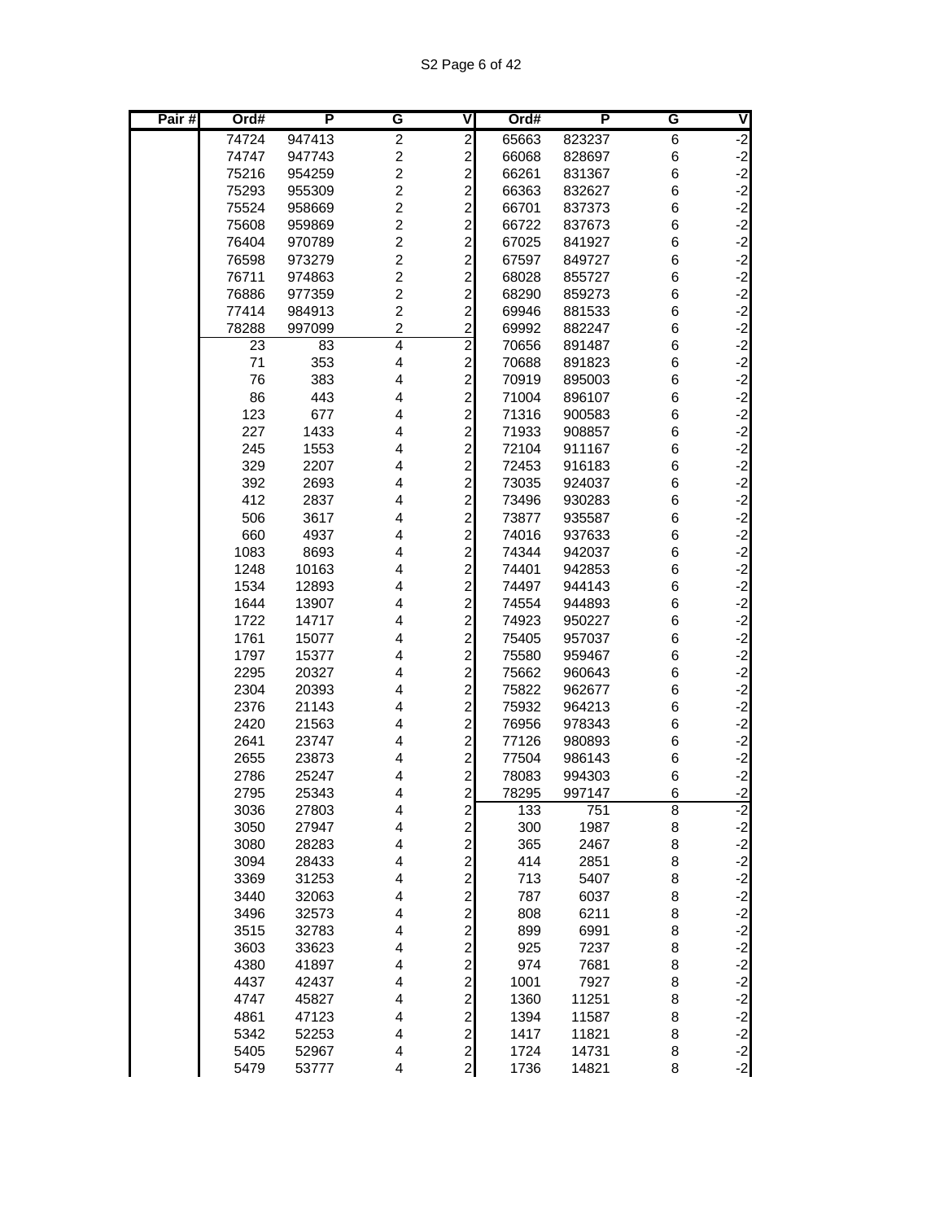| Pair # | Ord# | P | G | V | Ord# | P | G | V |
|---|---|---|---|---|---|---|---|---|
| | 74724 | 947413 | 2 | 2 | 65663 | 823237 | 6 | -2 |
| | 74747 | 947743 | 2 | 2 | 66068 | 828697 | 6 | -2 |
| | 75216 | 954259 | 2 | 2 | 66261 | 831367 | 6 | -2 |
| | 75293 | 955309 | 2 | 2 | 66363 | 832627 | 6 | -2 |
| | 75524 | 958669 | 2 | 2 | 66701 | 837373 | 6 | -2 |
| | 75608 | 959869 | 2 | 2 | 66722 | 837673 | 6 | -2 |
| | 76404 | 970789 | 2 | 2 | 67025 | 841927 | 6 | -2 |
| | 76598 | 973279 | 2 | 2 | 67597 | 849727 | 6 | -2 |
| | 76711 | 974863 | 2 | 2 | 68028 | 855727 | 6 | -2 |
| | 76886 | 977359 | 2 | 2 | 68290 | 859273 | 6 | -2 |
| | 77414 | 984913 | 2 | 2 | 69946 | 881533 | 6 | -2 |
| | 78288 | 997099 | 2 | 2 | 69992 | 882247 | 6 | -2 |
| | 23 | 83 | 4 | 2 | 70656 | 891487 | 6 | -2 |
| | 71 | 353 | 4 | 2 | 70688 | 891823 | 6 | -2 |
| | 76 | 383 | 4 | 2 | 70919 | 895003 | 6 | -2 |
| | 86 | 443 | 4 | 2 | 71004 | 896107 | 6 | -2 |
| | 123 | 677 | 4 | 2 | 71316 | 900583 | 6 | -2 |
| | 227 | 1433 | 4 | 2 | 71933 | 908857 | 6 | -2 |
| | 245 | 1553 | 4 | 2 | 72104 | 911167 | 6 | -2 |
| | 329 | 2207 | 4 | 2 | 72453 | 916183 | 6 | -2 |
| | 392 | 2693 | 4 | 2 | 73035 | 924037 | 6 | -2 |
| | 412 | 2837 | 4 | 2 | 73496 | 930283 | 6 | -2 |
| | 506 | 3617 | 4 | 2 | 73877 | 935587 | 6 | -2 |
| | 660 | 4937 | 4 | 2 | 74016 | 937633 | 6 | -2 |
| | 1083 | 8693 | 4 | 2 | 74344 | 942037 | 6 | -2 |
| | 1248 | 10163 | 4 | 2 | 74401 | 942853 | 6 | -2 |
| | 1534 | 12893 | 4 | 2 | 74497 | 944143 | 6 | -2 |
| | 1644 | 13907 | 4 | 2 | 74554 | 944893 | 6 | -2 |
| | 1722 | 14717 | 4 | 2 | 74923 | 950227 | 6 | -2 |
| | 1761 | 15077 | 4 | 2 | 75405 | 957037 | 6 | -2 |
| | 1797 | 15377 | 4 | 2 | 75580 | 959467 | 6 | -2 |
| | 2295 | 20327 | 4 | 2 | 75662 | 960643 | 6 | -2 |
| | 2304 | 20393 | 4 | 2 | 75822 | 962677 | 6 | -2 |
| | 2376 | 21143 | 4 | 2 | 75932 | 964213 | 6 | -2 |
| | 2420 | 21563 | 4 | 2 | 76956 | 978343 | 6 | -2 |
| | 2641 | 23747 | 4 | 2 | 77126 | 980893 | 6 | -2 |
| | 2655 | 23873 | 4 | 2 | 77504 | 986143 | 6 | -2 |
| | 2786 | 25247 | 4 | 2 | 78083 | 994303 | 6 | -2 |
| | 2795 | 25343 | 4 | 2 | 78295 | 997147 | 6 | -2 |
| | 3036 | 27803 | 4 | 2 | 133 | 751 | 8 | -2 |
| | 3050 | 27947 | 4 | 2 | 300 | 1987 | 8 | -2 |
| | 3080 | 28283 | 4 | 2 | 365 | 2467 | 8 | -2 |
| | 3094 | 28433 | 4 | 2 | 414 | 2851 | 8 | -2 |
| | 3369 | 31253 | 4 | 2 | 713 | 5407 | 8 | -2 |
| | 3440 | 32063 | 4 | 2 | 787 | 6037 | 8 | -2 |
| | 3496 | 32573 | 4 | 2 | 808 | 6211 | 8 | -2 |
| | 3515 | 32783 | 4 | 2 | 899 | 6991 | 8 | -2 |
| | 3603 | 33623 | 4 | 2 | 925 | 7237 | 8 | -2 |
| | 4380 | 41897 | 4 | 2 | 974 | 7681 | 8 | -2 |
| | 4437 | 42437 | 4 | 2 | 1001 | 7927 | 8 | -2 |
| | 4747 | 45827 | 4 | 2 | 1360 | 11251 | 8 | -2 |
| | 4861 | 47123 | 4 | 2 | 1394 | 11587 | 8 | -2 |
| | 5342 | 52253 | 4 | 2 | 1417 | 11821 | 8 | -2 |
| | 5405 | 52967 | 4 | 2 | 1724 | 14731 | 8 | -2 |
| | 5479 | 53777 | 4 | 2 | 1736 | 14821 | 8 | -2 |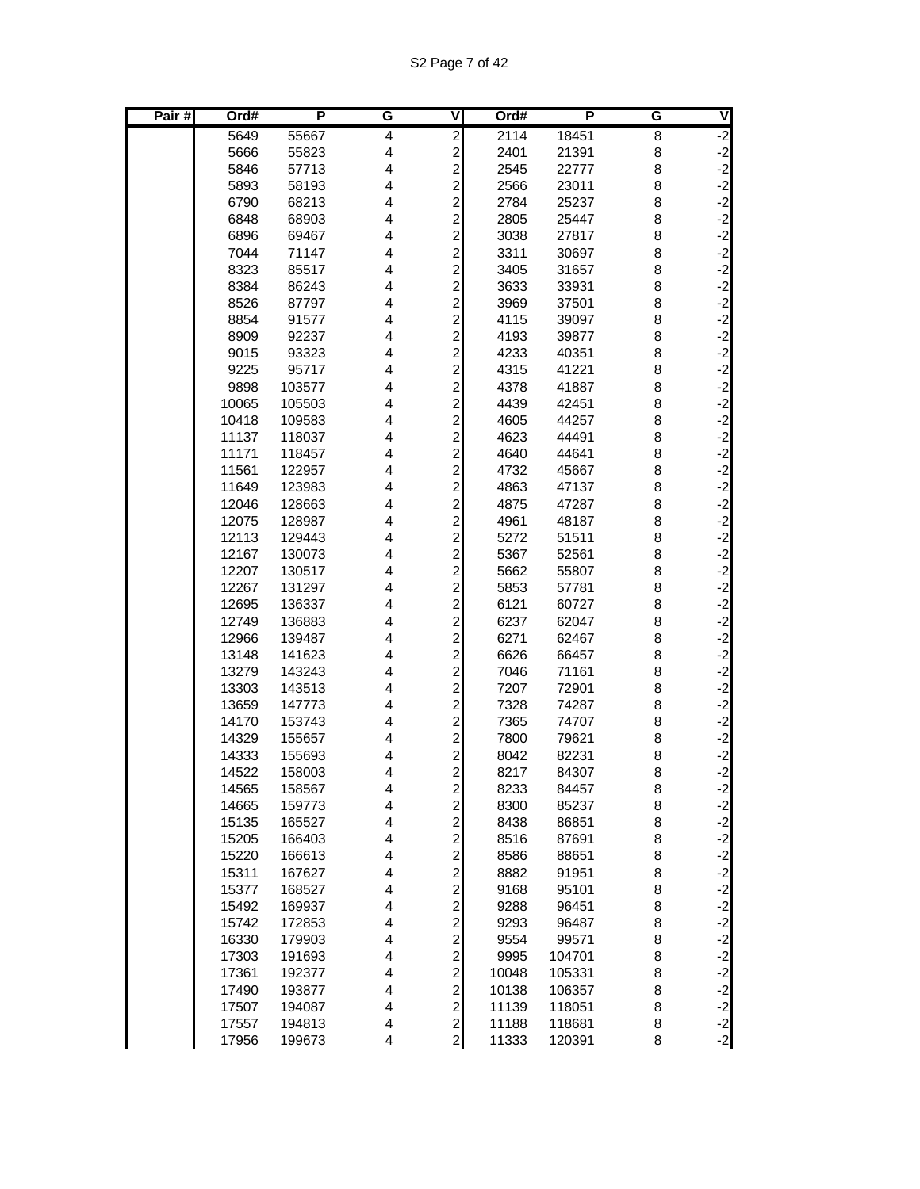| Pair # | Ord# | P | G | V | Ord# | P | G | V |
|---|---|---|---|---|---|---|---|---|
| | 5649 | 55667 | 4 | 2 | 2114 | 18451 | 8 | -2 |
| | 5666 | 55823 | 4 | 2 | 2401 | 21391 | 8 | -2 |
| | 5846 | 57713 | 4 | 2 | 2545 | 22777 | 8 | -2 |
| | 5893 | 58193 | 4 | 2 | 2566 | 23011 | 8 | -2 |
| | 6790 | 68213 | 4 | 2 | 2784 | 25237 | 8 | -2 |
| | 6848 | 68903 | 4 | 2 | 2805 | 25447 | 8 | -2 |
| | 6896 | 69467 | 4 | 2 | 3038 | 27817 | 8 | -2 |
| | 7044 | 71147 | 4 | 2 | 3311 | 30697 | 8 | -2 |
| | 8323 | 85517 | 4 | 2 | 3405 | 31657 | 8 | -2 |
| | 8384 | 86243 | 4 | 2 | 3633 | 33931 | 8 | -2 |
| | 8526 | 87797 | 4 | 2 | 3969 | 37501 | 8 | -2 |
| | 8854 | 91577 | 4 | 2 | 4115 | 39097 | 8 | -2 |
| | 8909 | 92237 | 4 | 2 | 4193 | 39877 | 8 | -2 |
| | 9015 | 93323 | 4 | 2 | 4233 | 40351 | 8 | -2 |
| | 9225 | 95717 | 4 | 2 | 4315 | 41221 | 8 | -2 |
| | 9898 | 103577 | 4 | 2 | 4378 | 41887 | 8 | -2 |
| | 10065 | 105503 | 4 | 2 | 4439 | 42451 | 8 | -2 |
| | 10418 | 109583 | 4 | 2 | 4605 | 44257 | 8 | -2 |
| | 11137 | 118037 | 4 | 2 | 4623 | 44491 | 8 | -2 |
| | 11171 | 118457 | 4 | 2 | 4640 | 44641 | 8 | -2 |
| | 11561 | 122957 | 4 | 2 | 4732 | 45667 | 8 | -2 |
| | 11649 | 123983 | 4 | 2 | 4863 | 47137 | 8 | -2 |
| | 12046 | 128663 | 4 | 2 | 4875 | 47287 | 8 | -2 |
| | 12075 | 128987 | 4 | 2 | 4961 | 48187 | 8 | -2 |
| | 12113 | 129443 | 4 | 2 | 5272 | 51511 | 8 | -2 |
| | 12167 | 130073 | 4 | 2 | 5367 | 52561 | 8 | -2 |
| | 12207 | 130517 | 4 | 2 | 5662 | 55807 | 8 | -2 |
| | 12267 | 131297 | 4 | 2 | 5853 | 57781 | 8 | -2 |
| | 12695 | 136337 | 4 | 2 | 6121 | 60727 | 8 | -2 |
| | 12749 | 136883 | 4 | 2 | 6237 | 62047 | 8 | -2 |
| | 12966 | 139487 | 4 | 2 | 6271 | 62467 | 8 | -2 |
| | 13148 | 141623 | 4 | 2 | 6626 | 66457 | 8 | -2 |
| | 13279 | 143243 | 4 | 2 | 7046 | 71161 | 8 | -2 |
| | 13303 | 143513 | 4 | 2 | 7207 | 72901 | 8 | -2 |
| | 13659 | 147773 | 4 | 2 | 7328 | 74287 | 8 | -2 |
| | 14170 | 153743 | 4 | 2 | 7365 | 74707 | 8 | -2 |
| | 14329 | 155657 | 4 | 2 | 7800 | 79621 | 8 | -2 |
| | 14333 | 155693 | 4 | 2 | 8042 | 82231 | 8 | -2 |
| | 14522 | 158003 | 4 | 2 | 8217 | 84307 | 8 | -2 |
| | 14565 | 158567 | 4 | 2 | 8233 | 84457 | 8 | -2 |
| | 14665 | 159773 | 4 | 2 | 8300 | 85237 | 8 | -2 |
| | 15135 | 165527 | 4 | 2 | 8438 | 86851 | 8 | -2 |
| | 15205 | 166403 | 4 | 2 | 8516 | 87691 | 8 | -2 |
| | 15220 | 166613 | 4 | 2 | 8586 | 88651 | 8 | -2 |
| | 15311 | 167627 | 4 | 2 | 8882 | 91951 | 8 | -2 |
| | 15377 | 168527 | 4 | 2 | 9168 | 95101 | 8 | -2 |
| | 15492 | 169937 | 4 | 2 | 9288 | 96451 | 8 | -2 |
| | 15742 | 172853 | 4 | 2 | 9293 | 96487 | 8 | -2 |
| | 16330 | 179903 | 4 | 2 | 9554 | 99571 | 8 | -2 |
| | 17303 | 191693 | 4 | 2 | 9995 | 104701 | 8 | -2 |
| | 17361 | 192377 | 4 | 2 | 10048 | 105331 | 8 | -2 |
| | 17490 | 193877 | 4 | 2 | 10138 | 106357 | 8 | -2 |
| | 17507 | 194087 | 4 | 2 | 11139 | 118051 | 8 | -2 |
| | 17557 | 194813 | 4 | 2 | 11188 | 118681 | 8 | -2 |
| | 17956 | 199673 | 4 | 2 | 11333 | 120391 | 8 | -2 |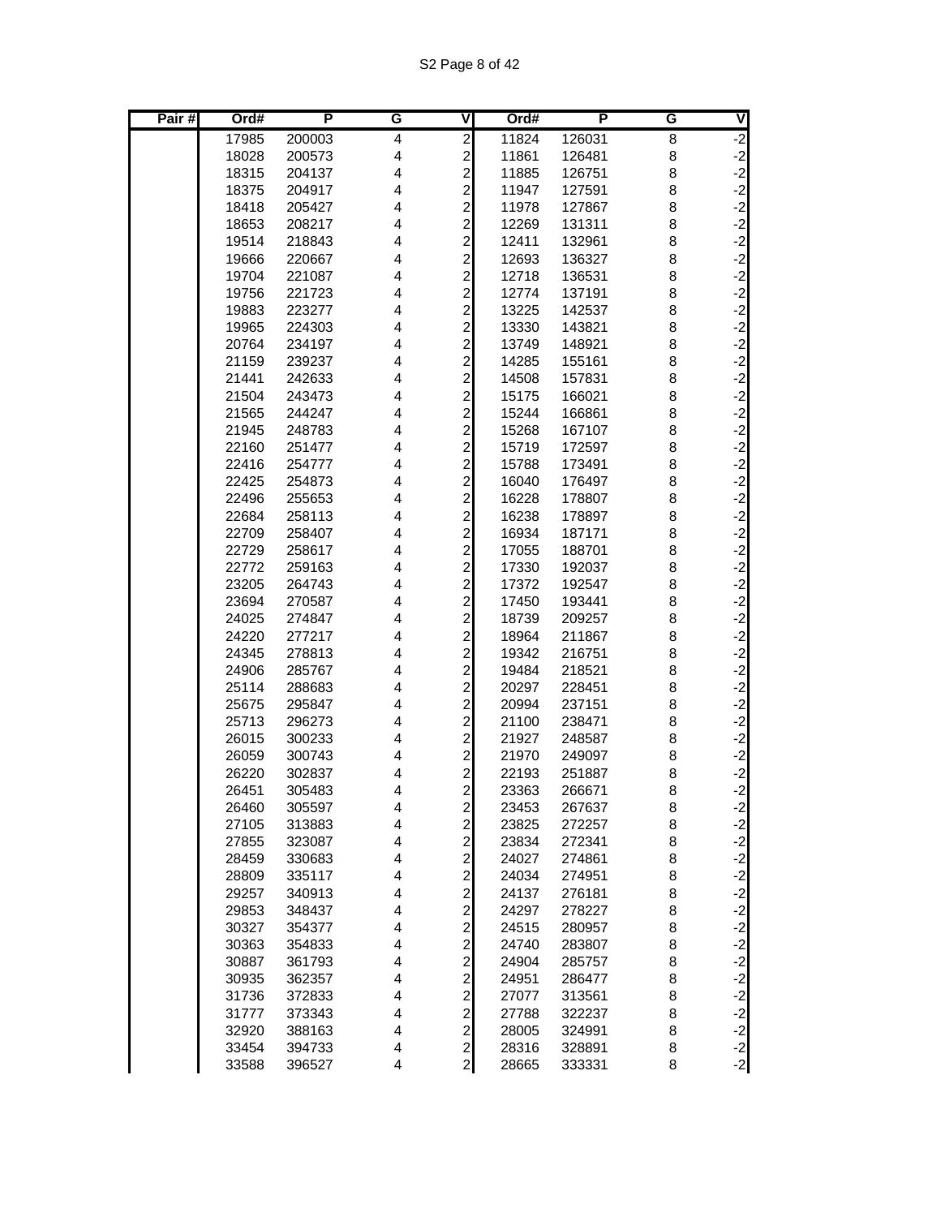| Pair # | Ord# | P | G | V | Ord# | P | G | V |
|---|---|---|---|---|---|---|---|---|
| | 17985 | 200003 | 4 | 2 | 11824 | 126031 | 8 | -2 |
| | 18028 | 200573 | 4 | 2 | 11861 | 126481 | 8 | -2 |
| | 18315 | 204137 | 4 | 2 | 11885 | 126751 | 8 | -2 |
| | 18375 | 204917 | 4 | 2 | 11947 | 127591 | 8 | -2 |
| | 18418 | 205427 | 4 | 2 | 11978 | 127867 | 8 | -2 |
| | 18653 | 208217 | 4 | 2 | 12269 | 131311 | 8 | -2 |
| | 19514 | 218843 | 4 | 2 | 12411 | 132961 | 8 | -2 |
| | 19666 | 220667 | 4 | 2 | 12693 | 136327 | 8 | -2 |
| | 19704 | 221087 | 4 | 2 | 12718 | 136531 | 8 | -2 |
| | 19756 | 221723 | 4 | 2 | 12774 | 137191 | 8 | -2 |
| | 19883 | 223277 | 4 | 2 | 13225 | 142537 | 8 | -2 |
| | 19965 | 224303 | 4 | 2 | 13330 | 143821 | 8 | -2 |
| | 20764 | 234197 | 4 | 2 | 13749 | 148921 | 8 | -2 |
| | 21159 | 239237 | 4 | 2 | 14285 | 155161 | 8 | -2 |
| | 21441 | 242633 | 4 | 2 | 14508 | 157831 | 8 | -2 |
| | 21504 | 243473 | 4 | 2 | 15175 | 166021 | 8 | -2 |
| | 21565 | 244247 | 4 | 2 | 15244 | 166861 | 8 | -2 |
| | 21945 | 248783 | 4 | 2 | 15268 | 167107 | 8 | -2 |
| | 22160 | 251477 | 4 | 2 | 15719 | 172597 | 8 | -2 |
| | 22416 | 254777 | 4 | 2 | 15788 | 173491 | 8 | -2 |
| | 22425 | 254873 | 4 | 2 | 16040 | 176497 | 8 | -2 |
| | 22496 | 255653 | 4 | 2 | 16228 | 178807 | 8 | -2 |
| | 22684 | 258113 | 4 | 2 | 16238 | 178897 | 8 | -2 |
| | 22709 | 258407 | 4 | 2 | 16934 | 187171 | 8 | -2 |
| | 22729 | 258617 | 4 | 2 | 17055 | 188701 | 8 | -2 |
| | 22772 | 259163 | 4 | 2 | 17330 | 192037 | 8 | -2 |
| | 23205 | 264743 | 4 | 2 | 17372 | 192547 | 8 | -2 |
| | 23694 | 270587 | 4 | 2 | 17450 | 193441 | 8 | -2 |
| | 24025 | 274847 | 4 | 2 | 18739 | 209257 | 8 | -2 |
| | 24220 | 277217 | 4 | 2 | 18964 | 211867 | 8 | -2 |
| | 24345 | 278813 | 4 | 2 | 19342 | 216751 | 8 | -2 |
| | 24906 | 285767 | 4 | 2 | 19484 | 218521 | 8 | -2 |
| | 25114 | 288683 | 4 | 2 | 20297 | 228451 | 8 | -2 |
| | 25675 | 295847 | 4 | 2 | 20994 | 237151 | 8 | -2 |
| | 25713 | 296273 | 4 | 2 | 21100 | 238471 | 8 | -2 |
| | 26015 | 300233 | 4 | 2 | 21927 | 248587 | 8 | -2 |
| | 26059 | 300743 | 4 | 2 | 21970 | 249097 | 8 | -2 |
| | 26220 | 302837 | 4 | 2 | 22193 | 251887 | 8 | -2 |
| | 26451 | 305483 | 4 | 2 | 23363 | 266671 | 8 | -2 |
| | 26460 | 305597 | 4 | 2 | 23453 | 267637 | 8 | -2 |
| | 27105 | 313883 | 4 | 2 | 23825 | 272257 | 8 | -2 |
| | 27855 | 323087 | 4 | 2 | 23834 | 272341 | 8 | -2 |
| | 28459 | 330683 | 4 | 2 | 24027 | 274861 | 8 | -2 |
| | 28809 | 335117 | 4 | 2 | 24034 | 274951 | 8 | -2 |
| | 29257 | 340913 | 4 | 2 | 24137 | 276181 | 8 | -2 |
| | 29853 | 348437 | 4 | 2 | 24297 | 278227 | 8 | -2 |
| | 30327 | 354377 | 4 | 2 | 24515 | 280957 | 8 | -2 |
| | 30363 | 354833 | 4 | 2 | 24740 | 283807 | 8 | -2 |
| | 30887 | 361793 | 4 | 2 | 24904 | 285757 | 8 | -2 |
| | 30935 | 362357 | 4 | 2 | 24951 | 286477 | 8 | -2 |
| | 31736 | 372833 | 4 | 2 | 27077 | 313561 | 8 | -2 |
| | 31777 | 373343 | 4 | 2 | 27788 | 322237 | 8 | -2 |
| | 32920 | 388163 | 4 | 2 | 28005 | 324991 | 8 | -2 |
| | 33454 | 394733 | 4 | 2 | 28316 | 328891 | 8 | -2 |
| | 33588 | 396527 | 4 | 2 | 28665 | 333331 | 8 | -2 |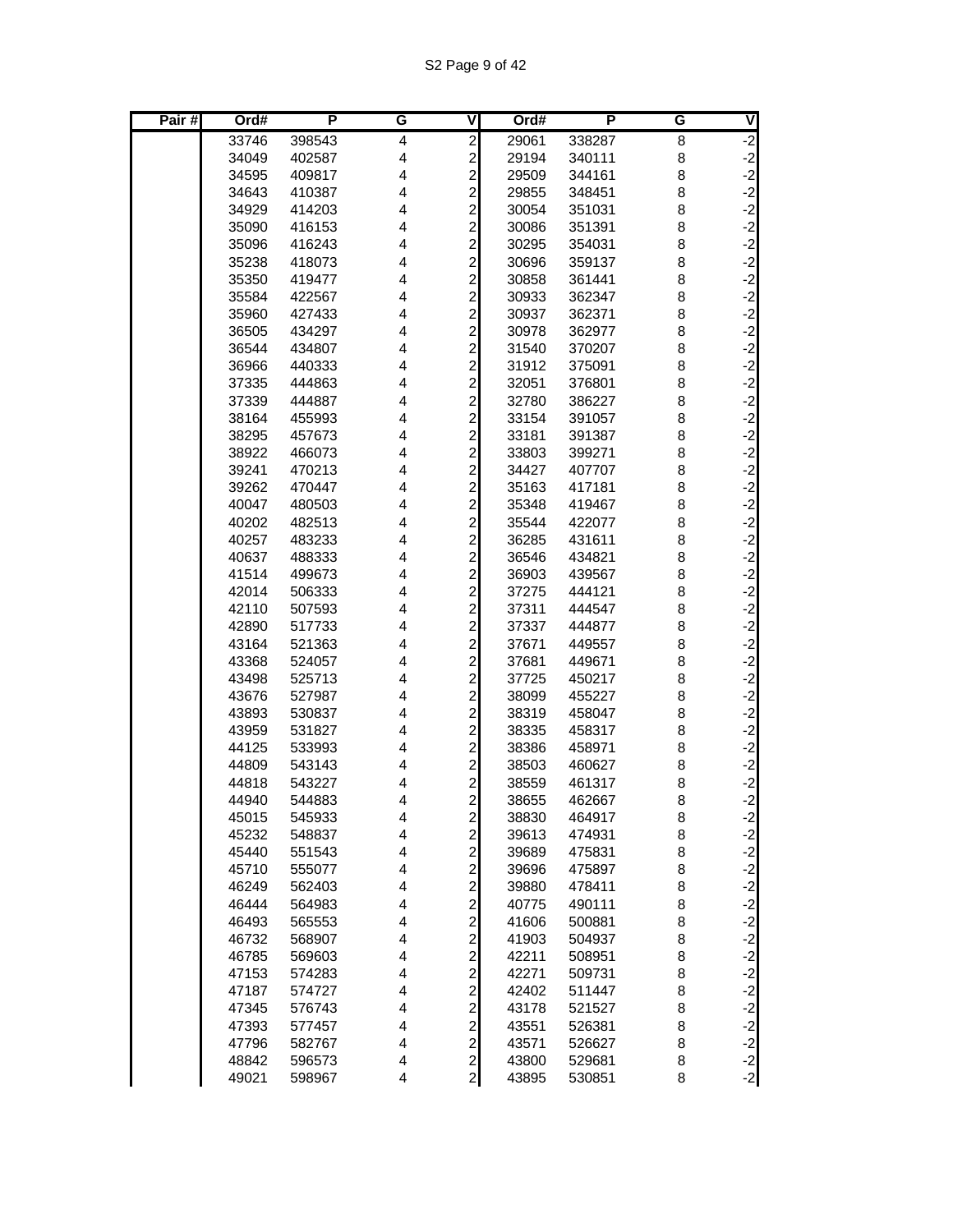| Pair # | Ord# | P | G | V | Ord# | P | G | V |
|---|---|---|---|---|---|---|---|---|
| | 33746 | 398543 | 4 | 2 | 29061 | 338287 | 8 | -2 |
| | 34049 | 402587 | 4 | 2 | 29194 | 340111 | 8 | -2 |
| | 34595 | 409817 | 4 | 2 | 29509 | 344161 | 8 | -2 |
| | 34643 | 410387 | 4 | 2 | 29855 | 348451 | 8 | -2 |
| | 34929 | 414203 | 4 | 2 | 30054 | 351031 | 8 | -2 |
| | 35090 | 416153 | 4 | 2 | 30086 | 351391 | 8 | -2 |
| | 35096 | 416243 | 4 | 2 | 30295 | 354031 | 8 | -2 |
| | 35238 | 418073 | 4 | 2 | 30696 | 359137 | 8 | -2 |
| | 35350 | 419477 | 4 | 2 | 30858 | 361441 | 8 | -2 |
| | 35584 | 422567 | 4 | 2 | 30933 | 362347 | 8 | -2 |
| | 35960 | 427433 | 4 | 2 | 30937 | 362371 | 8 | -2 |
| | 36505 | 434297 | 4 | 2 | 30978 | 362977 | 8 | -2 |
| | 36544 | 434807 | 4 | 2 | 31540 | 370207 | 8 | -2 |
| | 36966 | 440333 | 4 | 2 | 31912 | 375091 | 8 | -2 |
| | 37335 | 444863 | 4 | 2 | 32051 | 376801 | 8 | -2 |
| | 37339 | 444887 | 4 | 2 | 32780 | 386227 | 8 | -2 |
| | 38164 | 455993 | 4 | 2 | 33154 | 391057 | 8 | -2 |
| | 38295 | 457673 | 4 | 2 | 33181 | 391387 | 8 | -2 |
| | 38922 | 466073 | 4 | 2 | 33803 | 399271 | 8 | -2 |
| | 39241 | 470213 | 4 | 2 | 34427 | 407707 | 8 | -2 |
| | 39262 | 470447 | 4 | 2 | 35163 | 417181 | 8 | -2 |
| | 40047 | 480503 | 4 | 2 | 35348 | 419467 | 8 | -2 |
| | 40202 | 482513 | 4 | 2 | 35544 | 422077 | 8 | -2 |
| | 40257 | 483233 | 4 | 2 | 36285 | 431611 | 8 | -2 |
| | 40637 | 488333 | 4 | 2 | 36546 | 434821 | 8 | -2 |
| | 41514 | 499673 | 4 | 2 | 36903 | 439567 | 8 | -2 |
| | 42014 | 506333 | 4 | 2 | 37275 | 444121 | 8 | -2 |
| | 42110 | 507593 | 4 | 2 | 37311 | 444547 | 8 | -2 |
| | 42890 | 517733 | 4 | 2 | 37337 | 444877 | 8 | -2 |
| | 43164 | 521363 | 4 | 2 | 37671 | 449557 | 8 | -2 |
| | 43368 | 524057 | 4 | 2 | 37681 | 449671 | 8 | -2 |
| | 43498 | 525713 | 4 | 2 | 37725 | 450217 | 8 | -2 |
| | 43676 | 527987 | 4 | 2 | 38099 | 455227 | 8 | -2 |
| | 43893 | 530837 | 4 | 2 | 38319 | 458047 | 8 | -2 |
| | 43959 | 531827 | 4 | 2 | 38335 | 458317 | 8 | -2 |
| | 44125 | 533993 | 4 | 2 | 38386 | 458971 | 8 | -2 |
| | 44809 | 543143 | 4 | 2 | 38503 | 460627 | 8 | -2 |
| | 44818 | 543227 | 4 | 2 | 38559 | 461317 | 8 | -2 |
| | 44940 | 544883 | 4 | 2 | 38655 | 462667 | 8 | -2 |
| | 45015 | 545933 | 4 | 2 | 38830 | 464917 | 8 | -2 |
| | 45232 | 548837 | 4 | 2 | 39613 | 474931 | 8 | -2 |
| | 45440 | 551543 | 4 | 2 | 39689 | 475831 | 8 | -2 |
| | 45710 | 555077 | 4 | 2 | 39696 | 475897 | 8 | -2 |
| | 46249 | 562403 | 4 | 2 | 39880 | 478411 | 8 | -2 |
| | 46444 | 564983 | 4 | 2 | 40775 | 490111 | 8 | -2 |
| | 46493 | 565553 | 4 | 2 | 41606 | 500881 | 8 | -2 |
| | 46732 | 568907 | 4 | 2 | 41903 | 504937 | 8 | -2 |
| | 46785 | 569603 | 4 | 2 | 42211 | 508951 | 8 | -2 |
| | 47153 | 574283 | 4 | 2 | 42271 | 509731 | 8 | -2 |
| | 47187 | 574727 | 4 | 2 | 42402 | 511447 | 8 | -2 |
| | 47345 | 576743 | 4 | 2 | 43178 | 521527 | 8 | -2 |
| | 47393 | 577457 | 4 | 2 | 43551 | 526381 | 8 | -2 |
| | 47796 | 582767 | 4 | 2 | 43571 | 526627 | 8 | -2 |
| | 48842 | 596573 | 4 | 2 | 43800 | 529681 | 8 | -2 |
| | 49021 | 598967 | 4 | 2 | 43895 | 530851 | 8 | -2 |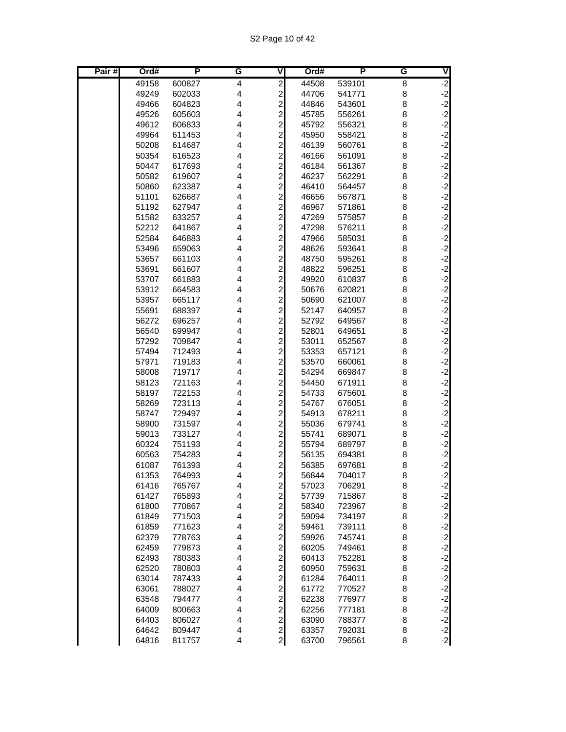| Pair # | Ord# | P | G | V | Ord# | P | G | V |
|---|---|---|---|---|---|---|---|---|
| | 49158 | 600827 | 4 | 2 | 44508 | 539101 | 8 | -2 |
| | 49249 | 602033 | 4 | 2 | 44706 | 541771 | 8 | -2 |
| | 49466 | 604823 | 4 | 2 | 44846 | 543601 | 8 | -2 |
| | 49526 | 605603 | 4 | 2 | 45785 | 556261 | 8 | -2 |
| | 49612 | 606833 | 4 | 2 | 45792 | 556321 | 8 | -2 |
| | 49964 | 611453 | 4 | 2 | 45950 | 558421 | 8 | -2 |
| | 50208 | 614687 | 4 | 2 | 46139 | 560761 | 8 | -2 |
| | 50354 | 616523 | 4 | 2 | 46166 | 561091 | 8 | -2 |
| | 50447 | 617693 | 4 | 2 | 46184 | 561367 | 8 | -2 |
| | 50582 | 619607 | 4 | 2 | 46237 | 562291 | 8 | -2 |
| | 50860 | 623387 | 4 | 2 | 46410 | 564457 | 8 | -2 |
| | 51101 | 626687 | 4 | 2 | 46656 | 567871 | 8 | -2 |
| | 51192 | 627947 | 4 | 2 | 46967 | 571861 | 8 | -2 |
| | 51582 | 633257 | 4 | 2 | 47269 | 575857 | 8 | -2 |
| | 52212 | 641867 | 4 | 2 | 47298 | 576211 | 8 | -2 |
| | 52584 | 646883 | 4 | 2 | 47966 | 585031 | 8 | -2 |
| | 53496 | 659063 | 4 | 2 | 48626 | 593641 | 8 | -2 |
| | 53657 | 661103 | 4 | 2 | 48750 | 595261 | 8 | -2 |
| | 53691 | 661607 | 4 | 2 | 48822 | 596251 | 8 | -2 |
| | 53707 | 661883 | 4 | 2 | 49920 | 610837 | 8 | -2 |
| | 53912 | 664583 | 4 | 2 | 50676 | 620821 | 8 | -2 |
| | 53957 | 665117 | 4 | 2 | 50690 | 621007 | 8 | -2 |
| | 55691 | 688397 | 4 | 2 | 52147 | 640957 | 8 | -2 |
| | 56272 | 696257 | 4 | 2 | 52792 | 649567 | 8 | -2 |
| | 56540 | 699947 | 4 | 2 | 52801 | 649651 | 8 | -2 |
| | 57292 | 709847 | 4 | 2 | 53011 | 652567 | 8 | -2 |
| | 57494 | 712493 | 4 | 2 | 53353 | 657121 | 8 | -2 |
| | 57971 | 719183 | 4 | 2 | 53570 | 660061 | 8 | -2 |
| | 58008 | 719717 | 4 | 2 | 54294 | 669847 | 8 | -2 |
| | 58123 | 721163 | 4 | 2 | 54450 | 671911 | 8 | -2 |
| | 58197 | 722153 | 4 | 2 | 54733 | 675601 | 8 | -2 |
| | 58269 | 723113 | 4 | 2 | 54767 | 676051 | 8 | -2 |
| | 58747 | 729497 | 4 | 2 | 54913 | 678211 | 8 | -2 |
| | 58900 | 731597 | 4 | 2 | 55036 | 679741 | 8 | -2 |
| | 59013 | 733127 | 4 | 2 | 55741 | 689071 | 8 | -2 |
| | 60324 | 751193 | 4 | 2 | 55794 | 689797 | 8 | -2 |
| | 60563 | 754283 | 4 | 2 | 56135 | 694381 | 8 | -2 |
| | 61087 | 761393 | 4 | 2 | 56385 | 697681 | 8 | -2 |
| | 61353 | 764993 | 4 | 2 | 56844 | 704017 | 8 | -2 |
| | 61416 | 765767 | 4 | 2 | 57023 | 706291 | 8 | -2 |
| | 61427 | 765893 | 4 | 2 | 57739 | 715867 | 8 | -2 |
| | 61800 | 770867 | 4 | 2 | 58340 | 723967 | 8 | -2 |
| | 61849 | 771503 | 4 | 2 | 59094 | 734197 | 8 | -2 |
| | 61859 | 771623 | 4 | 2 | 59461 | 739111 | 8 | -2 |
| | 62379 | 778763 | 4 | 2 | 59926 | 745741 | 8 | -2 |
| | 62459 | 779873 | 4 | 2 | 60205 | 749461 | 8 | -2 |
| | 62493 | 780383 | 4 | 2 | 60413 | 752281 | 8 | -2 |
| | 62520 | 780803 | 4 | 2 | 60950 | 759631 | 8 | -2 |
| | 63014 | 787433 | 4 | 2 | 61284 | 764011 | 8 | -2 |
| | 63061 | 788027 | 4 | 2 | 61772 | 770527 | 8 | -2 |
| | 63548 | 794477 | 4 | 2 | 62238 | 776977 | 8 | -2 |
| | 64009 | 800663 | 4 | 2 | 62256 | 777181 | 8 | -2 |
| | 64403 | 806027 | 4 | 2 | 63090 | 788377 | 8 | -2 |
| | 64642 | 809447 | 4 | 2 | 63357 | 792031 | 8 | -2 |
| | 64816 | 811757 | 4 | 2 | 63700 | 796561 | 8 | -2 |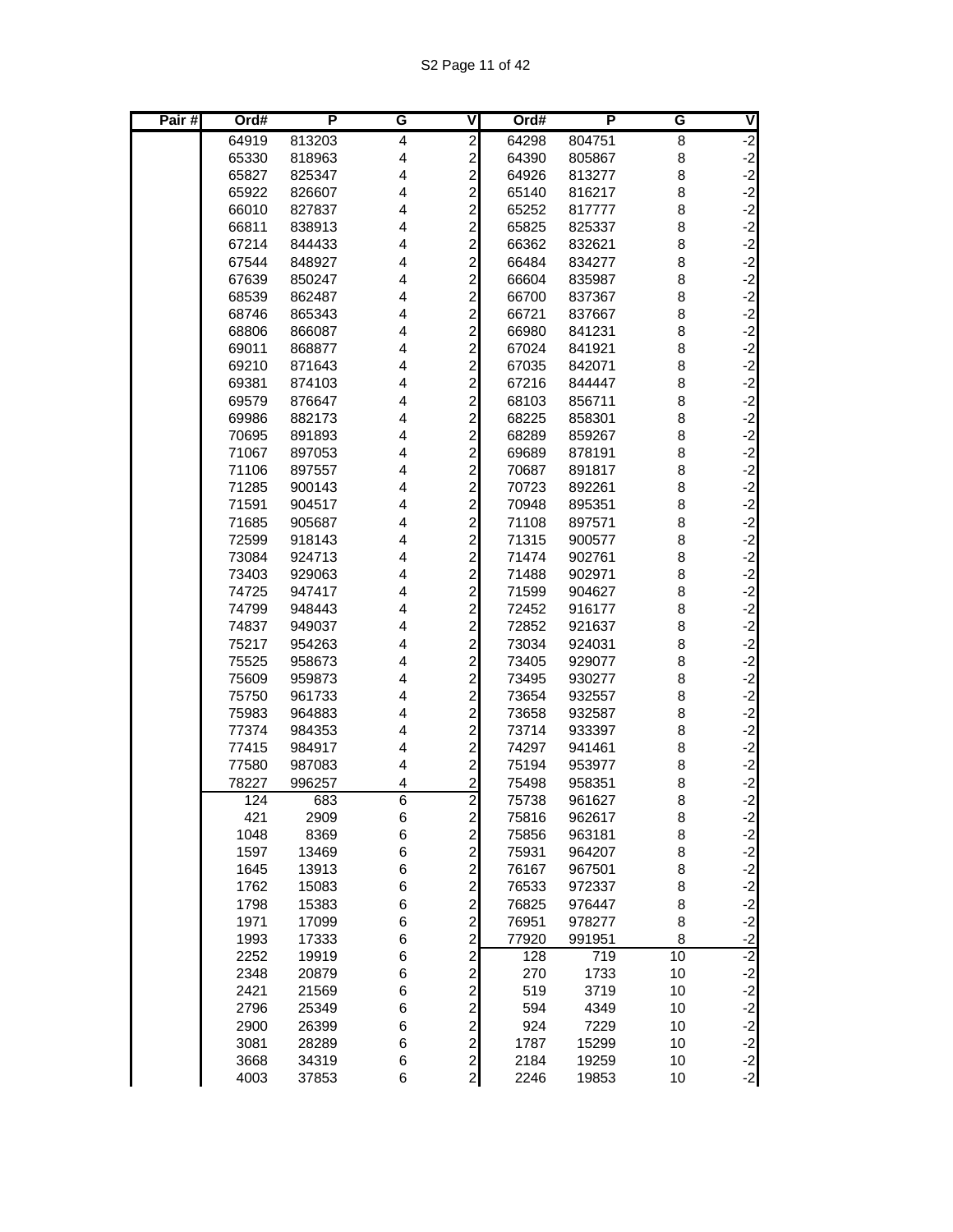| Pair # | Ord# | P | G | V | Ord# | P | G | V |
|---|---|---|---|---|---|---|---|---|
| | 64919 | 813203 | 4 | 2 | 64298 | 804751 | 8 | -2 |
| | 65330 | 818963 | 4 | 2 | 64390 | 805867 | 8 | -2 |
| | 65827 | 825347 | 4 | 2 | 64926 | 813277 | 8 | -2 |
| | 65922 | 826607 | 4 | 2 | 65140 | 816217 | 8 | -2 |
| | 66010 | 827837 | 4 | 2 | 65252 | 817777 | 8 | -2 |
| | 66811 | 838913 | 4 | 2 | 65825 | 825337 | 8 | -2 |
| | 67214 | 844433 | 4 | 2 | 66362 | 832621 | 8 | -2 |
| | 67544 | 848927 | 4 | 2 | 66484 | 834277 | 8 | -2 |
| | 67639 | 850247 | 4 | 2 | 66604 | 835987 | 8 | -2 |
| | 68539 | 862487 | 4 | 2 | 66700 | 837367 | 8 | -2 |
| | 68746 | 865343 | 4 | 2 | 66721 | 837667 | 8 | -2 |
| | 68806 | 866087 | 4 | 2 | 66980 | 841231 | 8 | -2 |
| | 69011 | 868877 | 4 | 2 | 67024 | 841921 | 8 | -2 |
| | 69210 | 871643 | 4 | 2 | 67035 | 842071 | 8 | -2 |
| | 69381 | 874103 | 4 | 2 | 67216 | 844447 | 8 | -2 |
| | 69579 | 876647 | 4 | 2 | 68103 | 856711 | 8 | -2 |
| | 69986 | 882173 | 4 | 2 | 68225 | 858301 | 8 | -2 |
| | 70695 | 891893 | 4 | 2 | 68289 | 859267 | 8 | -2 |
| | 71067 | 897053 | 4 | 2 | 69689 | 878191 | 8 | -2 |
| | 71106 | 897557 | 4 | 2 | 70687 | 891817 | 8 | -2 |
| | 71285 | 900143 | 4 | 2 | 70723 | 892261 | 8 | -2 |
| | 71591 | 904517 | 4 | 2 | 70948 | 895351 | 8 | -2 |
| | 71685 | 905687 | 4 | 2 | 71108 | 897571 | 8 | -2 |
| | 72599 | 918143 | 4 | 2 | 71315 | 900577 | 8 | -2 |
| | 73084 | 924713 | 4 | 2 | 71474 | 902761 | 8 | -2 |
| | 73403 | 929063 | 4 | 2 | 71488 | 902971 | 8 | -2 |
| | 74725 | 947417 | 4 | 2 | 71599 | 904627 | 8 | -2 |
| | 74799 | 948443 | 4 | 2 | 72452 | 916177 | 8 | -2 |
| | 74837 | 949037 | 4 | 2 | 72852 | 921637 | 8 | -2 |
| | 75217 | 954263 | 4 | 2 | 73034 | 924031 | 8 | -2 |
| | 75525 | 958673 | 4 | 2 | 73405 | 929077 | 8 | -2 |
| | 75609 | 959873 | 4 | 2 | 73495 | 930277 | 8 | -2 |
| | 75750 | 961733 | 4 | 2 | 73654 | 932557 | 8 | -2 |
| | 75983 | 964883 | 4 | 2 | 73658 | 932587 | 8 | -2 |
| | 77374 | 984353 | 4 | 2 | 73714 | 933397 | 8 | -2 |
| | 77415 | 984917 | 4 | 2 | 74297 | 941461 | 8 | -2 |
| | 77580 | 987083 | 4 | 2 | 75194 | 953977 | 8 | -2 |
| | 78227 | 996257 | 4 | 2 | 75498 | 958351 | 8 | -2 |
| | 124 | 683 | 6 | 2 | 75738 | 961627 | 8 | -2 |
| | 421 | 2909 | 6 | 2 | 75816 | 962617 | 8 | -2 |
| | 1048 | 8369 | 6 | 2 | 75856 | 963181 | 8 | -2 |
| | 1597 | 13469 | 6 | 2 | 75931 | 964207 | 8 | -2 |
| | 1645 | 13913 | 6 | 2 | 76167 | 967501 | 8 | -2 |
| | 1762 | 15083 | 6 | 2 | 76533 | 972337 | 8 | -2 |
| | 1798 | 15383 | 6 | 2 | 76825 | 976447 | 8 | -2 |
| | 1971 | 17099 | 6 | 2 | 76951 | 978277 | 8 | -2 |
| | 1993 | 17333 | 6 | 2 | 77920 | 991951 | 8 | -2 |
| | 2252 | 19919 | 6 | 2 | 128 | 719 | 10 | -2 |
| | 2348 | 20879 | 6 | 2 | 270 | 1733 | 10 | -2 |
| | 2421 | 21569 | 6 | 2 | 519 | 3719 | 10 | -2 |
| | 2796 | 25349 | 6 | 2 | 594 | 4349 | 10 | -2 |
| | 2900 | 26399 | 6 | 2 | 924 | 7229 | 10 | -2 |
| | 3081 | 28289 | 6 | 2 | 1787 | 15299 | 10 | -2 |
| | 3668 | 34319 | 6 | 2 | 2184 | 19259 | 10 | -2 |
| | 4003 | 37853 | 6 | 2 | 2246 | 19853 | 10 | -2 |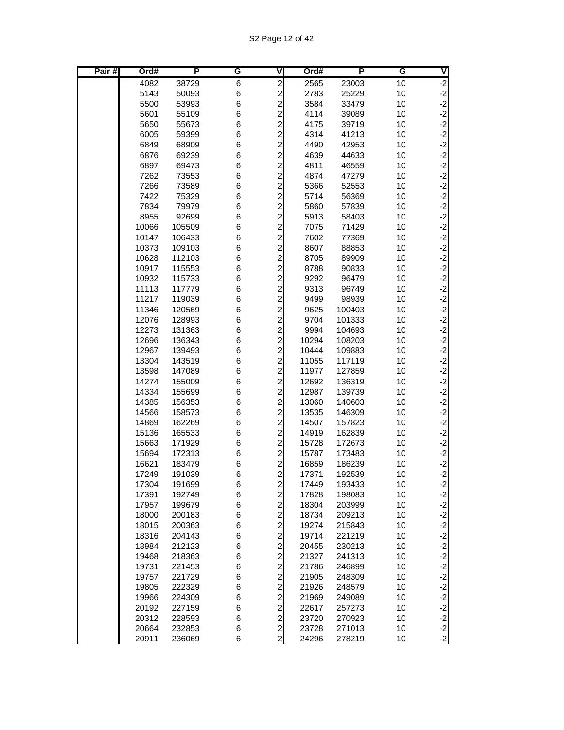| Pair # | Ord# | P | G | V | Ord# | P | G | V |
|---|---|---|---|---|---|---|---|---|
| | 4082 | 38729 | 6 | 2 | 2565 | 23003 | 10 | -2 |
| | 5143 | 50093 | 6 | 2 | 2783 | 25229 | 10 | -2 |
| | 5500 | 53993 | 6 | 2 | 3584 | 33479 | 10 | -2 |
| | 5601 | 55109 | 6 | 2 | 4114 | 39089 | 10 | -2 |
| | 5650 | 55673 | 6 | 2 | 4175 | 39719 | 10 | -2 |
| | 6005 | 59399 | 6 | 2 | 4314 | 41213 | 10 | -2 |
| | 6849 | 68909 | 6 | 2 | 4490 | 42953 | 10 | -2 |
| | 6876 | 69239 | 6 | 2 | 4639 | 44633 | 10 | -2 |
| | 6897 | 69473 | 6 | 2 | 4811 | 46559 | 10 | -2 |
| | 7262 | 73553 | 6 | 2 | 4874 | 47279 | 10 | -2 |
| | 7266 | 73589 | 6 | 2 | 5366 | 52553 | 10 | -2 |
| | 7422 | 75329 | 6 | 2 | 5714 | 56369 | 10 | -2 |
| | 7834 | 79979 | 6 | 2 | 5860 | 57839 | 10 | -2 |
| | 8955 | 92699 | 6 | 2 | 5913 | 58403 | 10 | -2 |
| | 10066 | 105509 | 6 | 2 | 7075 | 71429 | 10 | -2 |
| | 10147 | 106433 | 6 | 2 | 7602 | 77369 | 10 | -2 |
| | 10373 | 109103 | 6 | 2 | 8607 | 88853 | 10 | -2 |
| | 10628 | 112103 | 6 | 2 | 8705 | 89909 | 10 | -2 |
| | 10917 | 115553 | 6 | 2 | 8788 | 90833 | 10 | -2 |
| | 10932 | 115733 | 6 | 2 | 9292 | 96479 | 10 | -2 |
| | 11113 | 117779 | 6 | 2 | 9313 | 96749 | 10 | -2 |
| | 11217 | 119039 | 6 | 2 | 9499 | 98939 | 10 | -2 |
| | 11346 | 120569 | 6 | 2 | 9625 | 100403 | 10 | -2 |
| | 12076 | 128993 | 6 | 2 | 9704 | 101333 | 10 | -2 |
| | 12273 | 131363 | 6 | 2 | 9994 | 104693 | 10 | -2 |
| | 12696 | 136343 | 6 | 2 | 10294 | 108203 | 10 | -2 |
| | 12967 | 139493 | 6 | 2 | 10444 | 109883 | 10 | -2 |
| | 13304 | 143519 | 6 | 2 | 11055 | 117119 | 10 | -2 |
| | 13598 | 147089 | 6 | 2 | 11977 | 127859 | 10 | -2 |
| | 14274 | 155009 | 6 | 2 | 12692 | 136319 | 10 | -2 |
| | 14334 | 155699 | 6 | 2 | 12987 | 139739 | 10 | -2 |
| | 14385 | 156353 | 6 | 2 | 13060 | 140603 | 10 | -2 |
| | 14566 | 158573 | 6 | 2 | 13535 | 146309 | 10 | -2 |
| | 14869 | 162269 | 6 | 2 | 14507 | 157823 | 10 | -2 |
| | 15136 | 165533 | 6 | 2 | 14919 | 162839 | 10 | -2 |
| | 15663 | 171929 | 6 | 2 | 15728 | 172673 | 10 | -2 |
| | 15694 | 172313 | 6 | 2 | 15787 | 173483 | 10 | -2 |
| | 16621 | 183479 | 6 | 2 | 16859 | 186239 | 10 | -2 |
| | 17249 | 191039 | 6 | 2 | 17371 | 192539 | 10 | -2 |
| | 17304 | 191699 | 6 | 2 | 17449 | 193433 | 10 | -2 |
| | 17391 | 192749 | 6 | 2 | 17828 | 198083 | 10 | -2 |
| | 17957 | 199679 | 6 | 2 | 18304 | 203999 | 10 | -2 |
| | 18000 | 200183 | 6 | 2 | 18734 | 209213 | 10 | -2 |
| | 18015 | 200363 | 6 | 2 | 19274 | 215843 | 10 | -2 |
| | 18316 | 204143 | 6 | 2 | 19714 | 221219 | 10 | -2 |
| | 18984 | 212123 | 6 | 2 | 20455 | 230213 | 10 | -2 |
| | 19468 | 218363 | 6 | 2 | 21327 | 241313 | 10 | -2 |
| | 19731 | 221453 | 6 | 2 | 21786 | 246899 | 10 | -2 |
| | 19757 | 221729 | 6 | 2 | 21905 | 248309 | 10 | -2 |
| | 19805 | 222329 | 6 | 2 | 21926 | 248579 | 10 | -2 |
| | 19966 | 224309 | 6 | 2 | 21969 | 249089 | 10 | -2 |
| | 20192 | 227159 | 6 | 2 | 22617 | 257273 | 10 | -2 |
| | 20312 | 228593 | 6 | 2 | 23720 | 270923 | 10 | -2 |
| | 20664 | 232853 | 6 | 2 | 23728 | 271013 | 10 | -2 |
| | 20911 | 236069 | 6 | 2 | 24296 | 278219 | 10 | -2 |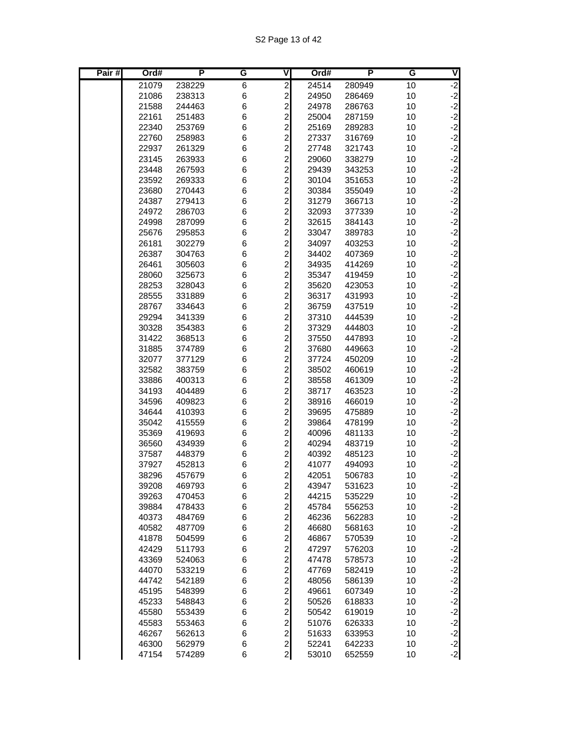| Pair # | Ord# | P | G | V | Ord# | P | G | V |
|---|---|---|---|---|---|---|---|---|
| | 21079 | 238229 | 6 | 2 | 24514 | 280949 | 10 | -2 |
| | 21086 | 238313 | 6 | 2 | 24950 | 286469 | 10 | -2 |
| | 21588 | 244463 | 6 | 2 | 24978 | 286763 | 10 | -2 |
| | 22161 | 251483 | 6 | 2 | 25004 | 287159 | 10 | -2 |
| | 22340 | 253769 | 6 | 2 | 25169 | 289283 | 10 | -2 |
| | 22760 | 258983 | 6 | 2 | 27337 | 316769 | 10 | -2 |
| | 22937 | 261329 | 6 | 2 | 27748 | 321743 | 10 | -2 |
| | 23145 | 263933 | 6 | 2 | 29060 | 338279 | 10 | -2 |
| | 23448 | 267593 | 6 | 2 | 29439 | 343253 | 10 | -2 |
| | 23592 | 269333 | 6 | 2 | 30104 | 351653 | 10 | -2 |
| | 23680 | 270443 | 6 | 2 | 30384 | 355049 | 10 | -2 |
| | 24387 | 279413 | 6 | 2 | 31279 | 366713 | 10 | -2 |
| | 24972 | 286703 | 6 | 2 | 32093 | 377339 | 10 | -2 |
| | 24998 | 287099 | 6 | 2 | 32615 | 384143 | 10 | -2 |
| | 25676 | 295853 | 6 | 2 | 33047 | 389783 | 10 | -2 |
| | 26181 | 302279 | 6 | 2 | 34097 | 403253 | 10 | -2 |
| | 26387 | 304763 | 6 | 2 | 34402 | 407369 | 10 | -2 |
| | 26461 | 305603 | 6 | 2 | 34935 | 414269 | 10 | -2 |
| | 28060 | 325673 | 6 | 2 | 35347 | 419459 | 10 | -2 |
| | 28253 | 328043 | 6 | 2 | 35620 | 423053 | 10 | -2 |
| | 28555 | 331889 | 6 | 2 | 36317 | 431993 | 10 | -2 |
| | 28767 | 334643 | 6 | 2 | 36759 | 437519 | 10 | -2 |
| | 29294 | 341339 | 6 | 2 | 37310 | 444539 | 10 | -2 |
| | 30328 | 354383 | 6 | 2 | 37329 | 444803 | 10 | -2 |
| | 31422 | 368513 | 6 | 2 | 37550 | 447893 | 10 | -2 |
| | 31885 | 374789 | 6 | 2 | 37680 | 449663 | 10 | -2 |
| | 32077 | 377129 | 6 | 2 | 37724 | 450209 | 10 | -2 |
| | 32582 | 383759 | 6 | 2 | 38502 | 460619 | 10 | -2 |
| | 33886 | 400313 | 6 | 2 | 38558 | 461309 | 10 | -2 |
| | 34193 | 404489 | 6 | 2 | 38717 | 463523 | 10 | -2 |
| | 34596 | 409823 | 6 | 2 | 38916 | 466019 | 10 | -2 |
| | 34644 | 410393 | 6 | 2 | 39695 | 475889 | 10 | -2 |
| | 35042 | 415559 | 6 | 2 | 39864 | 478199 | 10 | -2 |
| | 35369 | 419693 | 6 | 2 | 40096 | 481133 | 10 | -2 |
| | 36560 | 434939 | 6 | 2 | 40294 | 483719 | 10 | -2 |
| | 37587 | 448379 | 6 | 2 | 40392 | 485123 | 10 | -2 |
| | 37927 | 452813 | 6 | 2 | 41077 | 494093 | 10 | -2 |
| | 38296 | 457679 | 6 | 2 | 42051 | 506783 | 10 | -2 |
| | 39208 | 469793 | 6 | 2 | 43947 | 531623 | 10 | -2 |
| | 39263 | 470453 | 6 | 2 | 44215 | 535229 | 10 | -2 |
| | 39884 | 478433 | 6 | 2 | 45784 | 556253 | 10 | -2 |
| | 40373 | 484769 | 6 | 2 | 46236 | 562283 | 10 | -2 |
| | 40582 | 487709 | 6 | 2 | 46680 | 568163 | 10 | -2 |
| | 41878 | 504599 | 6 | 2 | 46867 | 570539 | 10 | -2 |
| | 42429 | 511793 | 6 | 2 | 47297 | 576203 | 10 | -2 |
| | 43369 | 524063 | 6 | 2 | 47478 | 578573 | 10 | -2 |
| | 44070 | 533219 | 6 | 2 | 47769 | 582419 | 10 | -2 |
| | 44742 | 542189 | 6 | 2 | 48056 | 586139 | 10 | -2 |
| | 45195 | 548399 | 6 | 2 | 49661 | 607349 | 10 | -2 |
| | 45233 | 548843 | 6 | 2 | 50526 | 618833 | 10 | -2 |
| | 45580 | 553439 | 6 | 2 | 50542 | 619019 | 10 | -2 |
| | 45583 | 553463 | 6 | 2 | 51076 | 626333 | 10 | -2 |
| | 46267 | 562613 | 6 | 2 | 51633 | 633953 | 10 | -2 |
| | 46300 | 562979 | 6 | 2 | 52241 | 642233 | 10 | -2 |
| | 47154 | 574289 | 6 | 2 | 53010 | 652559 | 10 | -2 |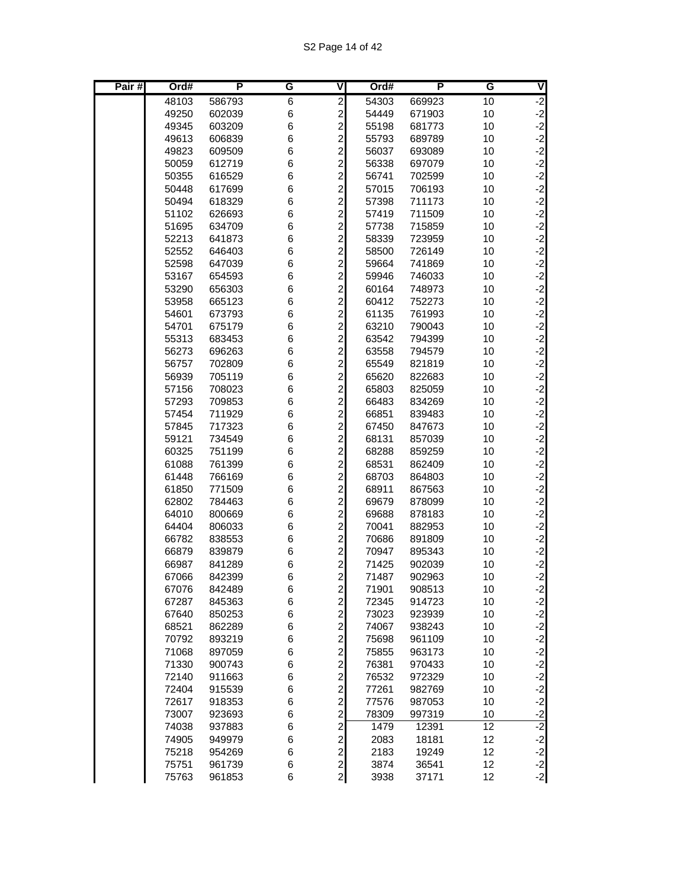| Pair # | Ord# | P | G | V | Ord# | P | G | V |
|---|---|---|---|---|---|---|---|---|
| | 48103 | 586793 | 6 | 2 | 54303 | 669923 | 10 | -2 |
| | 49250 | 602039 | 6 | 2 | 54449 | 671903 | 10 | -2 |
| | 49345 | 603209 | 6 | 2 | 55198 | 681773 | 10 | -2 |
| | 49613 | 606839 | 6 | 2 | 55793 | 689789 | 10 | -2 |
| | 49823 | 609509 | 6 | 2 | 56037 | 693089 | 10 | -2 |
| | 50059 | 612719 | 6 | 2 | 56338 | 697079 | 10 | -2 |
| | 50355 | 616529 | 6 | 2 | 56741 | 702599 | 10 | -2 |
| | 50448 | 617699 | 6 | 2 | 57015 | 706193 | 10 | -2 |
| | 50494 | 618329 | 6 | 2 | 57398 | 711173 | 10 | -2 |
| | 51102 | 626693 | 6 | 2 | 57419 | 711509 | 10 | -2 |
| | 51695 | 634709 | 6 | 2 | 57738 | 715859 | 10 | -2 |
| | 52213 | 641873 | 6 | 2 | 58339 | 723959 | 10 | -2 |
| | 52552 | 646403 | 6 | 2 | 58500 | 726149 | 10 | -2 |
| | 52598 | 647039 | 6 | 2 | 59664 | 741869 | 10 | -2 |
| | 53167 | 654593 | 6 | 2 | 59946 | 746033 | 10 | -2 |
| | 53290 | 656303 | 6 | 2 | 60164 | 748973 | 10 | -2 |
| | 53958 | 665123 | 6 | 2 | 60412 | 752273 | 10 | -2 |
| | 54601 | 673793 | 6 | 2 | 61135 | 761993 | 10 | -2 |
| | 54701 | 675179 | 6 | 2 | 63210 | 790043 | 10 | -2 |
| | 55313 | 683453 | 6 | 2 | 63542 | 794399 | 10 | -2 |
| | 56273 | 696263 | 6 | 2 | 63558 | 794579 | 10 | -2 |
| | 56757 | 702809 | 6 | 2 | 65549 | 821819 | 10 | -2 |
| | 56939 | 705119 | 6 | 2 | 65620 | 822683 | 10 | -2 |
| | 57156 | 708023 | 6 | 2 | 65803 | 825059 | 10 | -2 |
| | 57293 | 709853 | 6 | 2 | 66483 | 834269 | 10 | -2 |
| | 57454 | 711929 | 6 | 2 | 66851 | 839483 | 10 | -2 |
| | 57845 | 717323 | 6 | 2 | 67450 | 847673 | 10 | -2 |
| | 59121 | 734549 | 6 | 2 | 68131 | 857039 | 10 | -2 |
| | 60325 | 751199 | 6 | 2 | 68288 | 859259 | 10 | -2 |
| | 61088 | 761399 | 6 | 2 | 68531 | 862409 | 10 | -2 |
| | 61448 | 766169 | 6 | 2 | 68703 | 864803 | 10 | -2 |
| | 61850 | 771509 | 6 | 2 | 68911 | 867563 | 10 | -2 |
| | 62802 | 784463 | 6 | 2 | 69679 | 878099 | 10 | -2 |
| | 64010 | 800669 | 6 | 2 | 69688 | 878183 | 10 | -2 |
| | 64404 | 806033 | 6 | 2 | 70041 | 882953 | 10 | -2 |
| | 66782 | 838553 | 6 | 2 | 70686 | 891809 | 10 | -2 |
| | 66879 | 839879 | 6 | 2 | 70947 | 895343 | 10 | -2 |
| | 66987 | 841289 | 6 | 2 | 71425 | 902039 | 10 | -2 |
| | 67066 | 842399 | 6 | 2 | 71487 | 902963 | 10 | -2 |
| | 67076 | 842489 | 6 | 2 | 71901 | 908513 | 10 | -2 |
| | 67287 | 845363 | 6 | 2 | 72345 | 914723 | 10 | -2 |
| | 67640 | 850253 | 6 | 2 | 73023 | 923939 | 10 | -2 |
| | 68521 | 862289 | 6 | 2 | 74067 | 938243 | 10 | -2 |
| | 70792 | 893219 | 6 | 2 | 75698 | 961109 | 10 | -2 |
| | 71068 | 897059 | 6 | 2 | 75855 | 963173 | 10 | -2 |
| | 71330 | 900743 | 6 | 2 | 76381 | 970433 | 10 | -2 |
| | 72140 | 911663 | 6 | 2 | 76532 | 972329 | 10 | -2 |
| | 72404 | 915539 | 6 | 2 | 77261 | 982769 | 10 | -2 |
| | 72617 | 918353 | 6 | 2 | 77576 | 987053 | 10 | -2 |
| | 73007 | 923693 | 6 | 2 | 78309 | 997319 | 10 | -2 |
| | 74038 | 937883 | 6 | 2 | 1479 | 12391 | 12 | -2 |
| | 74905 | 949979 | 6 | 2 | 2083 | 18181 | 12 | -2 |
| | 75218 | 954269 | 6 | 2 | 2183 | 19249 | 12 | -2 |
| | 75751 | 961739 | 6 | 2 | 3874 | 36541 | 12 | -2 |
| | 75763 | 961853 | 6 | 2 | 3938 | 37171 | 12 | -2 |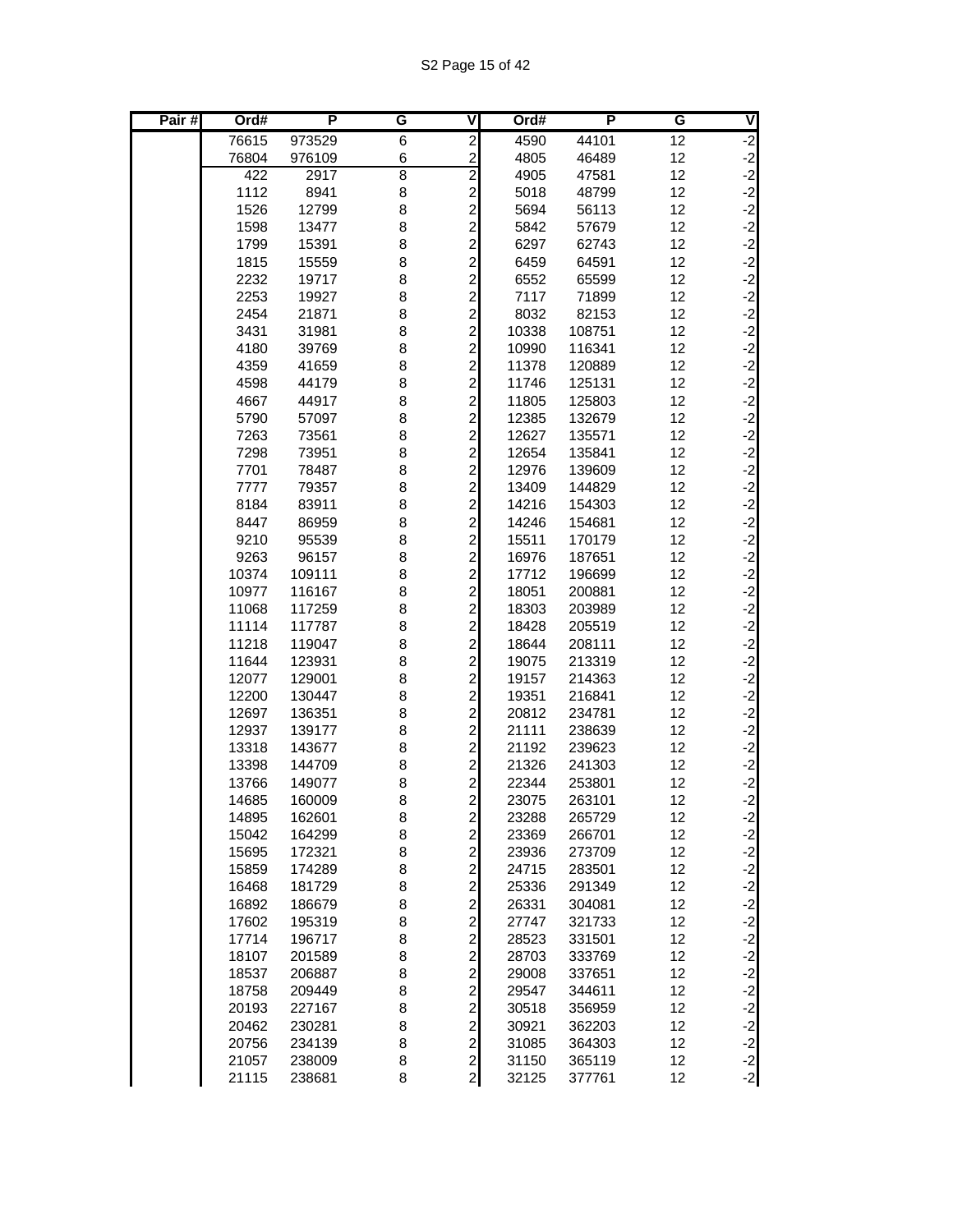| Pair # | Ord# | P | G | V | Ord# | P | G | V |
|---|---|---|---|---|---|---|---|---|
| | 76615 | 973529 | 6 | 2 | 4590 | 44101 | 12 | -2 |
| | 76804 | 976109 | 6 | 2 | 4805 | 46489 | 12 | -2 |
| | 422 | 2917 | 8 | 2 | 4905 | 47581 | 12 | -2 |
| | 1112 | 8941 | 8 | 2 | 5018 | 48799 | 12 | -2 |
| | 1526 | 12799 | 8 | 2 | 5694 | 56113 | 12 | -2 |
| | 1598 | 13477 | 8 | 2 | 5842 | 57679 | 12 | -2 |
| | 1799 | 15391 | 8 | 2 | 6297 | 62743 | 12 | -2 |
| | 1815 | 15559 | 8 | 2 | 6459 | 64591 | 12 | -2 |
| | 2232 | 19717 | 8 | 2 | 6552 | 65599 | 12 | -2 |
| | 2253 | 19927 | 8 | 2 | 7117 | 71899 | 12 | -2 |
| | 2454 | 21871 | 8 | 2 | 8032 | 82153 | 12 | -2 |
| | 3431 | 31981 | 8 | 2 | 10338 | 108751 | 12 | -2 |
| | 4180 | 39769 | 8 | 2 | 10990 | 116341 | 12 | -2 |
| | 4359 | 41659 | 8 | 2 | 11378 | 120889 | 12 | -2 |
| | 4598 | 44179 | 8 | 2 | 11746 | 125131 | 12 | -2 |
| | 4667 | 44917 | 8 | 2 | 11805 | 125803 | 12 | -2 |
| | 5790 | 57097 | 8 | 2 | 12385 | 132679 | 12 | -2 |
| | 7263 | 73561 | 8 | 2 | 12627 | 135571 | 12 | -2 |
| | 7298 | 73951 | 8 | 2 | 12654 | 135841 | 12 | -2 |
| | 7701 | 78487 | 8 | 2 | 12976 | 139609 | 12 | -2 |
| | 7777 | 79357 | 8 | 2 | 13409 | 144829 | 12 | -2 |
| | 8184 | 83911 | 8 | 2 | 14216 | 154303 | 12 | -2 |
| | 8447 | 86959 | 8 | 2 | 14246 | 154681 | 12 | -2 |
| | 9210 | 95539 | 8 | 2 | 15511 | 170179 | 12 | -2 |
| | 9263 | 96157 | 8 | 2 | 16976 | 187651 | 12 | -2 |
| | 10374 | 109111 | 8 | 2 | 17712 | 196699 | 12 | -2 |
| | 10977 | 116167 | 8 | 2 | 18051 | 200881 | 12 | -2 |
| | 11068 | 117259 | 8 | 2 | 18303 | 203989 | 12 | -2 |
| | 11114 | 117787 | 8 | 2 | 18428 | 205519 | 12 | -2 |
| | 11218 | 119047 | 8 | 2 | 18644 | 208111 | 12 | -2 |
| | 11644 | 123931 | 8 | 2 | 19075 | 213319 | 12 | -2 |
| | 12077 | 129001 | 8 | 2 | 19157 | 214363 | 12 | -2 |
| | 12200 | 130447 | 8 | 2 | 19351 | 216841 | 12 | -2 |
| | 12697 | 136351 | 8 | 2 | 20812 | 234781 | 12 | -2 |
| | 12937 | 139177 | 8 | 2 | 21111 | 238639 | 12 | -2 |
| | 13318 | 143677 | 8 | 2 | 21192 | 239623 | 12 | -2 |
| | 13398 | 144709 | 8 | 2 | 21326 | 241303 | 12 | -2 |
| | 13766 | 149077 | 8 | 2 | 22344 | 253801 | 12 | -2 |
| | 14685 | 160009 | 8 | 2 | 23075 | 263101 | 12 | -2 |
| | 14895 | 162601 | 8 | 2 | 23288 | 265729 | 12 | -2 |
| | 15042 | 164299 | 8 | 2 | 23369 | 266701 | 12 | -2 |
| | 15695 | 172321 | 8 | 2 | 23936 | 273709 | 12 | -2 |
| | 15859 | 174289 | 8 | 2 | 24715 | 283501 | 12 | -2 |
| | 16468 | 181729 | 8 | 2 | 25336 | 291349 | 12 | -2 |
| | 16892 | 186679 | 8 | 2 | 26331 | 304081 | 12 | -2 |
| | 17602 | 195319 | 8 | 2 | 27747 | 321733 | 12 | -2 |
| | 17714 | 196717 | 8 | 2 | 28523 | 331501 | 12 | -2 |
| | 18107 | 201589 | 8 | 2 | 28703 | 333769 | 12 | -2 |
| | 18537 | 206887 | 8 | 2 | 29008 | 337651 | 12 | -2 |
| | 18758 | 209449 | 8 | 2 | 29547 | 344611 | 12 | -2 |
| | 20193 | 227167 | 8 | 2 | 30518 | 356959 | 12 | -2 |
| | 20462 | 230281 | 8 | 2 | 30921 | 362203 | 12 | -2 |
| | 20756 | 234139 | 8 | 2 | 31085 | 364303 | 12 | -2 |
| | 21057 | 238009 | 8 | 2 | 31150 | 365119 | 12 | -2 |
| | 21115 | 238681 | 8 | 2 | 32125 | 377761 | 12 | -2 |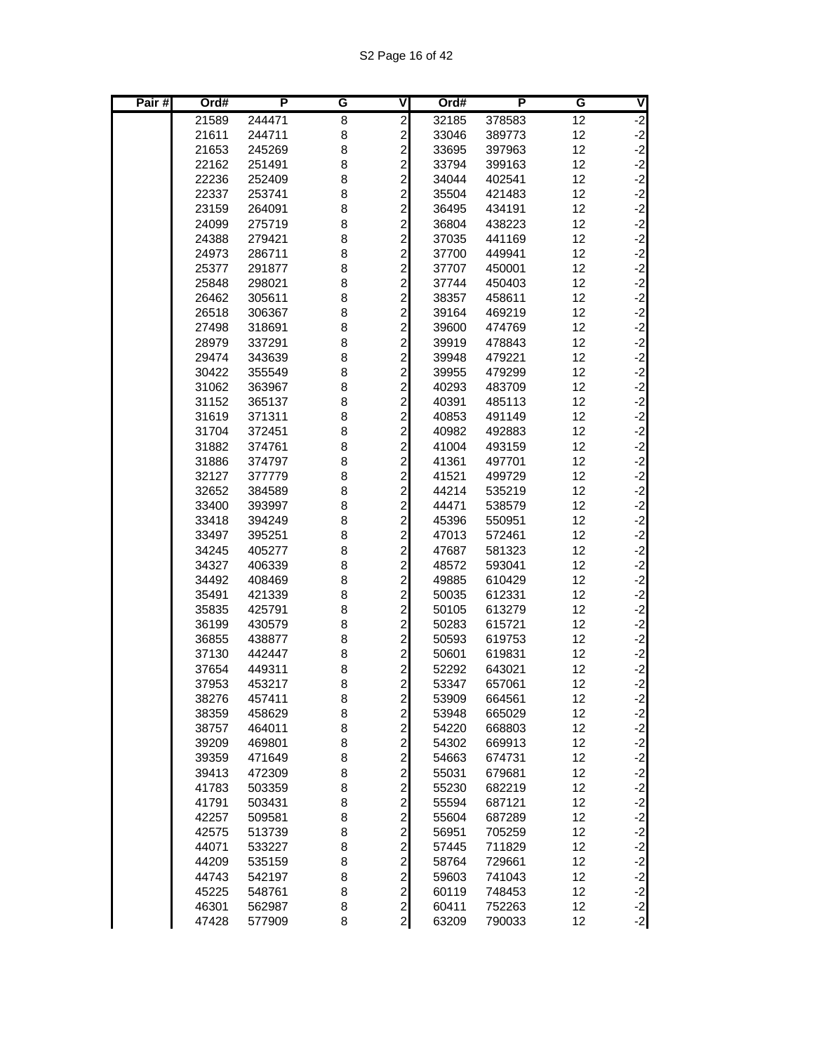| Pair # | Ord# | P | G | V | Ord# | P | G | V |
|---|---|---|---|---|---|---|---|---|
| | 21589 | 244471 | 8 | 2 | 32185 | 378583 | 12 | -2 |
| | 21611 | 244711 | 8 | 2 | 33046 | 389773 | 12 | -2 |
| | 21653 | 245269 | 8 | 2 | 33695 | 397963 | 12 | -2 |
| | 22162 | 251491 | 8 | 2 | 33794 | 399163 | 12 | -2 |
| | 22236 | 252409 | 8 | 2 | 34044 | 402541 | 12 | -2 |
| | 22337 | 253741 | 8 | 2 | 35504 | 421483 | 12 | -2 |
| | 23159 | 264091 | 8 | 2 | 36495 | 434191 | 12 | -2 |
| | 24099 | 275719 | 8 | 2 | 36804 | 438223 | 12 | -2 |
| | 24388 | 279421 | 8 | 2 | 37035 | 441169 | 12 | -2 |
| | 24973 | 286711 | 8 | 2 | 37700 | 449941 | 12 | -2 |
| | 25377 | 291877 | 8 | 2 | 37707 | 450001 | 12 | -2 |
| | 25848 | 298021 | 8 | 2 | 37744 | 450403 | 12 | -2 |
| | 26462 | 305611 | 8 | 2 | 38357 | 458611 | 12 | -2 |
| | 26518 | 306367 | 8 | 2 | 39164 | 469219 | 12 | -2 |
| | 27498 | 318691 | 8 | 2 | 39600 | 474769 | 12 | -2 |
| | 28979 | 337291 | 8 | 2 | 39919 | 478843 | 12 | -2 |
| | 29474 | 343639 | 8 | 2 | 39948 | 479221 | 12 | -2 |
| | 30422 | 355549 | 8 | 2 | 39955 | 479299 | 12 | -2 |
| | 31062 | 363967 | 8 | 2 | 40293 | 483709 | 12 | -2 |
| | 31152 | 365137 | 8 | 2 | 40391 | 485113 | 12 | -2 |
| | 31619 | 371311 | 8 | 2 | 40853 | 491149 | 12 | -2 |
| | 31704 | 372451 | 8 | 2 | 40982 | 492883 | 12 | -2 |
| | 31882 | 374761 | 8 | 2 | 41004 | 493159 | 12 | -2 |
| | 31886 | 374797 | 8 | 2 | 41361 | 497701 | 12 | -2 |
| | 32127 | 377779 | 8 | 2 | 41521 | 499729 | 12 | -2 |
| | 32652 | 384589 | 8 | 2 | 44214 | 535219 | 12 | -2 |
| | 33400 | 393997 | 8 | 2 | 44471 | 538579 | 12 | -2 |
| | 33418 | 394249 | 8 | 2 | 45396 | 550951 | 12 | -2 |
| | 33497 | 395251 | 8 | 2 | 47013 | 572461 | 12 | -2 |
| | 34245 | 405277 | 8 | 2 | 47687 | 581323 | 12 | -2 |
| | 34327 | 406339 | 8 | 2 | 48572 | 593041 | 12 | -2 |
| | 34492 | 408469 | 8 | 2 | 49885 | 610429 | 12 | -2 |
| | 35491 | 421339 | 8 | 2 | 50035 | 612331 | 12 | -2 |
| | 35835 | 425791 | 8 | 2 | 50105 | 613279 | 12 | -2 |
| | 36199 | 430579 | 8 | 2 | 50283 | 615721 | 12 | -2 |
| | 36855 | 438877 | 8 | 2 | 50593 | 619753 | 12 | -2 |
| | 37130 | 442447 | 8 | 2 | 50601 | 619831 | 12 | -2 |
| | 37654 | 449311 | 8 | 2 | 52292 | 643021 | 12 | -2 |
| | 37953 | 453217 | 8 | 2 | 53347 | 657061 | 12 | -2 |
| | 38276 | 457411 | 8 | 2 | 53909 | 664561 | 12 | -2 |
| | 38359 | 458629 | 8 | 2 | 53948 | 665029 | 12 | -2 |
| | 38757 | 464011 | 8 | 2 | 54220 | 668803 | 12 | -2 |
| | 39209 | 469801 | 8 | 2 | 54302 | 669913 | 12 | -2 |
| | 39359 | 471649 | 8 | 2 | 54663 | 674731 | 12 | -2 |
| | 39413 | 472309 | 8 | 2 | 55031 | 679681 | 12 | -2 |
| | 41783 | 503359 | 8 | 2 | 55230 | 682219 | 12 | -2 |
| | 41791 | 503431 | 8 | 2 | 55594 | 687121 | 12 | -2 |
| | 42257 | 509581 | 8 | 2 | 55604 | 687289 | 12 | -2 |
| | 42575 | 513739 | 8 | 2 | 56951 | 705259 | 12 | -2 |
| | 44071 | 533227 | 8 | 2 | 57445 | 711829 | 12 | -2 |
| | 44209 | 535159 | 8 | 2 | 58764 | 729661 | 12 | -2 |
| | 44743 | 542197 | 8 | 2 | 59603 | 741043 | 12 | -2 |
| | 45225 | 548761 | 8 | 2 | 60119 | 748453 | 12 | -2 |
| | 46301 | 562987 | 8 | 2 | 60411 | 752263 | 12 | -2 |
| | 47428 | 577909 | 8 | 2 | 63209 | 790033 | 12 | -2 |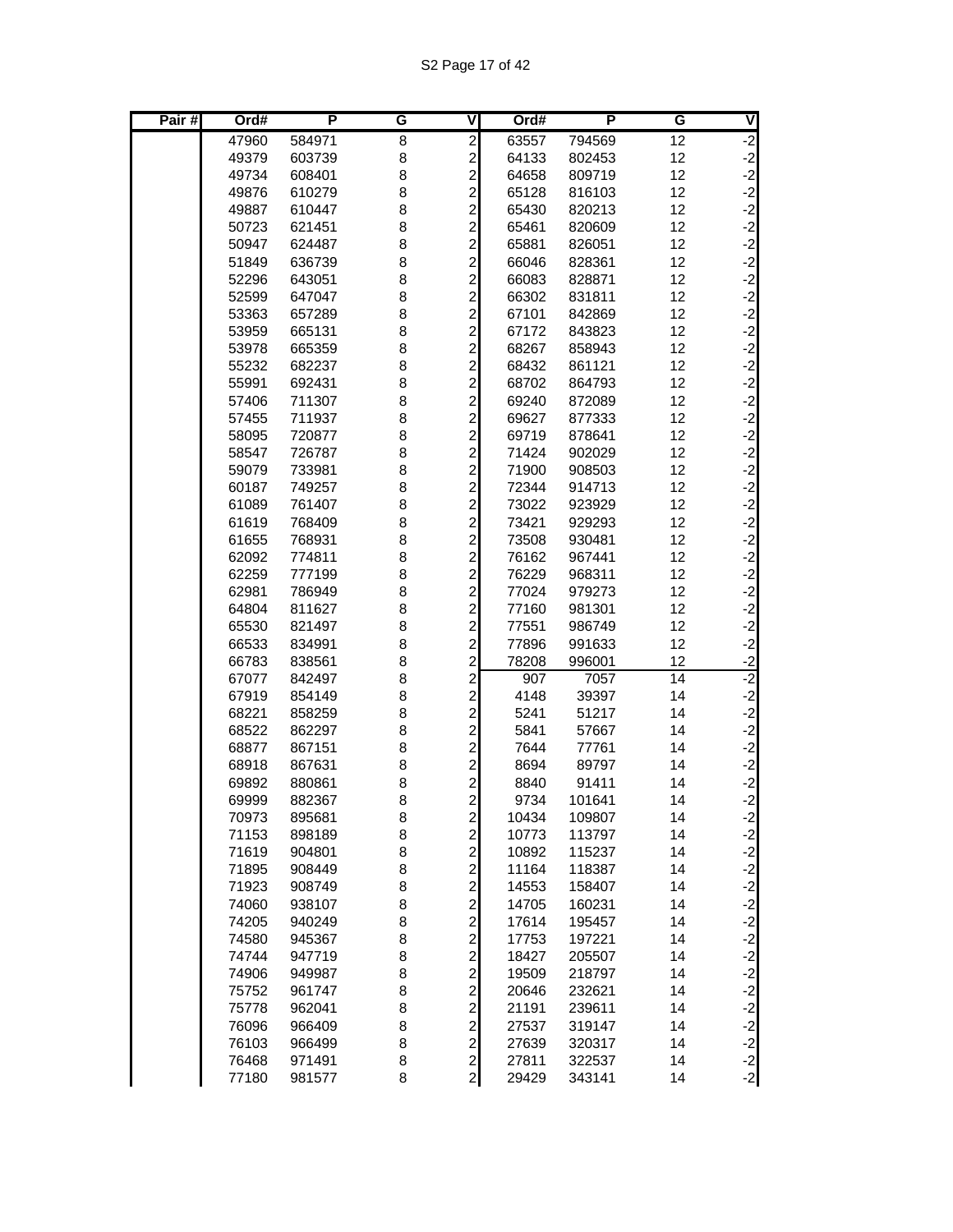| Pair # | Ord# | P | G | V | Ord# | P | G | V |
|---|---|---|---|---|---|---|---|---|
| | 47960 | 584971 | 8 | 2 | 63557 | 794569 | 12 | -2 |
| | 49379 | 603739 | 8 | 2 | 64133 | 802453 | 12 | -2 |
| | 49734 | 608401 | 8 | 2 | 64658 | 809719 | 12 | -2 |
| | 49876 | 610279 | 8 | 2 | 65128 | 816103 | 12 | -2 |
| | 49887 | 610447 | 8 | 2 | 65430 | 820213 | 12 | -2 |
| | 50723 | 621451 | 8 | 2 | 65461 | 820609 | 12 | -2 |
| | 50947 | 624487 | 8 | 2 | 65881 | 826051 | 12 | -2 |
| | 51849 | 636739 | 8 | 2 | 66046 | 828361 | 12 | -2 |
| | 52296 | 643051 | 8 | 2 | 66083 | 828871 | 12 | -2 |
| | 52599 | 647047 | 8 | 2 | 66302 | 831811 | 12 | -2 |
| | 53363 | 657289 | 8 | 2 | 67101 | 842869 | 12 | -2 |
| | 53959 | 665131 | 8 | 2 | 67172 | 843823 | 12 | -2 |
| | 53978 | 665359 | 8 | 2 | 68267 | 858943 | 12 | -2 |
| | 55232 | 682237 | 8 | 2 | 68432 | 861121 | 12 | -2 |
| | 55991 | 692431 | 8 | 2 | 68702 | 864793 | 12 | -2 |
| | 57406 | 711307 | 8 | 2 | 69240 | 872089 | 12 | -2 |
| | 57455 | 711937 | 8 | 2 | 69627 | 877333 | 12 | -2 |
| | 58095 | 720877 | 8 | 2 | 69719 | 878641 | 12 | -2 |
| | 58547 | 726787 | 8 | 2 | 71424 | 902029 | 12 | -2 |
| | 59079 | 733981 | 8 | 2 | 71900 | 908503 | 12 | -2 |
| | 60187 | 749257 | 8 | 2 | 72344 | 914713 | 12 | -2 |
| | 61089 | 761407 | 8 | 2 | 73022 | 923929 | 12 | -2 |
| | 61619 | 768409 | 8 | 2 | 73421 | 929293 | 12 | -2 |
| | 61655 | 768931 | 8 | 2 | 73508 | 930481 | 12 | -2 |
| | 62092 | 774811 | 8 | 2 | 76162 | 967441 | 12 | -2 |
| | 62259 | 777199 | 8 | 2 | 76229 | 968311 | 12 | -2 |
| | 62981 | 786949 | 8 | 2 | 77024 | 979273 | 12 | -2 |
| | 64804 | 811627 | 8 | 2 | 77160 | 981301 | 12 | -2 |
| | 65530 | 821497 | 8 | 2 | 77551 | 986749 | 12 | -2 |
| | 66533 | 834991 | 8 | 2 | 77896 | 991633 | 12 | -2 |
| | 66783 | 838561 | 8 | 2 | 78208 | 996001 | 12 | -2 |
| | 67077 | 842497 | 8 | 2 | 907 | 7057 | 14 | -2 |
| | 67919 | 854149 | 8 | 2 | 4148 | 39397 | 14 | -2 |
| | 68221 | 858259 | 8 | 2 | 5241 | 51217 | 14 | -2 |
| | 68522 | 862297 | 8 | 2 | 5841 | 57667 | 14 | -2 |
| | 68877 | 867151 | 8 | 2 | 7644 | 77761 | 14 | -2 |
| | 68918 | 867631 | 8 | 2 | 8694 | 89797 | 14 | -2 |
| | 69892 | 880861 | 8 | 2 | 8840 | 91411 | 14 | -2 |
| | 69999 | 882367 | 8 | 2 | 9734 | 101641 | 14 | -2 |
| | 70973 | 895681 | 8 | 2 | 10434 | 109807 | 14 | -2 |
| | 71153 | 898189 | 8 | 2 | 10773 | 113797 | 14 | -2 |
| | 71619 | 904801 | 8 | 2 | 10892 | 115237 | 14 | -2 |
| | 71895 | 908449 | 8 | 2 | 11164 | 118387 | 14 | -2 |
| | 71923 | 908749 | 8 | 2 | 14553 | 158407 | 14 | -2 |
| | 74060 | 938107 | 8 | 2 | 14705 | 160231 | 14 | -2 |
| | 74205 | 940249 | 8 | 2 | 17614 | 195457 | 14 | -2 |
| | 74580 | 945367 | 8 | 2 | 17753 | 197221 | 14 | -2 |
| | 74744 | 947719 | 8 | 2 | 18427 | 205507 | 14 | -2 |
| | 74906 | 949987 | 8 | 2 | 19509 | 218797 | 14 | -2 |
| | 75752 | 961747 | 8 | 2 | 20646 | 232621 | 14 | -2 |
| | 75778 | 962041 | 8 | 2 | 21191 | 239611 | 14 | -2 |
| | 76096 | 966409 | 8 | 2 | 27537 | 319147 | 14 | -2 |
| | 76103 | 966499 | 8 | 2 | 27639 | 320317 | 14 | -2 |
| | 76468 | 971491 | 8 | 2 | 27811 | 322537 | 14 | -2 |
| | 77180 | 981577 | 8 | 2 | 29429 | 343141 | 14 | -2 |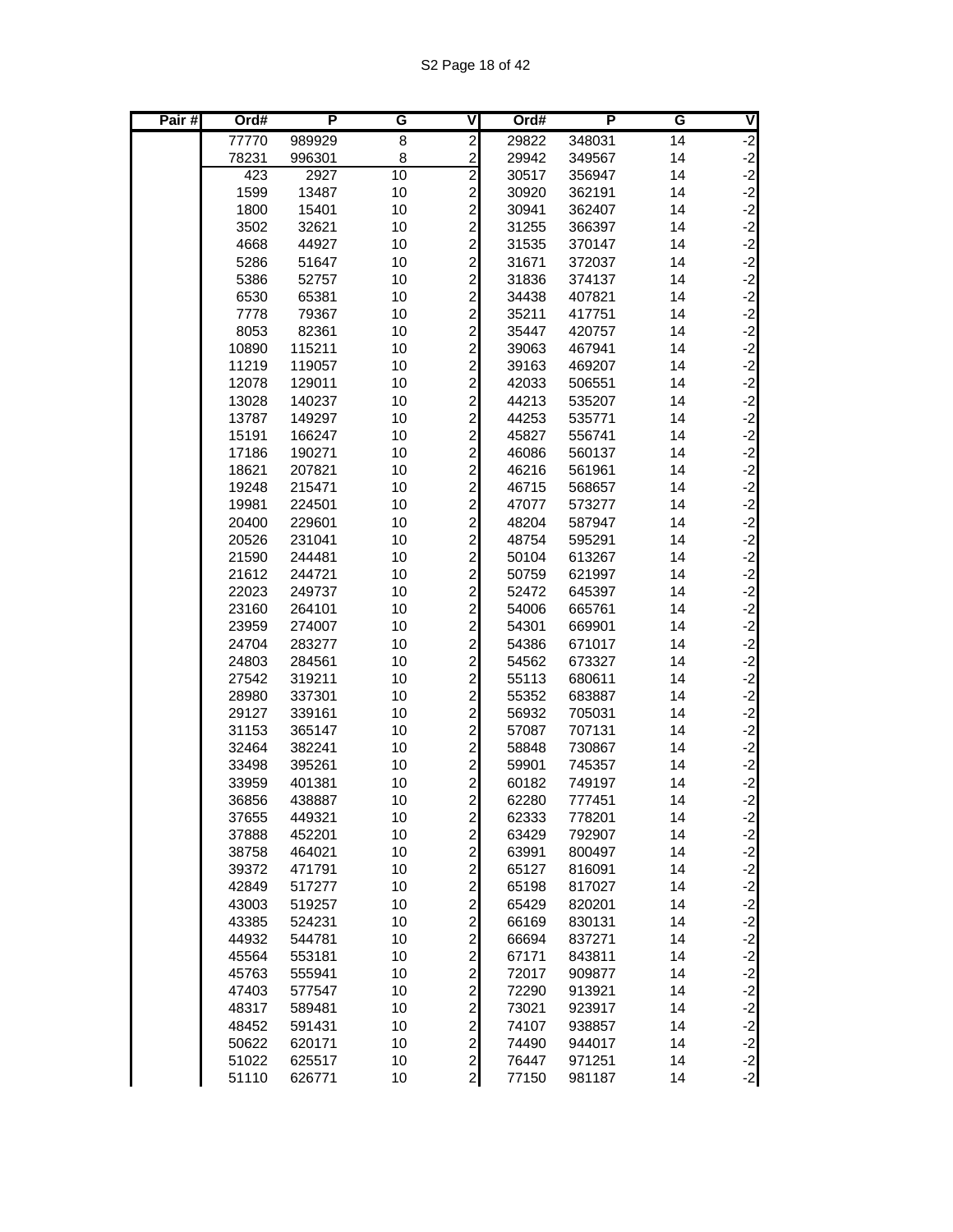| Pair # | Ord# | P | G | V | Ord# | P | G | V |
|---|---|---|---|---|---|---|---|---|
| | 77770 | 989929 | 8 | 2 | 29822 | 348031 | 14 | -2 |
| | 78231 | 996301 | 8 | 2 | 29942 | 349567 | 14 | -2 |
| | 423 | 2927 | 10 | 2 | 30517 | 356947 | 14 | -2 |
| | 1599 | 13487 | 10 | 2 | 30920 | 362191 | 14 | -2 |
| | 1800 | 15401 | 10 | 2 | 30941 | 362407 | 14 | -2 |
| | 3502 | 32621 | 10 | 2 | 31255 | 366397 | 14 | -2 |
| | 4668 | 44927 | 10 | 2 | 31535 | 370147 | 14 | -2 |
| | 5286 | 51647 | 10 | 2 | 31671 | 372037 | 14 | -2 |
| | 5386 | 52757 | 10 | 2 | 31836 | 374137 | 14 | -2 |
| | 6530 | 65381 | 10 | 2 | 34438 | 407821 | 14 | -2 |
| | 7778 | 79367 | 10 | 2 | 35211 | 417751 | 14 | -2 |
| | 8053 | 82361 | 10 | 2 | 35447 | 420757 | 14 | -2 |
| | 10890 | 115211 | 10 | 2 | 39063 | 467941 | 14 | -2 |
| | 11219 | 119057 | 10 | 2 | 39163 | 469207 | 14 | -2 |
| | 12078 | 129011 | 10 | 2 | 42033 | 506551 | 14 | -2 |
| | 13028 | 140237 | 10 | 2 | 44213 | 535207 | 14 | -2 |
| | 13787 | 149297 | 10 | 2 | 44253 | 535771 | 14 | -2 |
| | 15191 | 166247 | 10 | 2 | 45827 | 556741 | 14 | -2 |
| | 17186 | 190271 | 10 | 2 | 46086 | 560137 | 14 | -2 |
| | 18621 | 207821 | 10 | 2 | 46216 | 561961 | 14 | -2 |
| | 19248 | 215471 | 10 | 2 | 46715 | 568657 | 14 | -2 |
| | 19981 | 224501 | 10 | 2 | 47077 | 573277 | 14 | -2 |
| | 20400 | 229601 | 10 | 2 | 48204 | 587947 | 14 | -2 |
| | 20526 | 231041 | 10 | 2 | 48754 | 595291 | 14 | -2 |
| | 21590 | 244481 | 10 | 2 | 50104 | 613267 | 14 | -2 |
| | 21612 | 244721 | 10 | 2 | 50759 | 621997 | 14 | -2 |
| | 22023 | 249737 | 10 | 2 | 52472 | 645397 | 14 | -2 |
| | 23160 | 264101 | 10 | 2 | 54006 | 665761 | 14 | -2 |
| | 23959 | 274007 | 10 | 2 | 54301 | 669901 | 14 | -2 |
| | 24704 | 283277 | 10 | 2 | 54386 | 671017 | 14 | -2 |
| | 24803 | 284561 | 10 | 2 | 54562 | 673327 | 14 | -2 |
| | 27542 | 319211 | 10 | 2 | 55113 | 680611 | 14 | -2 |
| | 28980 | 337301 | 10 | 2 | 55352 | 683887 | 14 | -2 |
| | 29127 | 339161 | 10 | 2 | 56932 | 705031 | 14 | -2 |
| | 31153 | 365147 | 10 | 2 | 57087 | 707131 | 14 | -2 |
| | 32464 | 382241 | 10 | 2 | 58848 | 730867 | 14 | -2 |
| | 33498 | 395261 | 10 | 2 | 59901 | 745357 | 14 | -2 |
| | 33959 | 401381 | 10 | 2 | 60182 | 749197 | 14 | -2 |
| | 36856 | 438887 | 10 | 2 | 62280 | 777451 | 14 | -2 |
| | 37655 | 449321 | 10 | 2 | 62333 | 778201 | 14 | -2 |
| | 37888 | 452201 | 10 | 2 | 63429 | 792907 | 14 | -2 |
| | 38758 | 464021 | 10 | 2 | 63991 | 800497 | 14 | -2 |
| | 39372 | 471791 | 10 | 2 | 65127 | 816091 | 14 | -2 |
| | 42849 | 517277 | 10 | 2 | 65198 | 817027 | 14 | -2 |
| | 43003 | 519257 | 10 | 2 | 65429 | 820201 | 14 | -2 |
| | 43385 | 524231 | 10 | 2 | 66169 | 830131 | 14 | -2 |
| | 44932 | 544781 | 10 | 2 | 66694 | 837271 | 14 | -2 |
| | 45564 | 553181 | 10 | 2 | 67171 | 843811 | 14 | -2 |
| | 45763 | 555941 | 10 | 2 | 72017 | 909877 | 14 | -2 |
| | 47403 | 577547 | 10 | 2 | 72290 | 913921 | 14 | -2 |
| | 48317 | 589481 | 10 | 2 | 73021 | 923917 | 14 | -2 |
| | 48452 | 591431 | 10 | 2 | 74107 | 938857 | 14 | -2 |
| | 50622 | 620171 | 10 | 2 | 74490 | 944017 | 14 | -2 |
| | 51022 | 625517 | 10 | 2 | 76447 | 971251 | 14 | -2 |
| | 51110 | 626771 | 10 | 2 | 77150 | 981187 | 14 | -2 |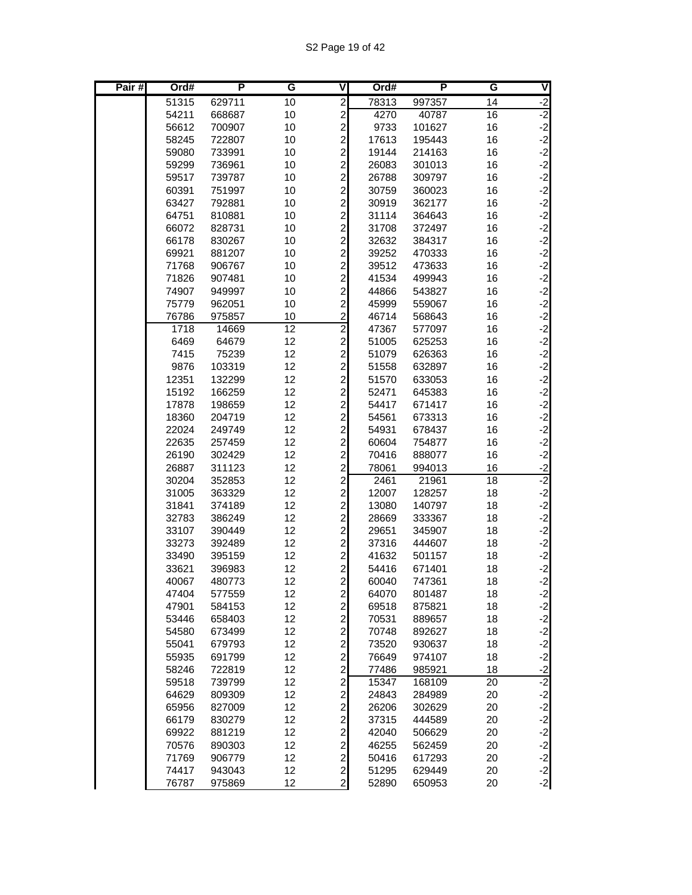| Pair # | Ord# | P | G | V | Ord# | P | G | V |
|---|---|---|---|---|---|---|---|---|
| | 51315 | 629711 | 10 | 2 | 78313 | 997357 | 14 | -2 |
| | 54211 | 668687 | 10 | 2 | 4270 | 40787 | 16 | -2 |
| | 56612 | 700907 | 10 | 2 | 9733 | 101627 | 16 | -2 |
| | 58245 | 722807 | 10 | 2 | 17613 | 195443 | 16 | -2 |
| | 59080 | 733991 | 10 | 2 | 19144 | 214163 | 16 | -2 |
| | 59299 | 736961 | 10 | 2 | 26083 | 301013 | 16 | -2 |
| | 59517 | 739787 | 10 | 2 | 26788 | 309797 | 16 | -2 |
| | 60391 | 751997 | 10 | 2 | 30759 | 360023 | 16 | -2 |
| | 63427 | 792881 | 10 | 2 | 30919 | 362177 | 16 | -2 |
| | 64751 | 810881 | 10 | 2 | 31114 | 364643 | 16 | -2 |
| | 66072 | 828731 | 10 | 2 | 31708 | 372497 | 16 | -2 |
| | 66178 | 830267 | 10 | 2 | 32632 | 384317 | 16 | -2 |
| | 69921 | 881207 | 10 | 2 | 39252 | 470333 | 16 | -2 |
| | 71768 | 906767 | 10 | 2 | 39512 | 473633 | 16 | -2 |
| | 71826 | 907481 | 10 | 2 | 41534 | 499943 | 16 | -2 |
| | 74907 | 949997 | 10 | 2 | 44866 | 543827 | 16 | -2 |
| | 75779 | 962051 | 10 | 2 | 45999 | 559067 | 16 | -2 |
| | 76786 | 975857 | 10 | 2 | 46714 | 568643 | 16 | -2 |
| | 1718 | 14669 | 12 | 2 | 47367 | 577097 | 16 | -2 |
| | 6469 | 64679 | 12 | 2 | 51005 | 625253 | 16 | -2 |
| | 7415 | 75239 | 12 | 2 | 51079 | 626363 | 16 | -2 |
| | 9876 | 103319 | 12 | 2 | 51558 | 632897 | 16 | -2 |
| | 12351 | 132299 | 12 | 2 | 51570 | 633053 | 16 | -2 |
| | 15192 | 166259 | 12 | 2 | 52471 | 645383 | 16 | -2 |
| | 17878 | 198659 | 12 | 2 | 54417 | 671417 | 16 | -2 |
| | 18360 | 204719 | 12 | 2 | 54561 | 673313 | 16 | -2 |
| | 22024 | 249749 | 12 | 2 | 54931 | 678437 | 16 | -2 |
| | 22635 | 257459 | 12 | 2 | 60604 | 754877 | 16 | -2 |
| | 26190 | 302429 | 12 | 2 | 70416 | 888077 | 16 | -2 |
| | 26887 | 311123 | 12 | 2 | 78061 | 994013 | 16 | -2 |
| | 30204 | 352853 | 12 | 2 | 2461 | 21961 | 18 | -2 |
| | 31005 | 363329 | 12 | 2 | 12007 | 128257 | 18 | -2 |
| | 31841 | 374189 | 12 | 2 | 13080 | 140797 | 18 | -2 |
| | 32783 | 386249 | 12 | 2 | 28669 | 333367 | 18 | -2 |
| | 33107 | 390449 | 12 | 2 | 29651 | 345907 | 18 | -2 |
| | 33273 | 392489 | 12 | 2 | 37316 | 444607 | 18 | -2 |
| | 33490 | 395159 | 12 | 2 | 41632 | 501157 | 18 | -2 |
| | 33621 | 396983 | 12 | 2 | 54416 | 671401 | 18 | -2 |
| | 40067 | 480773 | 12 | 2 | 60040 | 747361 | 18 | -2 |
| | 47404 | 577559 | 12 | 2 | 64070 | 801487 | 18 | -2 |
| | 47901 | 584153 | 12 | 2 | 69518 | 875821 | 18 | -2 |
| | 53446 | 658403 | 12 | 2 | 70531 | 889657 | 18 | -2 |
| | 54580 | 673499 | 12 | 2 | 70748 | 892627 | 18 | -2 |
| | 55041 | 679793 | 12 | 2 | 73520 | 930637 | 18 | -2 |
| | 55935 | 691799 | 12 | 2 | 76649 | 974107 | 18 | -2 |
| | 58246 | 722819 | 12 | 2 | 77486 | 985921 | 18 | -2 |
| | 59518 | 739799 | 12 | 2 | 15347 | 168109 | 20 | -2 |
| | 64629 | 809309 | 12 | 2 | 24843 | 284989 | 20 | -2 |
| | 65956 | 827009 | 12 | 2 | 26206 | 302629 | 20 | -2 |
| | 66179 | 830279 | 12 | 2 | 37315 | 444589 | 20 | -2 |
| | 69922 | 881219 | 12 | 2 | 42040 | 506629 | 20 | -2 |
| | 70576 | 890303 | 12 | 2 | 46255 | 562459 | 20 | -2 |
| | 71769 | 906779 | 12 | 2 | 50416 | 617293 | 20 | -2 |
| | 74417 | 943043 | 12 | 2 | 51295 | 629449 | 20 | -2 |
| | 76787 | 975869 | 12 | 2 | 52890 | 650953 | 20 | -2 |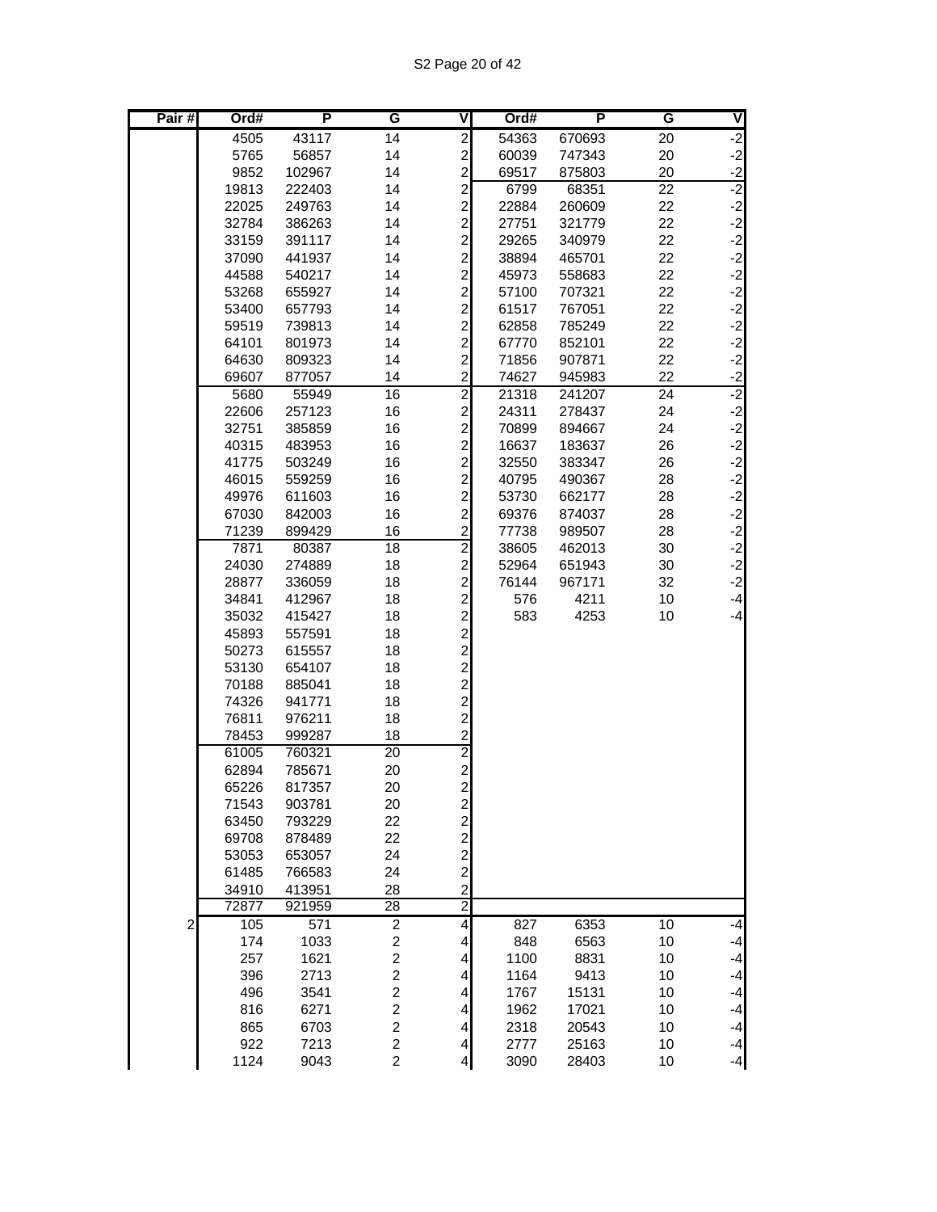| Pair # | Ord# | P | G | V | Ord# | P | G | V |
|---|---|---|---|---|---|---|---|---|
| | 4505 | 43117 | 14 | 2 | 54363 | 670693 | 20 | -2 |
| | 5765 | 56857 | 14 | 2 | 60039 | 747343 | 20 | -2 |
| | 9852 | 102967 | 14 | 2 | 69517 | 875803 | 20 | -2 |
| | 19813 | 222403 | 14 | 2 | 6799 | 68351 | 22 | -2 |
| | 22025 | 249763 | 14 | 2 | 22884 | 260609 | 22 | -2 |
| | 32784 | 386263 | 14 | 2 | 27751 | 321779 | 22 | -2 |
| | 33159 | 391117 | 14 | 2 | 29265 | 340979 | 22 | -2 |
| | 37090 | 441937 | 14 | 2 | 38894 | 465701 | 22 | -2 |
| | 44588 | 540217 | 14 | 2 | 45973 | 558683 | 22 | -2 |
| | 53268 | 655927 | 14 | 2 | 57100 | 707321 | 22 | -2 |
| | 53400 | 657793 | 14 | 2 | 61517 | 767051 | 22 | -2 |
| | 59519 | 739813 | 14 | 2 | 62858 | 785249 | 22 | -2 |
| | 64101 | 801973 | 14 | 2 | 67770 | 852101 | 22 | -2 |
| | 64630 | 809323 | 14 | 2 | 71856 | 907871 | 22 | -2 |
| | 69607 | 877057 | 14 | 2 | 74627 | 945983 | 22 | -2 |
| | 5680 | 55949 | 16 | 2 | 21318 | 241207 | 24 | -2 |
| | 22606 | 257123 | 16 | 2 | 24311 | 278437 | 24 | -2 |
| | 32751 | 385859 | 16 | 2 | 70899 | 894667 | 24 | -2 |
| | 40315 | 483953 | 16 | 2 | 16637 | 183637 | 26 | -2 |
| | 41775 | 503249 | 16 | 2 | 32550 | 383347 | 26 | -2 |
| | 46015 | 559259 | 16 | 2 | 40795 | 490367 | 28 | -2 |
| | 49976 | 611603 | 16 | 2 | 53730 | 662177 | 28 | -2 |
| | 67030 | 842003 | 16 | 2 | 69376 | 874037 | 28 | -2 |
| | 71239 | 899429 | 16 | 2 | 77738 | 989507 | 28 | -2 |
| | 7871 | 80387 | 18 | 2 | 38605 | 462013 | 30 | -2 |
| | 24030 | 274889 | 18 | 2 | 52964 | 651943 | 30 | -2 |
| | 28877 | 336059 | 18 | 2 | 76144 | 967171 | 32 | -2 |
| | 34841 | 412967 | 18 | 2 | 576 | 4211 | 10 | -4 |
| | 35032 | 415427 | 18 | 2 | 583 | 4253 | 10 | -4 |
| | 45893 | 557591 | 18 | 2 | | | | |
| | 50273 | 615557 | 18 | 2 | | | | |
| | 53130 | 654107 | 18 | 2 | | | | |
| | 70188 | 885041 | 18 | 2 | | | | |
| | 74326 | 941771 | 18 | 2 | | | | |
| | 76811 | 976211 | 18 | 2 | | | | |
| | 78453 | 999287 | 18 | 2 | | | | |
| | 61005 | 760321 | 20 | 2 | | | | |
| | 62894 | 785671 | 20 | 2 | | | | |
| | 65226 | 817357 | 20 | 2 | | | | |
| | 71543 | 903781 | 20 | 2 | | | | |
| | 63450 | 793229 | 22 | 2 | | | | |
| | 69708 | 878489 | 22 | 2 | | | | |
| | 53053 | 653057 | 24 | 2 | | | | |
| | 61485 | 766583 | 24 | 2 | | | | |
| | 34910 | 413951 | 28 | 2 | | | | |
| | 72877 | 921959 | 28 | 2 | | | | |
| 2 | 105 | 571 | 2 | 4 | 827 | 6353 | 10 | -4 |
| | 174 | 1033 | 2 | 4 | 848 | 6563 | 10 | -4 |
| | 257 | 1621 | 2 | 4 | 1100 | 8831 | 10 | -4 |
| | 396 | 2713 | 2 | 4 | 1164 | 9413 | 10 | -4 |
| | 496 | 3541 | 2 | 4 | 1767 | 15131 | 10 | -4 |
| | 816 | 6271 | 2 | 4 | 1962 | 17021 | 10 | -4 |
| | 865 | 6703 | 2 | 4 | 2318 | 20543 | 10 | -4 |
| | 922 | 7213 | 2 | 4 | 2777 | 25163 | 10 | -4 |
| | 1124 | 9043 | 2 | 4 | 3090 | 28403 | 10 | -4 |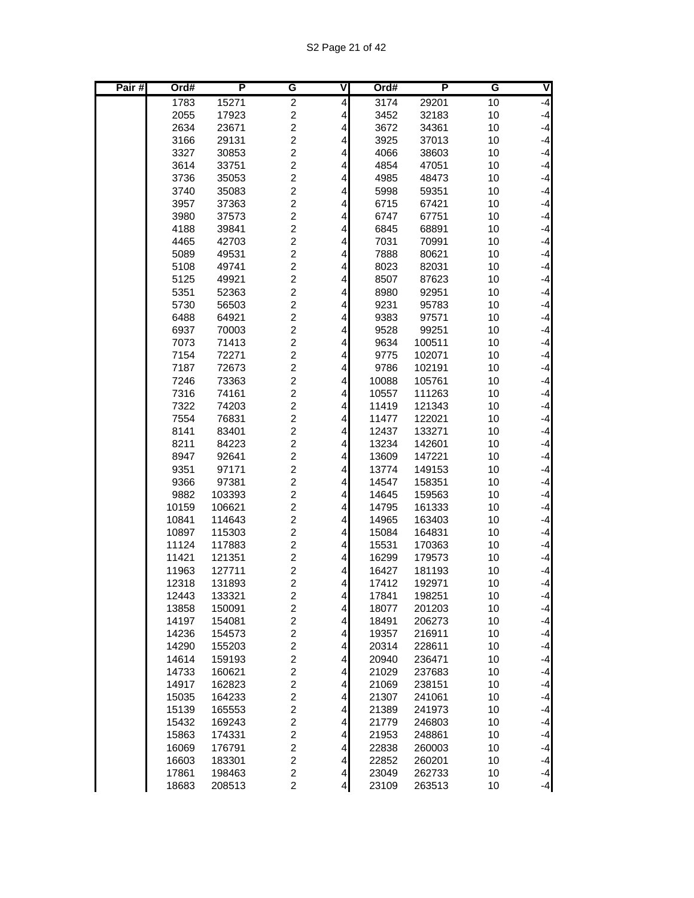| Pair # | Ord# | P | G | V | Ord# | P | G | V |
|---|---|---|---|---|---|---|---|---|
| | 1783 | 15271 | 2 | 4 | 3174 | 29201 | 10 | -4 |
| | 2055 | 17923 | 2 | 4 | 3452 | 32183 | 10 | -4 |
| | 2634 | 23671 | 2 | 4 | 3672 | 34361 | 10 | -4 |
| | 3166 | 29131 | 2 | 4 | 3925 | 37013 | 10 | -4 |
| | 3327 | 30853 | 2 | 4 | 4066 | 38603 | 10 | -4 |
| | 3614 | 33751 | 2 | 4 | 4854 | 47051 | 10 | -4 |
| | 3736 | 35053 | 2 | 4 | 4985 | 48473 | 10 | -4 |
| | 3740 | 35083 | 2 | 4 | 5998 | 59351 | 10 | -4 |
| | 3957 | 37363 | 2 | 4 | 6715 | 67421 | 10 | -4 |
| | 3980 | 37573 | 2 | 4 | 6747 | 67751 | 10 | -4 |
| | 4188 | 39841 | 2 | 4 | 6845 | 68891 | 10 | -4 |
| | 4465 | 42703 | 2 | 4 | 7031 | 70991 | 10 | -4 |
| | 5089 | 49531 | 2 | 4 | 7888 | 80621 | 10 | -4 |
| | 5108 | 49741 | 2 | 4 | 8023 | 82031 | 10 | -4 |
| | 5125 | 49921 | 2 | 4 | 8507 | 87623 | 10 | -4 |
| | 5351 | 52363 | 2 | 4 | 8980 | 92951 | 10 | -4 |
| | 5730 | 56503 | 2 | 4 | 9231 | 95783 | 10 | -4 |
| | 6488 | 64921 | 2 | 4 | 9383 | 97571 | 10 | -4 |
| | 6937 | 70003 | 2 | 4 | 9528 | 99251 | 10 | -4 |
| | 7073 | 71413 | 2 | 4 | 9634 | 100511 | 10 | -4 |
| | 7154 | 72271 | 2 | 4 | 9775 | 102071 | 10 | -4 |
| | 7187 | 72673 | 2 | 4 | 9786 | 102191 | 10 | -4 |
| | 7246 | 73363 | 2 | 4 | 10088 | 105761 | 10 | -4 |
| | 7316 | 74161 | 2 | 4 | 10557 | 111263 | 10 | -4 |
| | 7322 | 74203 | 2 | 4 | 11419 | 121343 | 10 | -4 |
| | 7554 | 76831 | 2 | 4 | 11477 | 122021 | 10 | -4 |
| | 8141 | 83401 | 2 | 4 | 12437 | 133271 | 10 | -4 |
| | 8211 | 84223 | 2 | 4 | 13234 | 142601 | 10 | -4 |
| | 8947 | 92641 | 2 | 4 | 13609 | 147221 | 10 | -4 |
| | 9351 | 97171 | 2 | 4 | 13774 | 149153 | 10 | -4 |
| | 9366 | 97381 | 2 | 4 | 14547 | 158351 | 10 | -4 |
| | 9882 | 103393 | 2 | 4 | 14645 | 159563 | 10 | -4 |
| | 10159 | 106621 | 2 | 4 | 14795 | 161333 | 10 | -4 |
| | 10841 | 114643 | 2 | 4 | 14965 | 163403 | 10 | -4 |
| | 10897 | 115303 | 2 | 4 | 15084 | 164831 | 10 | -4 |
| | 11124 | 117883 | 2 | 4 | 15531 | 170363 | 10 | -4 |
| | 11421 | 121351 | 2 | 4 | 16299 | 179573 | 10 | -4 |
| | 11963 | 127711 | 2 | 4 | 16427 | 181193 | 10 | -4 |
| | 12318 | 131893 | 2 | 4 | 17412 | 192971 | 10 | -4 |
| | 12443 | 133321 | 2 | 4 | 17841 | 198251 | 10 | -4 |
| | 13858 | 150091 | 2 | 4 | 18077 | 201203 | 10 | -4 |
| | 14197 | 154081 | 2 | 4 | 18491 | 206273 | 10 | -4 |
| | 14236 | 154573 | 2 | 4 | 19357 | 216911 | 10 | -4 |
| | 14290 | 155203 | 2 | 4 | 20314 | 228611 | 10 | -4 |
| | 14614 | 159193 | 2 | 4 | 20940 | 236471 | 10 | -4 |
| | 14733 | 160621 | 2 | 4 | 21029 | 237683 | 10 | -4 |
| | 14917 | 162823 | 2 | 4 | 21069 | 238151 | 10 | -4 |
| | 15035 | 164233 | 2 | 4 | 21307 | 241061 | 10 | -4 |
| | 15139 | 165553 | 2 | 4 | 21389 | 241973 | 10 | -4 |
| | 15432 | 169243 | 2 | 4 | 21779 | 246803 | 10 | -4 |
| | 15863 | 174331 | 2 | 4 | 21953 | 248861 | 10 | -4 |
| | 16069 | 176791 | 2 | 4 | 22838 | 260003 | 10 | -4 |
| | 16603 | 183301 | 2 | 4 | 22852 | 260201 | 10 | -4 |
| | 17861 | 198463 | 2 | 4 | 23049 | 262733 | 10 | -4 |
| | 18683 | 208513 | 2 | 4 | 23109 | 263513 | 10 | -4 |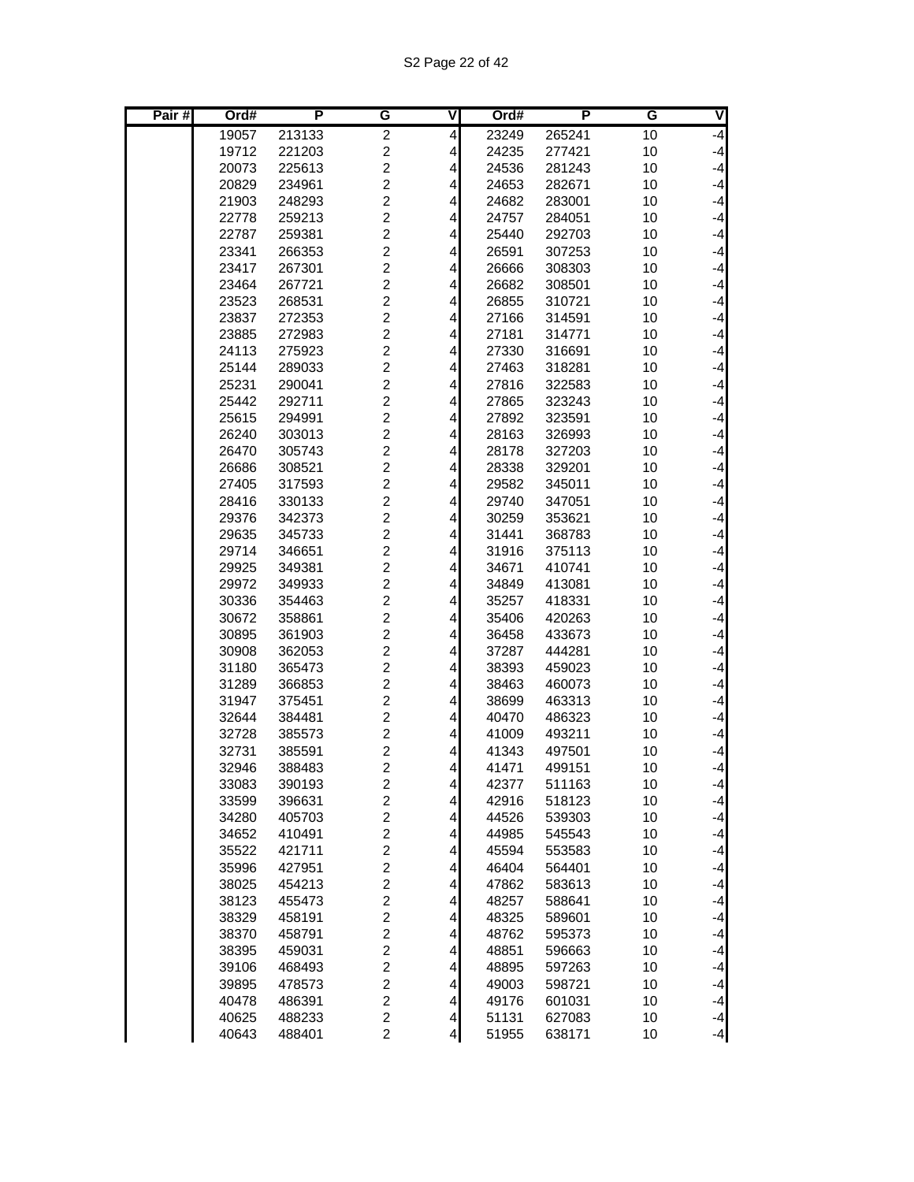| Pair # | Ord# | P | G | V | Ord# | P | G | V |
|---|---|---|---|---|---|---|---|---|
| | 19057 | 213133 | 2 | 4 | 23249 | 265241 | 10 | -4 |
| | 19712 | 221203 | 2 | 4 | 24235 | 277421 | 10 | -4 |
| | 20073 | 225613 | 2 | 4 | 24536 | 281243 | 10 | -4 |
| | 20829 | 234961 | 2 | 4 | 24653 | 282671 | 10 | -4 |
| | 21903 | 248293 | 2 | 4 | 24682 | 283001 | 10 | -4 |
| | 22778 | 259213 | 2 | 4 | 24757 | 284051 | 10 | -4 |
| | 22787 | 259381 | 2 | 4 | 25440 | 292703 | 10 | -4 |
| | 23341 | 266353 | 2 | 4 | 26591 | 307253 | 10 | -4 |
| | 23417 | 267301 | 2 | 4 | 26666 | 308303 | 10 | -4 |
| | 23464 | 267721 | 2 | 4 | 26682 | 308501 | 10 | -4 |
| | 23523 | 268531 | 2 | 4 | 26855 | 310721 | 10 | -4 |
| | 23837 | 272353 | 2 | 4 | 27166 | 314591 | 10 | -4 |
| | 23885 | 272983 | 2 | 4 | 27181 | 314771 | 10 | -4 |
| | 24113 | 275923 | 2 | 4 | 27330 | 316691 | 10 | -4 |
| | 25144 | 289033 | 2 | 4 | 27463 | 318281 | 10 | -4 |
| | 25231 | 290041 | 2 | 4 | 27816 | 322583 | 10 | -4 |
| | 25442 | 292711 | 2 | 4 | 27865 | 323243 | 10 | -4 |
| | 25615 | 294991 | 2 | 4 | 27892 | 323591 | 10 | -4 |
| | 26240 | 303013 | 2 | 4 | 28163 | 326993 | 10 | -4 |
| | 26470 | 305743 | 2 | 4 | 28178 | 327203 | 10 | -4 |
| | 26686 | 308521 | 2 | 4 | 28338 | 329201 | 10 | -4 |
| | 27405 | 317593 | 2 | 4 | 29582 | 345011 | 10 | -4 |
| | 28416 | 330133 | 2 | 4 | 29740 | 347051 | 10 | -4 |
| | 29376 | 342373 | 2 | 4 | 30259 | 353621 | 10 | -4 |
| | 29635 | 345733 | 2 | 4 | 31441 | 368783 | 10 | -4 |
| | 29714 | 346651 | 2 | 4 | 31916 | 375113 | 10 | -4 |
| | 29925 | 349381 | 2 | 4 | 34671 | 410741 | 10 | -4 |
| | 29972 | 349933 | 2 | 4 | 34849 | 413081 | 10 | -4 |
| | 30336 | 354463 | 2 | 4 | 35257 | 418331 | 10 | -4 |
| | 30672 | 358861 | 2 | 4 | 35406 | 420263 | 10 | -4 |
| | 30895 | 361903 | 2 | 4 | 36458 | 433673 | 10 | -4 |
| | 30908 | 362053 | 2 | 4 | 37287 | 444281 | 10 | -4 |
| | 31180 | 365473 | 2 | 4 | 38393 | 459023 | 10 | -4 |
| | 31289 | 366853 | 2 | 4 | 38463 | 460073 | 10 | -4 |
| | 31947 | 375451 | 2 | 4 | 38699 | 463313 | 10 | -4 |
| | 32644 | 384481 | 2 | 4 | 40470 | 486323 | 10 | -4 |
| | 32728 | 385573 | 2 | 4 | 41009 | 493211 | 10 | -4 |
| | 32731 | 385591 | 2 | 4 | 41343 | 497501 | 10 | -4 |
| | 32946 | 388483 | 2 | 4 | 41471 | 499151 | 10 | -4 |
| | 33083 | 390193 | 2 | 4 | 42377 | 511163 | 10 | -4 |
| | 33599 | 396631 | 2 | 4 | 42916 | 518123 | 10 | -4 |
| | 34280 | 405703 | 2 | 4 | 44526 | 539303 | 10 | -4 |
| | 34652 | 410491 | 2 | 4 | 44985 | 545543 | 10 | -4 |
| | 35522 | 421711 | 2 | 4 | 45594 | 553583 | 10 | -4 |
| | 35996 | 427951 | 2 | 4 | 46404 | 564401 | 10 | -4 |
| | 38025 | 454213 | 2 | 4 | 47862 | 583613 | 10 | -4 |
| | 38123 | 455473 | 2 | 4 | 48257 | 588641 | 10 | -4 |
| | 38329 | 458191 | 2 | 4 | 48325 | 589601 | 10 | -4 |
| | 38370 | 458791 | 2 | 4 | 48762 | 595373 | 10 | -4 |
| | 38395 | 459031 | 2 | 4 | 48851 | 596663 | 10 | -4 |
| | 39106 | 468493 | 2 | 4 | 48895 | 597263 | 10 | -4 |
| | 39895 | 478573 | 2 | 4 | 49003 | 598721 | 10 | -4 |
| | 40478 | 486391 | 2 | 4 | 49176 | 601031 | 10 | -4 |
| | 40625 | 488233 | 2 | 4 | 51131 | 627083 | 10 | -4 |
| | 40643 | 488401 | 2 | 4 | 51955 | 638171 | 10 | -4 |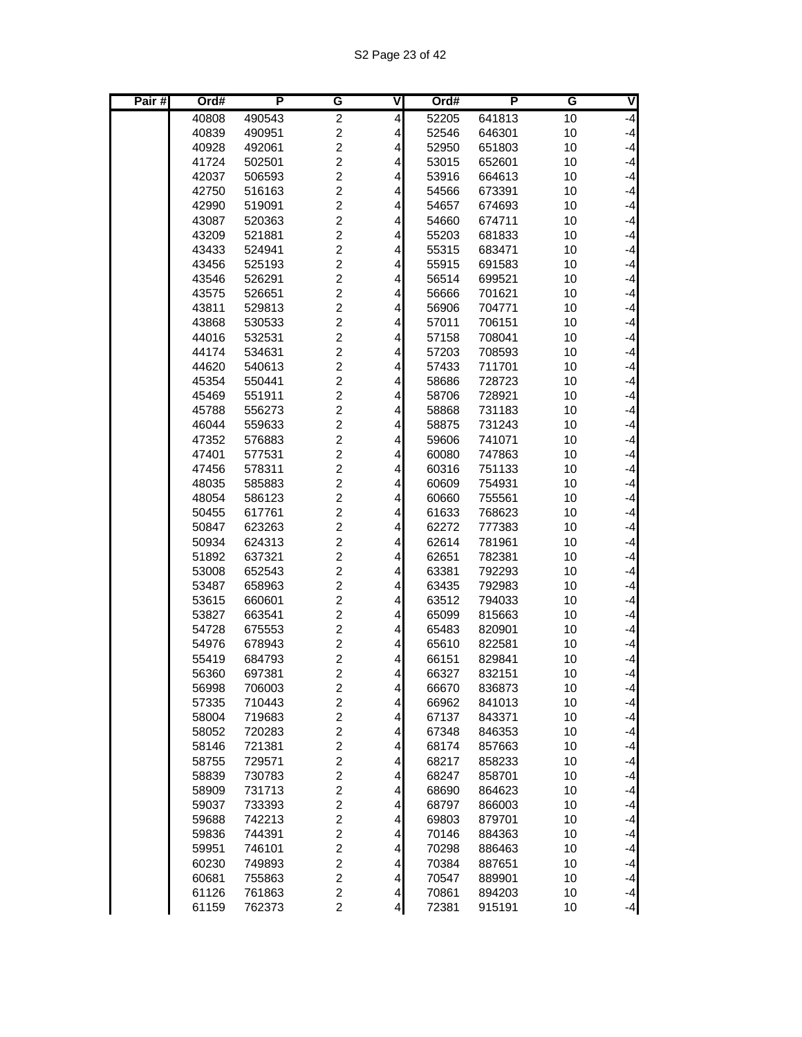| Pair # | Ord# | P | G | V | Ord# | P | G | V |
|---|---|---|---|---|---|---|---|---|
| | 40808 | 490543 | 2 | 4 | 52205 | 641813 | 10 | -4 |
| | 40839 | 490951 | 2 | 4 | 52546 | 646301 | 10 | -4 |
| | 40928 | 492061 | 2 | 4 | 52950 | 651803 | 10 | -4 |
| | 41724 | 502501 | 2 | 4 | 53015 | 652601 | 10 | -4 |
| | 42037 | 506593 | 2 | 4 | 53916 | 664613 | 10 | -4 |
| | 42750 | 516163 | 2 | 4 | 54566 | 673391 | 10 | -4 |
| | 42990 | 519091 | 2 | 4 | 54657 | 674693 | 10 | -4 |
| | 43087 | 520363 | 2 | 4 | 54660 | 674711 | 10 | -4 |
| | 43209 | 521881 | 2 | 4 | 55203 | 681833 | 10 | -4 |
| | 43433 | 524941 | 2 | 4 | 55315 | 683471 | 10 | -4 |
| | 43456 | 525193 | 2 | 4 | 55915 | 691583 | 10 | -4 |
| | 43546 | 526291 | 2 | 4 | 56514 | 699521 | 10 | -4 |
| | 43575 | 526651 | 2 | 4 | 56666 | 701621 | 10 | -4 |
| | 43811 | 529813 | 2 | 4 | 56906 | 704771 | 10 | -4 |
| | 43868 | 530533 | 2 | 4 | 57011 | 706151 | 10 | -4 |
| | 44016 | 532531 | 2 | 4 | 57158 | 708041 | 10 | -4 |
| | 44174 | 534631 | 2 | 4 | 57203 | 708593 | 10 | -4 |
| | 44620 | 540613 | 2 | 4 | 57433 | 711701 | 10 | -4 |
| | 45354 | 550441 | 2 | 4 | 58686 | 728723 | 10 | -4 |
| | 45469 | 551911 | 2 | 4 | 58706 | 728921 | 10 | -4 |
| | 45788 | 556273 | 2 | 4 | 58868 | 731183 | 10 | -4 |
| | 46044 | 559633 | 2 | 4 | 58875 | 731243 | 10 | -4 |
| | 47352 | 576883 | 2 | 4 | 59606 | 741071 | 10 | -4 |
| | 47401 | 577531 | 2 | 4 | 60080 | 747863 | 10 | -4 |
| | 47456 | 578311 | 2 | 4 | 60316 | 751133 | 10 | -4 |
| | 48035 | 585883 | 2 | 4 | 60609 | 754931 | 10 | -4 |
| | 48054 | 586123 | 2 | 4 | 60660 | 755561 | 10 | -4 |
| | 50455 | 617761 | 2 | 4 | 61633 | 768623 | 10 | -4 |
| | 50847 | 623263 | 2 | 4 | 62272 | 777383 | 10 | -4 |
| | 50934 | 624313 | 2 | 4 | 62614 | 781961 | 10 | -4 |
| | 51892 | 637321 | 2 | 4 | 62651 | 782381 | 10 | -4 |
| | 53008 | 652543 | 2 | 4 | 63381 | 792293 | 10 | -4 |
| | 53487 | 658963 | 2 | 4 | 63435 | 792983 | 10 | -4 |
| | 53615 | 660601 | 2 | 4 | 63512 | 794033 | 10 | -4 |
| | 53827 | 663541 | 2 | 4 | 65099 | 815663 | 10 | -4 |
| | 54728 | 675553 | 2 | 4 | 65483 | 820901 | 10 | -4 |
| | 54976 | 678943 | 2 | 4 | 65610 | 822581 | 10 | -4 |
| | 55419 | 684793 | 2 | 4 | 66151 | 829841 | 10 | -4 |
| | 56360 | 697381 | 2 | 4 | 66327 | 832151 | 10 | -4 |
| | 56998 | 706003 | 2 | 4 | 66670 | 836873 | 10 | -4 |
| | 57335 | 710443 | 2 | 4 | 66962 | 841013 | 10 | -4 |
| | 58004 | 719683 | 2 | 4 | 67137 | 843371 | 10 | -4 |
| | 58052 | 720283 | 2 | 4 | 67348 | 846353 | 10 | -4 |
| | 58146 | 721381 | 2 | 4 | 68174 | 857663 | 10 | -4 |
| | 58755 | 729571 | 2 | 4 | 68217 | 858233 | 10 | -4 |
| | 58839 | 730783 | 2 | 4 | 68247 | 858701 | 10 | -4 |
| | 58909 | 731713 | 2 | 4 | 68690 | 864623 | 10 | -4 |
| | 59037 | 733393 | 2 | 4 | 68797 | 866003 | 10 | -4 |
| | 59688 | 742213 | 2 | 4 | 69803 | 879701 | 10 | -4 |
| | 59836 | 744391 | 2 | 4 | 70146 | 884363 | 10 | -4 |
| | 59951 | 746101 | 2 | 4 | 70298 | 886463 | 10 | -4 |
| | 60230 | 749893 | 2 | 4 | 70384 | 887651 | 10 | -4 |
| | 60681 | 755863 | 2 | 4 | 70547 | 889901 | 10 | -4 |
| | 61126 | 761863 | 2 | 4 | 70861 | 894203 | 10 | -4 |
| | 61159 | 762373 | 2 | 4 | 72381 | 915191 | 10 | -4 |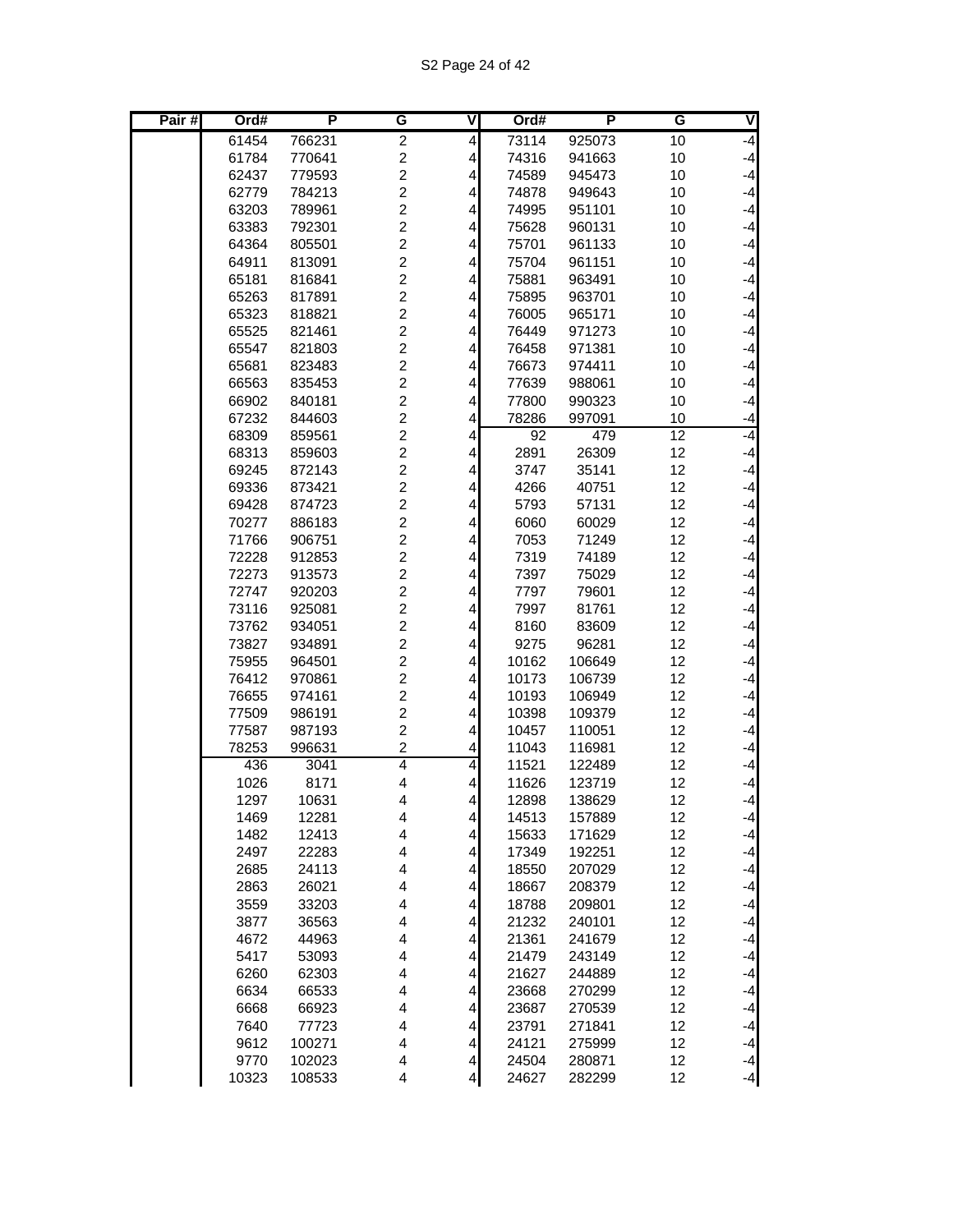| Pair # | Ord# | P | G | V | Ord# | P | G | V |
|---|---|---|---|---|---|---|---|---|
| | 61454 | 766231 | 2 | 4 | 73114 | 925073 | 10 | -4 |
| | 61784 | 770641 | 2 | 4 | 74316 | 941663 | 10 | -4 |
| | 62437 | 779593 | 2 | 4 | 74589 | 945473 | 10 | -4 |
| | 62779 | 784213 | 2 | 4 | 74878 | 949643 | 10 | -4 |
| | 63203 | 789961 | 2 | 4 | 74995 | 951101 | 10 | -4 |
| | 63383 | 792301 | 2 | 4 | 75628 | 960131 | 10 | -4 |
| | 64364 | 805501 | 2 | 4 | 75701 | 961133 | 10 | -4 |
| | 64911 | 813091 | 2 | 4 | 75704 | 961151 | 10 | -4 |
| | 65181 | 816841 | 2 | 4 | 75881 | 963491 | 10 | -4 |
| | 65263 | 817891 | 2 | 4 | 75895 | 963701 | 10 | -4 |
| | 65323 | 818821 | 2 | 4 | 76005 | 965171 | 10 | -4 |
| | 65525 | 821461 | 2 | 4 | 76449 | 971273 | 10 | -4 |
| | 65547 | 821803 | 2 | 4 | 76458 | 971381 | 10 | -4 |
| | 65681 | 823483 | 2 | 4 | 76673 | 974411 | 10 | -4 |
| | 66563 | 835453 | 2 | 4 | 77639 | 988061 | 10 | -4 |
| | 66902 | 840181 | 2 | 4 | 77800 | 990323 | 10 | -4 |
| | 67232 | 844603 | 2 | 4 | 78286 | 997091 | 10 | -4 |
| | 68309 | 859561 | 2 | 4 | 92 | 479 | 12 | -4 |
| | 68313 | 859603 | 2 | 4 | 2891 | 26309 | 12 | -4 |
| | 69245 | 872143 | 2 | 4 | 3747 | 35141 | 12 | -4 |
| | 69336 | 873421 | 2 | 4 | 4266 | 40751 | 12 | -4 |
| | 69428 | 874723 | 2 | 4 | 5793 | 57131 | 12 | -4 |
| | 70277 | 886183 | 2 | 4 | 6060 | 60029 | 12 | -4 |
| | 71766 | 906751 | 2 | 4 | 7053 | 71249 | 12 | -4 |
| | 72228 | 912853 | 2 | 4 | 7319 | 74189 | 12 | -4 |
| | 72273 | 913573 | 2 | 4 | 7397 | 75029 | 12 | -4 |
| | 72747 | 920203 | 2 | 4 | 7797 | 79601 | 12 | -4 |
| | 73116 | 925081 | 2 | 4 | 7997 | 81761 | 12 | -4 |
| | 73762 | 934051 | 2 | 4 | 8160 | 83609 | 12 | -4 |
| | 73827 | 934891 | 2 | 4 | 9275 | 96281 | 12 | -4 |
| | 75955 | 964501 | 2 | 4 | 10162 | 106649 | 12 | -4 |
| | 76412 | 970861 | 2 | 4 | 10173 | 106739 | 12 | -4 |
| | 76655 | 974161 | 2 | 4 | 10193 | 106949 | 12 | -4 |
| | 77509 | 986191 | 2 | 4 | 10398 | 109379 | 12 | -4 |
| | 77587 | 987193 | 2 | 4 | 10457 | 110051 | 12 | -4 |
| | 78253 | 996631 | 2 | 4 | 11043 | 116981 | 12 | -4 |
| | 436 | 3041 | 4 | 4 | 11521 | 122489 | 12 | -4 |
| | 1026 | 8171 | 4 | 4 | 11626 | 123719 | 12 | -4 |
| | 1297 | 10631 | 4 | 4 | 12898 | 138629 | 12 | -4 |
| | 1469 | 12281 | 4 | 4 | 14513 | 157889 | 12 | -4 |
| | 1482 | 12413 | 4 | 4 | 15633 | 171629 | 12 | -4 |
| | 2497 | 22283 | 4 | 4 | 17349 | 192251 | 12 | -4 |
| | 2685 | 24113 | 4 | 4 | 18550 | 207029 | 12 | -4 |
| | 2863 | 26021 | 4 | 4 | 18667 | 208379 | 12 | -4 |
| | 3559 | 33203 | 4 | 4 | 18788 | 209801 | 12 | -4 |
| | 3877 | 36563 | 4 | 4 | 21232 | 240101 | 12 | -4 |
| | 4672 | 44963 | 4 | 4 | 21361 | 241679 | 12 | -4 |
| | 5417 | 53093 | 4 | 4 | 21479 | 243149 | 12 | -4 |
| | 6260 | 62303 | 4 | 4 | 21627 | 244889 | 12 | -4 |
| | 6634 | 66533 | 4 | 4 | 23668 | 270299 | 12 | -4 |
| | 6668 | 66923 | 4 | 4 | 23687 | 270539 | 12 | -4 |
| | 7640 | 77723 | 4 | 4 | 23791 | 271841 | 12 | -4 |
| | 9612 | 100271 | 4 | 4 | 24121 | 275999 | 12 | -4 |
| | 9770 | 102023 | 4 | 4 | 24504 | 280871 | 12 | -4 |
| | 10323 | 108533 | 4 | 4 | 24627 | 282299 | 12 | -4 |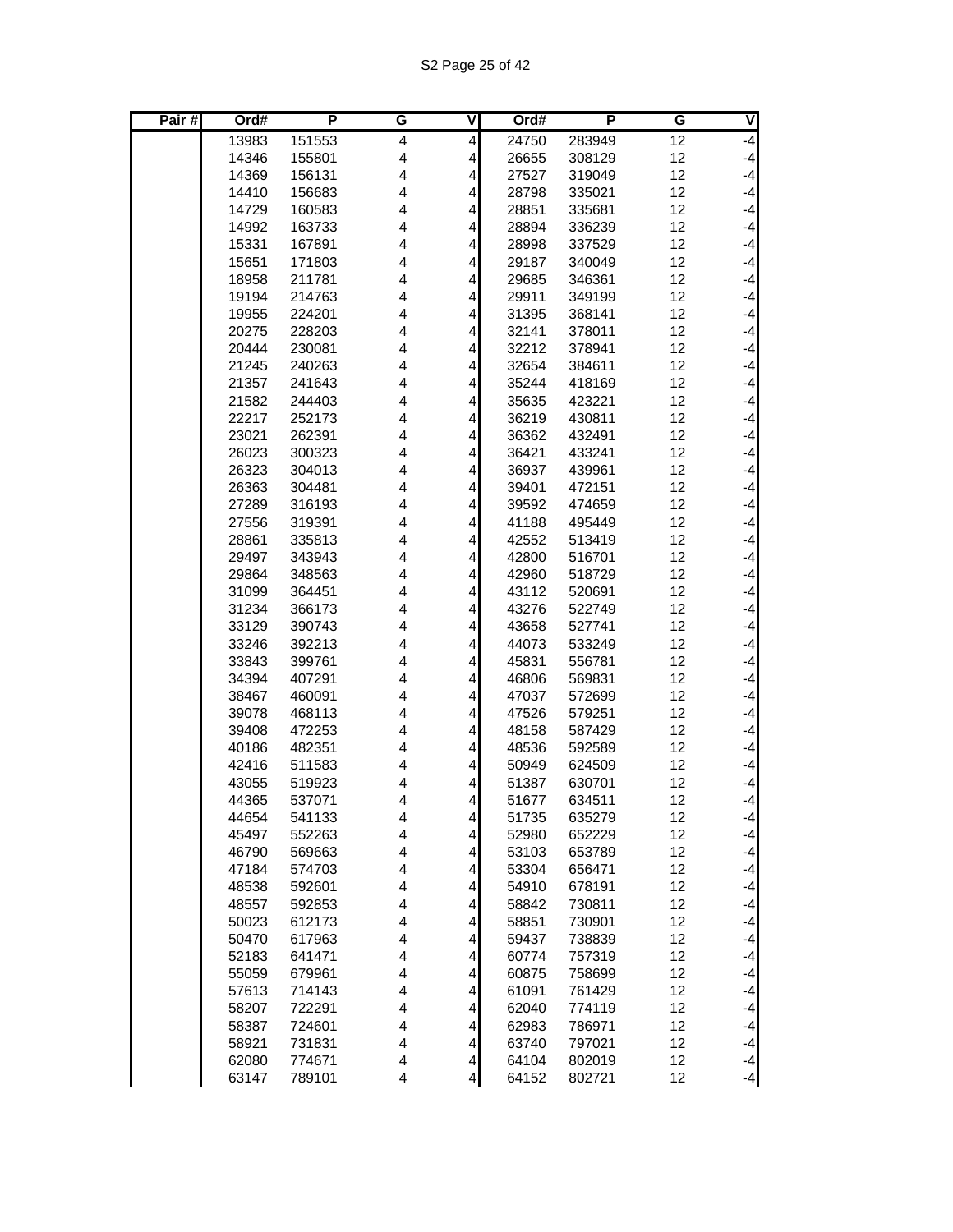| Pair # | Ord# | P | G | V | Ord# | P | G | V |
|---|---|---|---|---|---|---|---|---|
| | 13983 | 151553 | 4 | 4 | 24750 | 283949 | 12 | -4 |
| | 14346 | 155801 | 4 | 4 | 26655 | 308129 | 12 | -4 |
| | 14369 | 156131 | 4 | 4 | 27527 | 319049 | 12 | -4 |
| | 14410 | 156683 | 4 | 4 | 28798 | 335021 | 12 | -4 |
| | 14729 | 160583 | 4 | 4 | 28851 | 335681 | 12 | -4 |
| | 14992 | 163733 | 4 | 4 | 28894 | 336239 | 12 | -4 |
| | 15331 | 167891 | 4 | 4 | 28998 | 337529 | 12 | -4 |
| | 15651 | 171803 | 4 | 4 | 29187 | 340049 | 12 | -4 |
| | 18958 | 211781 | 4 | 4 | 29685 | 346361 | 12 | -4 |
| | 19194 | 214763 | 4 | 4 | 29911 | 349199 | 12 | -4 |
| | 19955 | 224201 | 4 | 4 | 31395 | 368141 | 12 | -4 |
| | 20275 | 228203 | 4 | 4 | 32141 | 378011 | 12 | -4 |
| | 20444 | 230081 | 4 | 4 | 32212 | 378941 | 12 | -4 |
| | 21245 | 240263 | 4 | 4 | 32654 | 384611 | 12 | -4 |
| | 21357 | 241643 | 4 | 4 | 35244 | 418169 | 12 | -4 |
| | 21582 | 244403 | 4 | 4 | 35635 | 423221 | 12 | -4 |
| | 22217 | 252173 | 4 | 4 | 36219 | 430811 | 12 | -4 |
| | 23021 | 262391 | 4 | 4 | 36362 | 432491 | 12 | -4 |
| | 26023 | 300323 | 4 | 4 | 36421 | 433241 | 12 | -4 |
| | 26323 | 304013 | 4 | 4 | 36937 | 439961 | 12 | -4 |
| | 26363 | 304481 | 4 | 4 | 39401 | 472151 | 12 | -4 |
| | 27289 | 316193 | 4 | 4 | 39592 | 474659 | 12 | -4 |
| | 27556 | 319391 | 4 | 4 | 41188 | 495449 | 12 | -4 |
| | 28861 | 335813 | 4 | 4 | 42552 | 513419 | 12 | -4 |
| | 29497 | 343943 | 4 | 4 | 42800 | 516701 | 12 | -4 |
| | 29864 | 348563 | 4 | 4 | 42960 | 518729 | 12 | -4 |
| | 31099 | 364451 | 4 | 4 | 43112 | 520691 | 12 | -4 |
| | 31234 | 366173 | 4 | 4 | 43276 | 522749 | 12 | -4 |
| | 33129 | 390743 | 4 | 4 | 43658 | 527741 | 12 | -4 |
| | 33246 | 392213 | 4 | 4 | 44073 | 533249 | 12 | -4 |
| | 33843 | 399761 | 4 | 4 | 45831 | 556781 | 12 | -4 |
| | 34394 | 407291 | 4 | 4 | 46806 | 569831 | 12 | -4 |
| | 38467 | 460091 | 4 | 4 | 47037 | 572699 | 12 | -4 |
| | 39078 | 468113 | 4 | 4 | 47526 | 579251 | 12 | -4 |
| | 39408 | 472253 | 4 | 4 | 48158 | 587429 | 12 | -4 |
| | 40186 | 482351 | 4 | 4 | 48536 | 592589 | 12 | -4 |
| | 42416 | 511583 | 4 | 4 | 50949 | 624509 | 12 | -4 |
| | 43055 | 519923 | 4 | 4 | 51387 | 630701 | 12 | -4 |
| | 44365 | 537071 | 4 | 4 | 51677 | 634511 | 12 | -4 |
| | 44654 | 541133 | 4 | 4 | 51735 | 635279 | 12 | -4 |
| | 45497 | 552263 | 4 | 4 | 52980 | 652229 | 12 | -4 |
| | 46790 | 569663 | 4 | 4 | 53103 | 653789 | 12 | -4 |
| | 47184 | 574703 | 4 | 4 | 53304 | 656471 | 12 | -4 |
| | 48538 | 592601 | 4 | 4 | 54910 | 678191 | 12 | -4 |
| | 48557 | 592853 | 4 | 4 | 58842 | 730811 | 12 | -4 |
| | 50023 | 612173 | 4 | 4 | 58851 | 730901 | 12 | -4 |
| | 50470 | 617963 | 4 | 4 | 59437 | 738839 | 12 | -4 |
| | 52183 | 641471 | 4 | 4 | 60774 | 757319 | 12 | -4 |
| | 55059 | 679961 | 4 | 4 | 60875 | 758699 | 12 | -4 |
| | 57613 | 714143 | 4 | 4 | 61091 | 761429 | 12 | -4 |
| | 58207 | 722291 | 4 | 4 | 62040 | 774119 | 12 | -4 |
| | 58387 | 724601 | 4 | 4 | 62983 | 786971 | 12 | -4 |
| | 58921 | 731831 | 4 | 4 | 63740 | 797021 | 12 | -4 |
| | 62080 | 774671 | 4 | 4 | 64104 | 802019 | 12 | -4 |
| | 63147 | 789101 | 4 | 4 | 64152 | 802721 | 12 | -4 |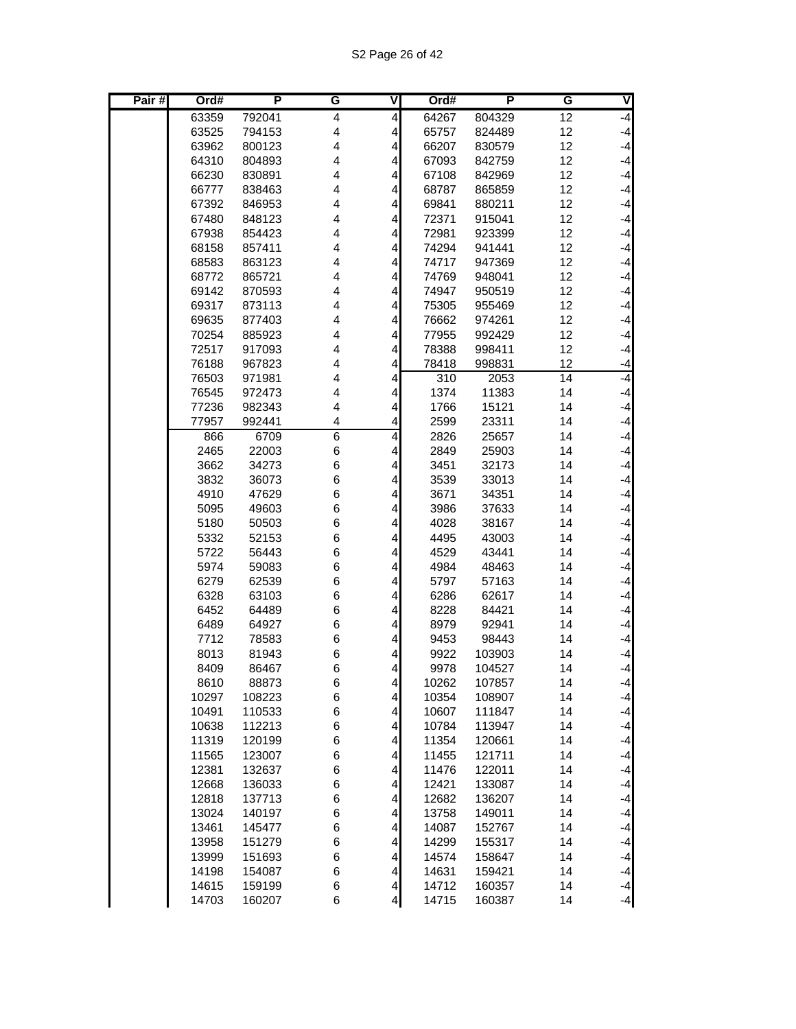| Pair # | Ord# | P | G | V | Ord# | P | G | V |
|---|---|---|---|---|---|---|---|---|
| | 63359 | 792041 | 4 | 4 | 64267 | 804329 | 12 | -4 |
| | 63525 | 794153 | 4 | 4 | 65757 | 824489 | 12 | -4 |
| | 63962 | 800123 | 4 | 4 | 66207 | 830579 | 12 | -4 |
| | 64310 | 804893 | 4 | 4 | 67093 | 842759 | 12 | -4 |
| | 66230 | 830891 | 4 | 4 | 67108 | 842969 | 12 | -4 |
| | 66777 | 838463 | 4 | 4 | 68787 | 865859 | 12 | -4 |
| | 67392 | 846953 | 4 | 4 | 69841 | 880211 | 12 | -4 |
| | 67480 | 848123 | 4 | 4 | 72371 | 915041 | 12 | -4 |
| | 67938 | 854423 | 4 | 4 | 72981 | 923399 | 12 | -4 |
| | 68158 | 857411 | 4 | 4 | 74294 | 941441 | 12 | -4 |
| | 68583 | 863123 | 4 | 4 | 74717 | 947369 | 12 | -4 |
| | 68772 | 865721 | 4 | 4 | 74769 | 948041 | 12 | -4 |
| | 69142 | 870593 | 4 | 4 | 74947 | 950519 | 12 | -4 |
| | 69317 | 873113 | 4 | 4 | 75305 | 955469 | 12 | -4 |
| | 69635 | 877403 | 4 | 4 | 76662 | 974261 | 12 | -4 |
| | 70254 | 885923 | 4 | 4 | 77955 | 992429 | 12 | -4 |
| | 72517 | 917093 | 4 | 4 | 78388 | 998411 | 12 | -4 |
| | 76188 | 967823 | 4 | 4 | 78418 | 998831 | 12 | -4 |
| | 76503 | 971981 | 4 | 4 | 310 | 2053 | 14 | -4 |
| | 76545 | 972473 | 4 | 4 | 1374 | 11383 | 14 | -4 |
| | 77236 | 982343 | 4 | 4 | 1766 | 15121 | 14 | -4 |
| | 77957 | 992441 | 4 | 4 | 2599 | 23311 | 14 | -4 |
| | 866 | 6709 | 6 | 4 | 2826 | 25657 | 14 | -4 |
| | 2465 | 22003 | 6 | 4 | 2849 | 25903 | 14 | -4 |
| | 3662 | 34273 | 6 | 4 | 3451 | 32173 | 14 | -4 |
| | 3832 | 36073 | 6 | 4 | 3539 | 33013 | 14 | -4 |
| | 4910 | 47629 | 6 | 4 | 3671 | 34351 | 14 | -4 |
| | 5095 | 49603 | 6 | 4 | 3986 | 37633 | 14 | -4 |
| | 5180 | 50503 | 6 | 4 | 4028 | 38167 | 14 | -4 |
| | 5332 | 52153 | 6 | 4 | 4495 | 43003 | 14 | -4 |
| | 5722 | 56443 | 6 | 4 | 4529 | 43441 | 14 | -4 |
| | 5974 | 59083 | 6 | 4 | 4984 | 48463 | 14 | -4 |
| | 6279 | 62539 | 6 | 4 | 5797 | 57163 | 14 | -4 |
| | 6328 | 63103 | 6 | 4 | 6286 | 62617 | 14 | -4 |
| | 6452 | 64489 | 6 | 4 | 8228 | 84421 | 14 | -4 |
| | 6489 | 64927 | 6 | 4 | 8979 | 92941 | 14 | -4 |
| | 7712 | 78583 | 6 | 4 | 9453 | 98443 | 14 | -4 |
| | 8013 | 81943 | 6 | 4 | 9922 | 103903 | 14 | -4 |
| | 8409 | 86467 | 6 | 4 | 9978 | 104527 | 14 | -4 |
| | 8610 | 88873 | 6 | 4 | 10262 | 107857 | 14 | -4 |
| | 10297 | 108223 | 6 | 4 | 10354 | 108907 | 14 | -4 |
| | 10491 | 110533 | 6 | 4 | 10607 | 111847 | 14 | -4 |
| | 10638 | 112213 | 6 | 4 | 10784 | 113947 | 14 | -4 |
| | 11319 | 120199 | 6 | 4 | 11354 | 120661 | 14 | -4 |
| | 11565 | 123007 | 6 | 4 | 11455 | 121711 | 14 | -4 |
| | 12381 | 132637 | 6 | 4 | 11476 | 122011 | 14 | -4 |
| | 12668 | 136033 | 6 | 4 | 12421 | 133087 | 14 | -4 |
| | 12818 | 137713 | 6 | 4 | 12682 | 136207 | 14 | -4 |
| | 13024 | 140197 | 6 | 4 | 13758 | 149011 | 14 | -4 |
| | 13461 | 145477 | 6 | 4 | 14087 | 152767 | 14 | -4 |
| | 13958 | 151279 | 6 | 4 | 14299 | 155317 | 14 | -4 |
| | 13999 | 151693 | 6 | 4 | 14574 | 158647 | 14 | -4 |
| | 14198 | 154087 | 6 | 4 | 14631 | 159421 | 14 | -4 |
| | 14615 | 159199 | 6 | 4 | 14712 | 160357 | 14 | -4 |
| | 14703 | 160207 | 6 | 4 | 14715 | 160387 | 14 | -4 |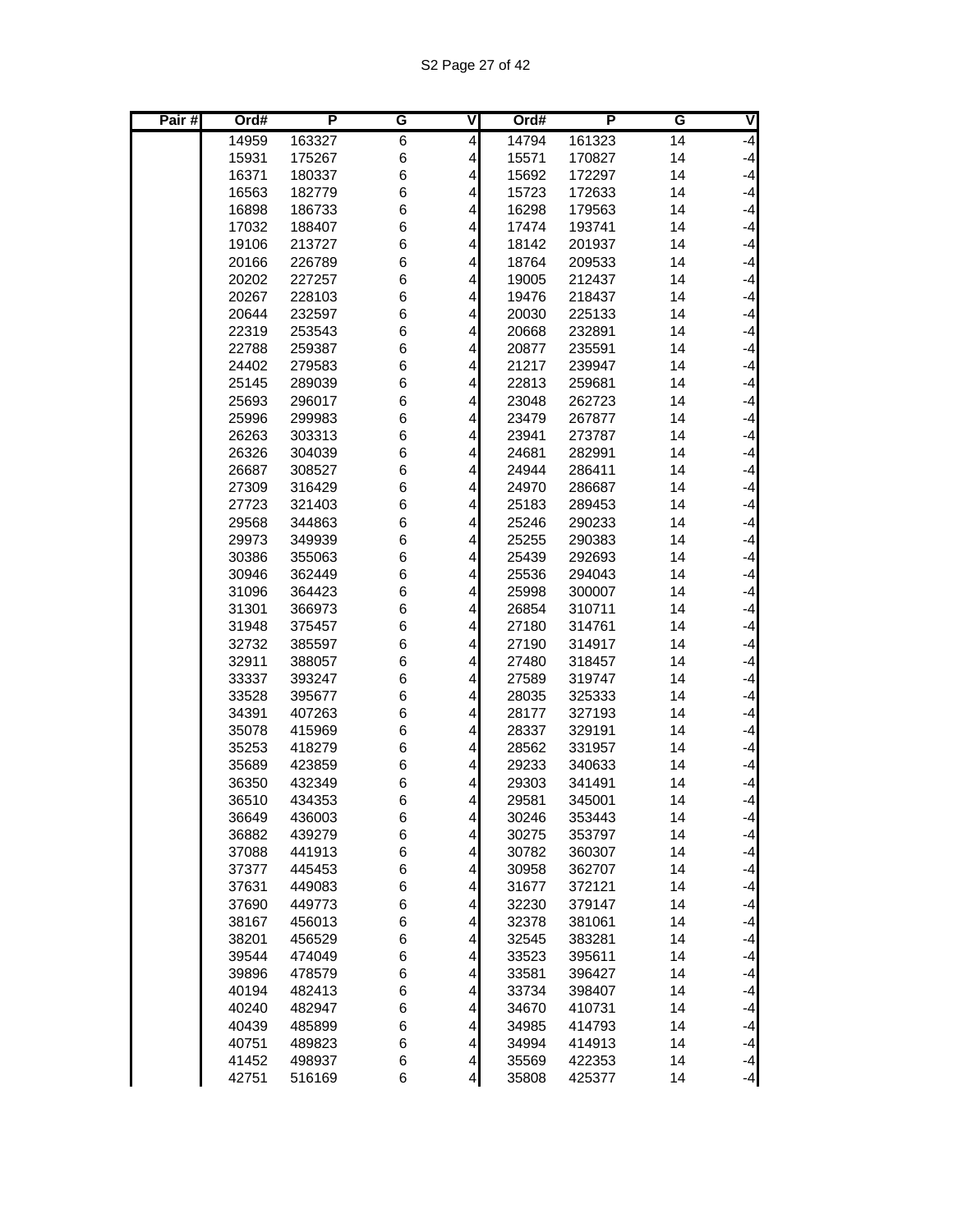| Pair # | Ord# | P | G | V | Ord# | P | G | V |
|---|---|---|---|---|---|---|---|---|
| | 14959 | 163327 | 6 | 4 | 14794 | 161323 | 14 | -4 |
| | 15931 | 175267 | 6 | 4 | 15571 | 170827 | 14 | -4 |
| | 16371 | 180337 | 6 | 4 | 15692 | 172297 | 14 | -4 |
| | 16563 | 182779 | 6 | 4 | 15723 | 172633 | 14 | -4 |
| | 16898 | 186733 | 6 | 4 | 16298 | 179563 | 14 | -4 |
| | 17032 | 188407 | 6 | 4 | 17474 | 193741 | 14 | -4 |
| | 19106 | 213727 | 6 | 4 | 18142 | 201937 | 14 | -4 |
| | 20166 | 226789 | 6 | 4 | 18764 | 209533 | 14 | -4 |
| | 20202 | 227257 | 6 | 4 | 19005 | 212437 | 14 | -4 |
| | 20267 | 228103 | 6 | 4 | 19476 | 218437 | 14 | -4 |
| | 20644 | 232597 | 6 | 4 | 20030 | 225133 | 14 | -4 |
| | 22319 | 253543 | 6 | 4 | 20668 | 232891 | 14 | -4 |
| | 22788 | 259387 | 6 | 4 | 20877 | 235591 | 14 | -4 |
| | 24402 | 279583 | 6 | 4 | 21217 | 239947 | 14 | -4 |
| | 25145 | 289039 | 6 | 4 | 22813 | 259681 | 14 | -4 |
| | 25693 | 296017 | 6 | 4 | 23048 | 262723 | 14 | -4 |
| | 25996 | 299983 | 6 | 4 | 23479 | 267877 | 14 | -4 |
| | 26263 | 303313 | 6 | 4 | 23941 | 273787 | 14 | -4 |
| | 26326 | 304039 | 6 | 4 | 24681 | 282991 | 14 | -4 |
| | 26687 | 308527 | 6 | 4 | 24944 | 286411 | 14 | -4 |
| | 27309 | 316429 | 6 | 4 | 24970 | 286687 | 14 | -4 |
| | 27723 | 321403 | 6 | 4 | 25183 | 289453 | 14 | -4 |
| | 29568 | 344863 | 6 | 4 | 25246 | 290233 | 14 | -4 |
| | 29973 | 349939 | 6 | 4 | 25255 | 290383 | 14 | -4 |
| | 30386 | 355063 | 6 | 4 | 25439 | 292693 | 14 | -4 |
| | 30946 | 362449 | 6 | 4 | 25536 | 294043 | 14 | -4 |
| | 31096 | 364423 | 6 | 4 | 25998 | 300007 | 14 | -4 |
| | 31301 | 366973 | 6 | 4 | 26854 | 310711 | 14 | -4 |
| | 31948 | 375457 | 6 | 4 | 27180 | 314761 | 14 | -4 |
| | 32732 | 385597 | 6 | 4 | 27190 | 314917 | 14 | -4 |
| | 32911 | 388057 | 6 | 4 | 27480 | 318457 | 14 | -4 |
| | 33337 | 393247 | 6 | 4 | 27589 | 319747 | 14 | -4 |
| | 33528 | 395677 | 6 | 4 | 28035 | 325333 | 14 | -4 |
| | 34391 | 407263 | 6 | 4 | 28177 | 327193 | 14 | -4 |
| | 35078 | 415969 | 6 | 4 | 28337 | 329191 | 14 | -4 |
| | 35253 | 418279 | 6 | 4 | 28562 | 331957 | 14 | -4 |
| | 35689 | 423859 | 6 | 4 | 29233 | 340633 | 14 | -4 |
| | 36350 | 432349 | 6 | 4 | 29303 | 341491 | 14 | -4 |
| | 36510 | 434353 | 6 | 4 | 29581 | 345001 | 14 | -4 |
| | 36649 | 436003 | 6 | 4 | 30246 | 353443 | 14 | -4 |
| | 36882 | 439279 | 6 | 4 | 30275 | 353797 | 14 | -4 |
| | 37088 | 441913 | 6 | 4 | 30782 | 360307 | 14 | -4 |
| | 37377 | 445453 | 6 | 4 | 30958 | 362707 | 14 | -4 |
| | 37631 | 449083 | 6 | 4 | 31677 | 372121 | 14 | -4 |
| | 37690 | 449773 | 6 | 4 | 32230 | 379147 | 14 | -4 |
| | 38167 | 456013 | 6 | 4 | 32378 | 381061 | 14 | -4 |
| | 38201 | 456529 | 6 | 4 | 32545 | 383281 | 14 | -4 |
| | 39544 | 474049 | 6 | 4 | 33523 | 395611 | 14 | -4 |
| | 39896 | 478579 | 6 | 4 | 33581 | 396427 | 14 | -4 |
| | 40194 | 482413 | 6 | 4 | 33734 | 398407 | 14 | -4 |
| | 40240 | 482947 | 6 | 4 | 34670 | 410731 | 14 | -4 |
| | 40439 | 485899 | 6 | 4 | 34985 | 414793 | 14 | -4 |
| | 40751 | 489823 | 6 | 4 | 34994 | 414913 | 14 | -4 |
| | 41452 | 498937 | 6 | 4 | 35569 | 422353 | 14 | -4 |
| | 42751 | 516169 | 6 | 4 | 35808 | 425377 | 14 | -4 |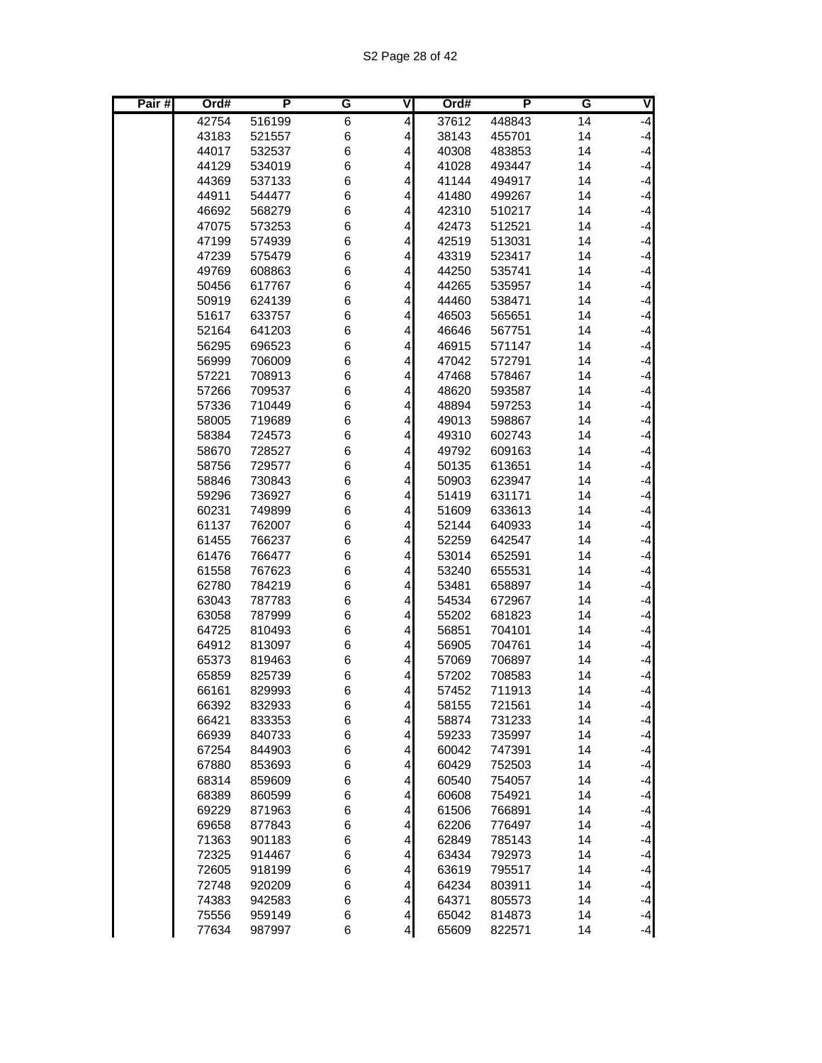| Pair # | Ord# | P | G | V | Ord# | P | G | V |
|---|---|---|---|---|---|---|---|---|
| | 42754 | 516199 | 6 | 4 | 37612 | 448843 | 14 | -4 |
| | 43183 | 521557 | 6 | 4 | 38143 | 455701 | 14 | -4 |
| | 44017 | 532537 | 6 | 4 | 40308 | 483853 | 14 | -4 |
| | 44129 | 534019 | 6 | 4 | 41028 | 493447 | 14 | -4 |
| | 44369 | 537133 | 6 | 4 | 41144 | 494917 | 14 | -4 |
| | 44911 | 544477 | 6 | 4 | 41480 | 499267 | 14 | -4 |
| | 46692 | 568279 | 6 | 4 | 42310 | 510217 | 14 | -4 |
| | 47075 | 573253 | 6 | 4 | 42473 | 512521 | 14 | -4 |
| | 47199 | 574939 | 6 | 4 | 42519 | 513031 | 14 | -4 |
| | 47239 | 575479 | 6 | 4 | 43319 | 523417 | 14 | -4 |
| | 49769 | 608863 | 6 | 4 | 44250 | 535741 | 14 | -4 |
| | 50456 | 617767 | 6 | 4 | 44265 | 535957 | 14 | -4 |
| | 50919 | 624139 | 6 | 4 | 44460 | 538471 | 14 | -4 |
| | 51617 | 633757 | 6 | 4 | 46503 | 565651 | 14 | -4 |
| | 52164 | 641203 | 6 | 4 | 46646 | 567751 | 14 | -4 |
| | 56295 | 696523 | 6 | 4 | 46915 | 571147 | 14 | -4 |
| | 56999 | 706009 | 6 | 4 | 47042 | 572791 | 14 | -4 |
| | 57221 | 708913 | 6 | 4 | 47468 | 578467 | 14 | -4 |
| | 57266 | 709537 | 6 | 4 | 48620 | 593587 | 14 | -4 |
| | 57336 | 710449 | 6 | 4 | 48894 | 597253 | 14 | -4 |
| | 58005 | 719689 | 6 | 4 | 49013 | 598867 | 14 | -4 |
| | 58384 | 724573 | 6 | 4 | 49310 | 602743 | 14 | -4 |
| | 58670 | 728527 | 6 | 4 | 49792 | 609163 | 14 | -4 |
| | 58756 | 729577 | 6 | 4 | 50135 | 613651 | 14 | -4 |
| | 58846 | 730843 | 6 | 4 | 50903 | 623947 | 14 | -4 |
| | 59296 | 736927 | 6 | 4 | 51419 | 631171 | 14 | -4 |
| | 60231 | 749899 | 6 | 4 | 51609 | 633613 | 14 | -4 |
| | 61137 | 762007 | 6 | 4 | 52144 | 640933 | 14 | -4 |
| | 61455 | 766237 | 6 | 4 | 52259 | 642547 | 14 | -4 |
| | 61476 | 766477 | 6 | 4 | 53014 | 652591 | 14 | -4 |
| | 61558 | 767623 | 6 | 4 | 53240 | 655531 | 14 | -4 |
| | 62780 | 784219 | 6 | 4 | 53481 | 658897 | 14 | -4 |
| | 63043 | 787783 | 6 | 4 | 54534 | 672967 | 14 | -4 |
| | 63058 | 787999 | 6 | 4 | 55202 | 681823 | 14 | -4 |
| | 64725 | 810493 | 6 | 4 | 56851 | 704101 | 14 | -4 |
| | 64912 | 813097 | 6 | 4 | 56905 | 704761 | 14 | -4 |
| | 65373 | 819463 | 6 | 4 | 57069 | 706897 | 14 | -4 |
| | 65859 | 825739 | 6 | 4 | 57202 | 708583 | 14 | -4 |
| | 66161 | 829993 | 6 | 4 | 57452 | 711913 | 14 | -4 |
| | 66392 | 832933 | 6 | 4 | 58155 | 721561 | 14 | -4 |
| | 66421 | 833353 | 6 | 4 | 58874 | 731233 | 14 | -4 |
| | 66939 | 840733 | 6 | 4 | 59233 | 735997 | 14 | -4 |
| | 67254 | 844903 | 6 | 4 | 60042 | 747391 | 14 | -4 |
| | 67880 | 853693 | 6 | 4 | 60429 | 752503 | 14 | -4 |
| | 68314 | 859609 | 6 | 4 | 60540 | 754057 | 14 | -4 |
| | 68389 | 860599 | 6 | 4 | 60608 | 754921 | 14 | -4 |
| | 69229 | 871963 | 6 | 4 | 61506 | 766891 | 14 | -4 |
| | 69658 | 877843 | 6 | 4 | 62206 | 776497 | 14 | -4 |
| | 71363 | 901183 | 6 | 4 | 62849 | 785143 | 14 | -4 |
| | 72325 | 914467 | 6 | 4 | 63434 | 792973 | 14 | -4 |
| | 72605 | 918199 | 6 | 4 | 63619 | 795517 | 14 | -4 |
| | 72748 | 920209 | 6 | 4 | 64234 | 803911 | 14 | -4 |
| | 74383 | 942583 | 6 | 4 | 64371 | 805573 | 14 | -4 |
| | 75556 | 959149 | 6 | 4 | 65042 | 814873 | 14 | -4 |
| | 77634 | 987997 | 6 | 4 | 65609 | 822571 | 14 | -4 |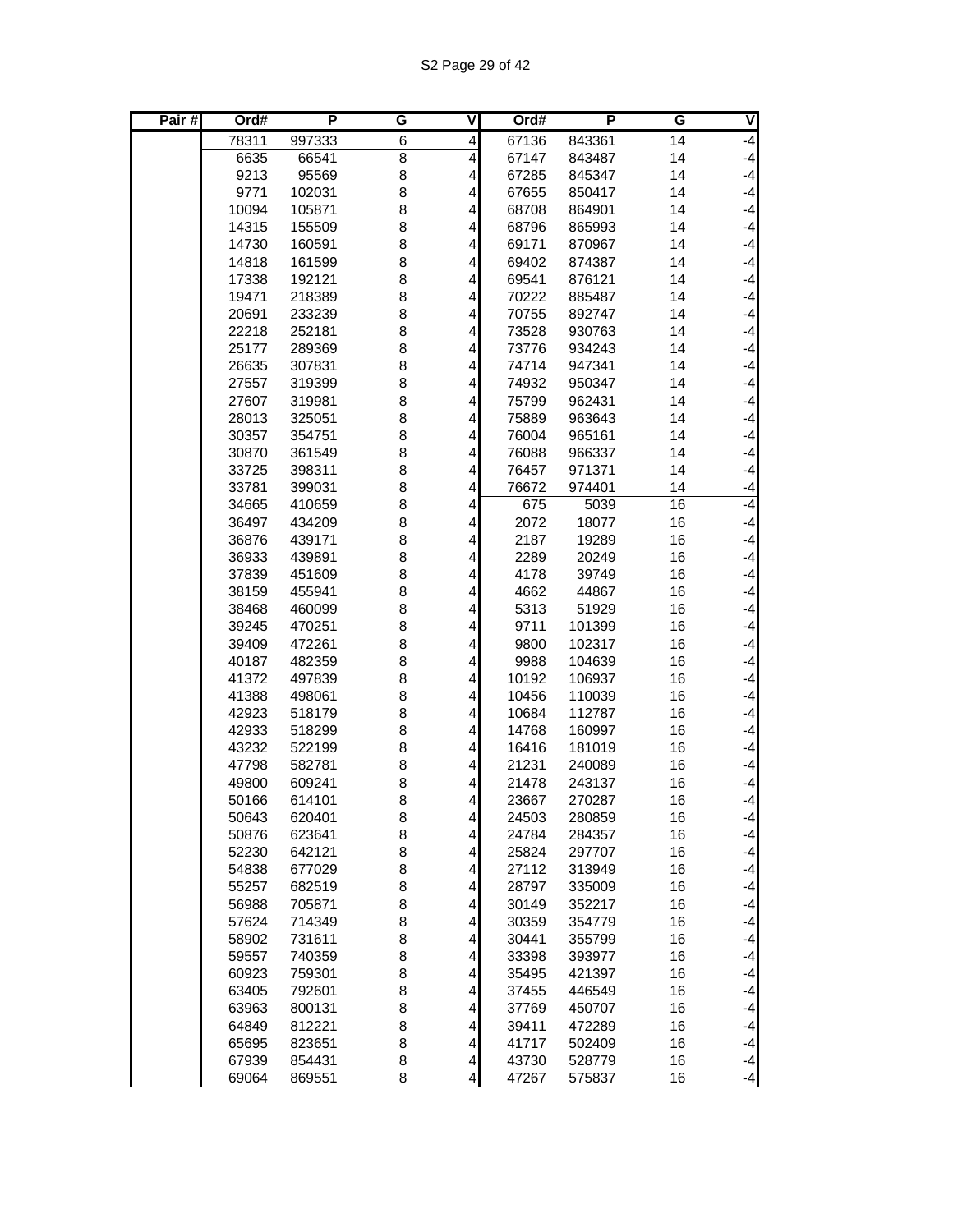| Pair # | Ord# | P | G | V | Ord# | P | G | V |
|---|---|---|---|---|---|---|---|---|
| | 78311 | 997333 | 6 | 4 | 67136 | 843361 | 14 | -4 |
| | 6635 | 66541 | 8 | 4 | 67147 | 843487 | 14 | -4 |
| | 9213 | 95569 | 8 | 4 | 67285 | 845347 | 14 | -4 |
| | 9771 | 102031 | 8 | 4 | 67655 | 850417 | 14 | -4 |
| | 10094 | 105871 | 8 | 4 | 68708 | 864901 | 14 | -4 |
| | 14315 | 155509 | 8 | 4 | 68796 | 865993 | 14 | -4 |
| | 14730 | 160591 | 8 | 4 | 69171 | 870967 | 14 | -4 |
| | 14818 | 161599 | 8 | 4 | 69402 | 874387 | 14 | -4 |
| | 17338 | 192121 | 8 | 4 | 69541 | 876121 | 14 | -4 |
| | 19471 | 218389 | 8 | 4 | 70222 | 885487 | 14 | -4 |
| | 20691 | 233239 | 8 | 4 | 70755 | 892747 | 14 | -4 |
| | 22218 | 252181 | 8 | 4 | 73528 | 930763 | 14 | -4 |
| | 25177 | 289369 | 8 | 4 | 73776 | 934243 | 14 | -4 |
| | 26635 | 307831 | 8 | 4 | 74714 | 947341 | 14 | -4 |
| | 27557 | 319399 | 8 | 4 | 74932 | 950347 | 14 | -4 |
| | 27607 | 319981 | 8 | 4 | 75799 | 962431 | 14 | -4 |
| | 28013 | 325051 | 8 | 4 | 75889 | 963643 | 14 | -4 |
| | 30357 | 354751 | 8 | 4 | 76004 | 965161 | 14 | -4 |
| | 30870 | 361549 | 8 | 4 | 76088 | 966337 | 14 | -4 |
| | 33725 | 398311 | 8 | 4 | 76457 | 971371 | 14 | -4 |
| | 33781 | 399031 | 8 | 4 | 76672 | 974401 | 14 | -4 |
| | 34665 | 410659 | 8 | 4 | 675 | 5039 | 16 | -4 |
| | 36497 | 434209 | 8 | 4 | 2072 | 18077 | 16 | -4 |
| | 36876 | 439171 | 8 | 4 | 2187 | 19289 | 16 | -4 |
| | 36933 | 439891 | 8 | 4 | 2289 | 20249 | 16 | -4 |
| | 37839 | 451609 | 8 | 4 | 4178 | 39749 | 16 | -4 |
| | 38159 | 455941 | 8 | 4 | 4662 | 44867 | 16 | -4 |
| | 38468 | 460099 | 8 | 4 | 5313 | 51929 | 16 | -4 |
| | 39245 | 470251 | 8 | 4 | 9711 | 101399 | 16 | -4 |
| | 39409 | 472261 | 8 | 4 | 9800 | 102317 | 16 | -4 |
| | 40187 | 482359 | 8 | 4 | 9988 | 104639 | 16 | -4 |
| | 41372 | 497839 | 8 | 4 | 10192 | 106937 | 16 | -4 |
| | 41388 | 498061 | 8 | 4 | 10456 | 110039 | 16 | -4 |
| | 42923 | 518179 | 8 | 4 | 10684 | 112787 | 16 | -4 |
| | 42933 | 518299 | 8 | 4 | 14768 | 160997 | 16 | -4 |
| | 43232 | 522199 | 8 | 4 | 16416 | 181019 | 16 | -4 |
| | 47798 | 582781 | 8 | 4 | 21231 | 240089 | 16 | -4 |
| | 49800 | 609241 | 8 | 4 | 21478 | 243137 | 16 | -4 |
| | 50166 | 614101 | 8 | 4 | 23667 | 270287 | 16 | -4 |
| | 50643 | 620401 | 8 | 4 | 24503 | 280859 | 16 | -4 |
| | 50876 | 623641 | 8 | 4 | 24784 | 284357 | 16 | -4 |
| | 52230 | 642121 | 8 | 4 | 25824 | 297707 | 16 | -4 |
| | 54838 | 677029 | 8 | 4 | 27112 | 313949 | 16 | -4 |
| | 55257 | 682519 | 8 | 4 | 28797 | 335009 | 16 | -4 |
| | 56988 | 705871 | 8 | 4 | 30149 | 352217 | 16 | -4 |
| | 57624 | 714349 | 8 | 4 | 30359 | 354779 | 16 | -4 |
| | 58902 | 731611 | 8 | 4 | 30441 | 355799 | 16 | -4 |
| | 59557 | 740359 | 8 | 4 | 33398 | 393977 | 16 | -4 |
| | 60923 | 759301 | 8 | 4 | 35495 | 421397 | 16 | -4 |
| | 63405 | 792601 | 8 | 4 | 37455 | 446549 | 16 | -4 |
| | 63963 | 800131 | 8 | 4 | 37769 | 450707 | 16 | -4 |
| | 64849 | 812221 | 8 | 4 | 39411 | 472289 | 16 | -4 |
| | 65695 | 823651 | 8 | 4 | 41717 | 502409 | 16 | -4 |
| | 67939 | 854431 | 8 | 4 | 43730 | 528779 | 16 | -4 |
| | 69064 | 869551 | 8 | 4 | 47267 | 575837 | 16 | -4 |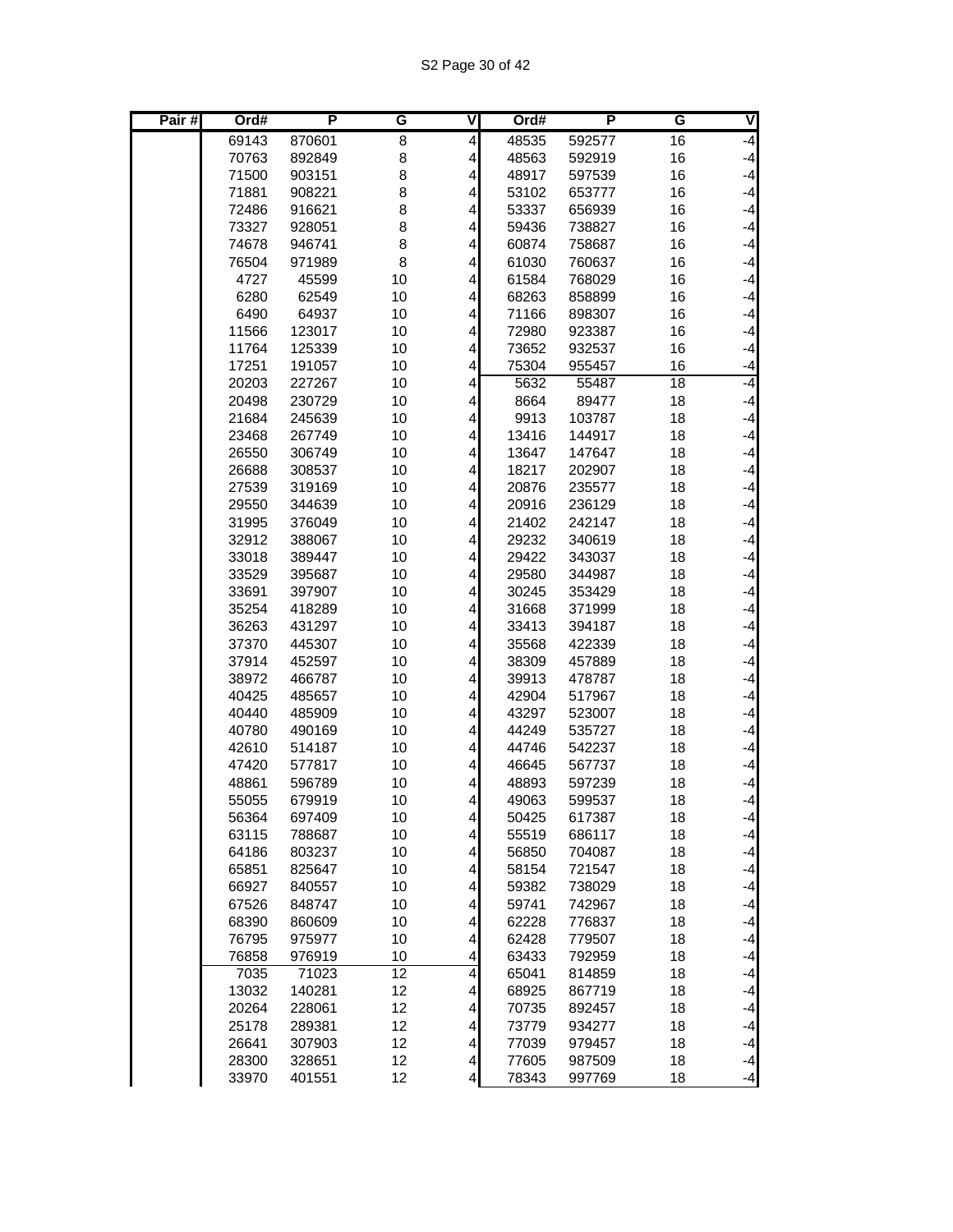| Pair # | Ord# | P | G | V | Ord# | P | G | V |
|---|---|---|---|---|---|---|---|---|
| | 69143 | 870601 | 8 | 4 | 48535 | 592577 | 16 | -4 |
| | 70763 | 892849 | 8 | 4 | 48563 | 592919 | 16 | -4 |
| | 71500 | 903151 | 8 | 4 | 48917 | 597539 | 16 | -4 |
| | 71881 | 908221 | 8 | 4 | 53102 | 653777 | 16 | -4 |
| | 72486 | 916621 | 8 | 4 | 53337 | 656939 | 16 | -4 |
| | 73327 | 928051 | 8 | 4 | 59436 | 738827 | 16 | -4 |
| | 74678 | 946741 | 8 | 4 | 60874 | 758687 | 16 | -4 |
| | 76504 | 971989 | 8 | 4 | 61030 | 760637 | 16 | -4 |
| | 4727 | 45599 | 10 | 4 | 61584 | 768029 | 16 | -4 |
| | 6280 | 62549 | 10 | 4 | 68263 | 858899 | 16 | -4 |
| | 6490 | 64937 | 10 | 4 | 71166 | 898307 | 16 | -4 |
| | 11566 | 123017 | 10 | 4 | 72980 | 923387 | 16 | -4 |
| | 11764 | 125339 | 10 | 4 | 73652 | 932537 | 16 | -4 |
| | 17251 | 191057 | 10 | 4 | 75304 | 955457 | 16 | -4 |
| | 20203 | 227267 | 10 | 4 | 5632 | 55487 | 18 | -4 |
| | 20498 | 230729 | 10 | 4 | 8664 | 89477 | 18 | -4 |
| | 21684 | 245639 | 10 | 4 | 9913 | 103787 | 18 | -4 |
| | 23468 | 267749 | 10 | 4 | 13416 | 144917 | 18 | -4 |
| | 26550 | 306749 | 10 | 4 | 13647 | 147647 | 18 | -4 |
| | 26688 | 308537 | 10 | 4 | 18217 | 202907 | 18 | -4 |
| | 27539 | 319169 | 10 | 4 | 20876 | 235577 | 18 | -4 |
| | 29550 | 344639 | 10 | 4 | 20916 | 236129 | 18 | -4 |
| | 31995 | 376049 | 10 | 4 | 21402 | 242147 | 18 | -4 |
| | 32912 | 388067 | 10 | 4 | 29232 | 340619 | 18 | -4 |
| | 33018 | 389447 | 10 | 4 | 29422 | 343037 | 18 | -4 |
| | 33529 | 395687 | 10 | 4 | 29580 | 344987 | 18 | -4 |
| | 33691 | 397907 | 10 | 4 | 30245 | 353429 | 18 | -4 |
| | 35254 | 418289 | 10 | 4 | 31668 | 371999 | 18 | -4 |
| | 36263 | 431297 | 10 | 4 | 33413 | 394187 | 18 | -4 |
| | 37370 | 445307 | 10 | 4 | 35568 | 422339 | 18 | -4 |
| | 37914 | 452597 | 10 | 4 | 38309 | 457889 | 18 | -4 |
| | 38972 | 466787 | 10 | 4 | 39913 | 478787 | 18 | -4 |
| | 40425 | 485657 | 10 | 4 | 42904 | 517967 | 18 | -4 |
| | 40440 | 485909 | 10 | 4 | 43297 | 523007 | 18 | -4 |
| | 40780 | 490169 | 10 | 4 | 44249 | 535727 | 18 | -4 |
| | 42610 | 514187 | 10 | 4 | 44746 | 542237 | 18 | -4 |
| | 47420 | 577817 | 10 | 4 | 46645 | 567737 | 18 | -4 |
| | 48861 | 596789 | 10 | 4 | 48893 | 597239 | 18 | -4 |
| | 55055 | 679919 | 10 | 4 | 49063 | 599537 | 18 | -4 |
| | 56364 | 697409 | 10 | 4 | 50425 | 617387 | 18 | -4 |
| | 63115 | 788687 | 10 | 4 | 55519 | 686117 | 18 | -4 |
| | 64186 | 803237 | 10 | 4 | 56850 | 704087 | 18 | -4 |
| | 65851 | 825647 | 10 | 4 | 58154 | 721547 | 18 | -4 |
| | 66927 | 840557 | 10 | 4 | 59382 | 738029 | 18 | -4 |
| | 67526 | 848747 | 10 | 4 | 59741 | 742967 | 18 | -4 |
| | 68390 | 860609 | 10 | 4 | 62228 | 776837 | 18 | -4 |
| | 76795 | 975977 | 10 | 4 | 62428 | 779507 | 18 | -4 |
| | 76858 | 976919 | 10 | 4 | 63433 | 792959 | 18 | -4 |
| | 7035 | 71023 | 12 | 4 | 65041 | 814859 | 18 | -4 |
| | 13032 | 140281 | 12 | 4 | 68925 | 867719 | 18 | -4 |
| | 20264 | 228061 | 12 | 4 | 70735 | 892457 | 18 | -4 |
| | 25178 | 289381 | 12 | 4 | 73779 | 934277 | 18 | -4 |
| | 26641 | 307903 | 12 | 4 | 77039 | 979457 | 18 | -4 |
| | 28300 | 328651 | 12 | 4 | 77605 | 987509 | 18 | -4 |
| | 33970 | 401551 | 12 | 4 | 78343 | 997769 | 18 | -4 |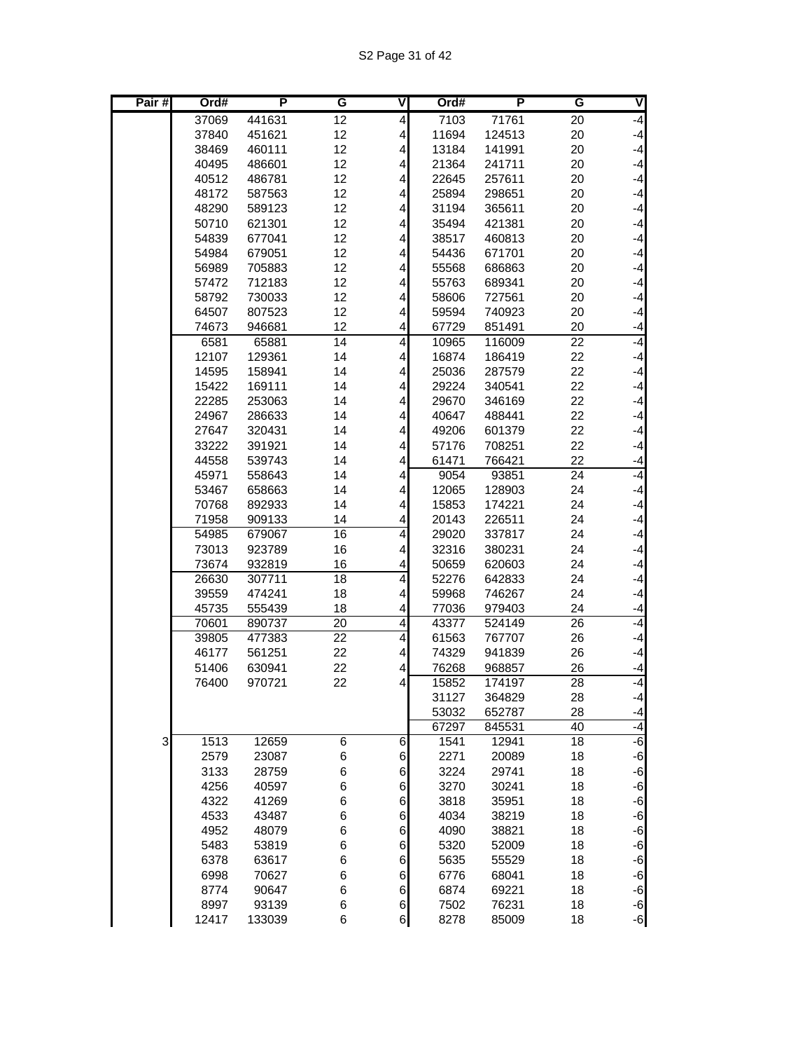| Pair # | Ord# | P | G | V | Ord# | P | G | V |
|---|---|---|---|---|---|---|---|---|
| | 37069 | 441631 | 12 | 4 | 7103 | 71761 | 20 | -4 |
| | 37840 | 451621 | 12 | 4 | 11694 | 124513 | 20 | -4 |
| | 38469 | 460111 | 12 | 4 | 13184 | 141991 | 20 | -4 |
| | 40495 | 486601 | 12 | 4 | 21364 | 241711 | 20 | -4 |
| | 40512 | 486781 | 12 | 4 | 22645 | 257611 | 20 | -4 |
| | 48172 | 587563 | 12 | 4 | 25894 | 298651 | 20 | -4 |
| | 48290 | 589123 | 12 | 4 | 31194 | 365611 | 20 | -4 |
| | 50710 | 621301 | 12 | 4 | 35494 | 421381 | 20 | -4 |
| | 54839 | 677041 | 12 | 4 | 38517 | 460813 | 20 | -4 |
| | 54984 | 679051 | 12 | 4 | 54436 | 671701 | 20 | -4 |
| | 56989 | 705883 | 12 | 4 | 55568 | 686863 | 20 | -4 |
| | 57472 | 712183 | 12 | 4 | 55763 | 689341 | 20 | -4 |
| | 58792 | 730033 | 12 | 4 | 58606 | 727561 | 20 | -4 |
| | 64507 | 807523 | 12 | 4 | 59594 | 740923 | 20 | -4 |
| | 74673 | 946681 | 12 | 4 | 67729 | 851491 | 20 | -4 |
| | 6581 | 65881 | 14 | 4 | 10965 | 116009 | 22 | -4 |
| | 12107 | 129361 | 14 | 4 | 16874 | 186419 | 22 | -4 |
| | 14595 | 158941 | 14 | 4 | 25036 | 287579 | 22 | -4 |
| | 15422 | 169111 | 14 | 4 | 29224 | 340541 | 22 | -4 |
| | 22285 | 253063 | 14 | 4 | 29670 | 346169 | 22 | -4 |
| | 24967 | 286633 | 14 | 4 | 40647 | 488441 | 22 | -4 |
| | 27647 | 320431 | 14 | 4 | 49206 | 601379 | 22 | -4 |
| | 33222 | 391921 | 14 | 4 | 57176 | 708251 | 22 | -4 |
| | 44558 | 539743 | 14 | 4 | 61471 | 766421 | 22 | -4 |
| | 45971 | 558643 | 14 | 4 | 9054 | 93851 | 24 | -4 |
| | 53467 | 658663 | 14 | 4 | 12065 | 128903 | 24 | -4 |
| | 70768 | 892933 | 14 | 4 | 15853 | 174221 | 24 | -4 |
| | 71958 | 909133 | 14 | 4 | 20143 | 226511 | 24 | -4 |
| | 54985 | 679067 | 16 | 4 | 29020 | 337817 | 24 | -4 |
| | 73013 | 923789 | 16 | 4 | 32316 | 380231 | 24 | -4 |
| | 73674 | 932819 | 16 | 4 | 50659 | 620603 | 24 | -4 |
| | 26630 | 307711 | 18 | 4 | 52276 | 642833 | 24 | -4 |
| | 39559 | 474241 | 18 | 4 | 59968 | 746267 | 24 | -4 |
| | 45735 | 555439 | 18 | 4 | 77036 | 979403 | 24 | -4 |
| | 70601 | 890737 | 20 | 4 | 43377 | 524149 | 26 | -4 |
| | 39805 | 477383 | 22 | 4 | 61563 | 767707 | 26 | -4 |
| | 46177 | 561251 | 22 | 4 | 74329 | 941839 | 26 | -4 |
| | 51406 | 630941 | 22 | 4 | 76268 | 968857 | 26 | -4 |
| | 76400 | 970721 | 22 | 4 | 15852 | 174197 | 28 | -4 |
| | | | | | 31127 | 364829 | 28 | -4 |
| | | | | | 53032 | 652787 | 28 | -4 |
| | | | | | 67297 | 845531 | 40 | -4 |
| 3 | 1513 | 12659 | 6 | 6 | 1541 | 12941 | 18 | -6 |
| | 2579 | 23087 | 6 | 6 | 2271 | 20089 | 18 | -6 |
| | 3133 | 28759 | 6 | 6 | 3224 | 29741 | 18 | -6 |
| | 4256 | 40597 | 6 | 6 | 3270 | 30241 | 18 | -6 |
| | 4322 | 41269 | 6 | 6 | 3818 | 35951 | 18 | -6 |
| | 4533 | 43487 | 6 | 6 | 4034 | 38219 | 18 | -6 |
| | 4952 | 48079 | 6 | 6 | 4090 | 38821 | 18 | -6 |
| | 5483 | 53819 | 6 | 6 | 5320 | 52009 | 18 | -6 |
| | 6378 | 63617 | 6 | 6 | 5635 | 55529 | 18 | -6 |
| | 6998 | 70627 | 6 | 6 | 6776 | 68041 | 18 | -6 |
| | 8774 | 90647 | 6 | 6 | 6874 | 69221 | 18 | -6 |
| | 8997 | 93139 | 6 | 6 | 7502 | 76231 | 18 | -6 |
| | 12417 | 133039 | 6 | 6 | 8278 | 85009 | 18 | -6 |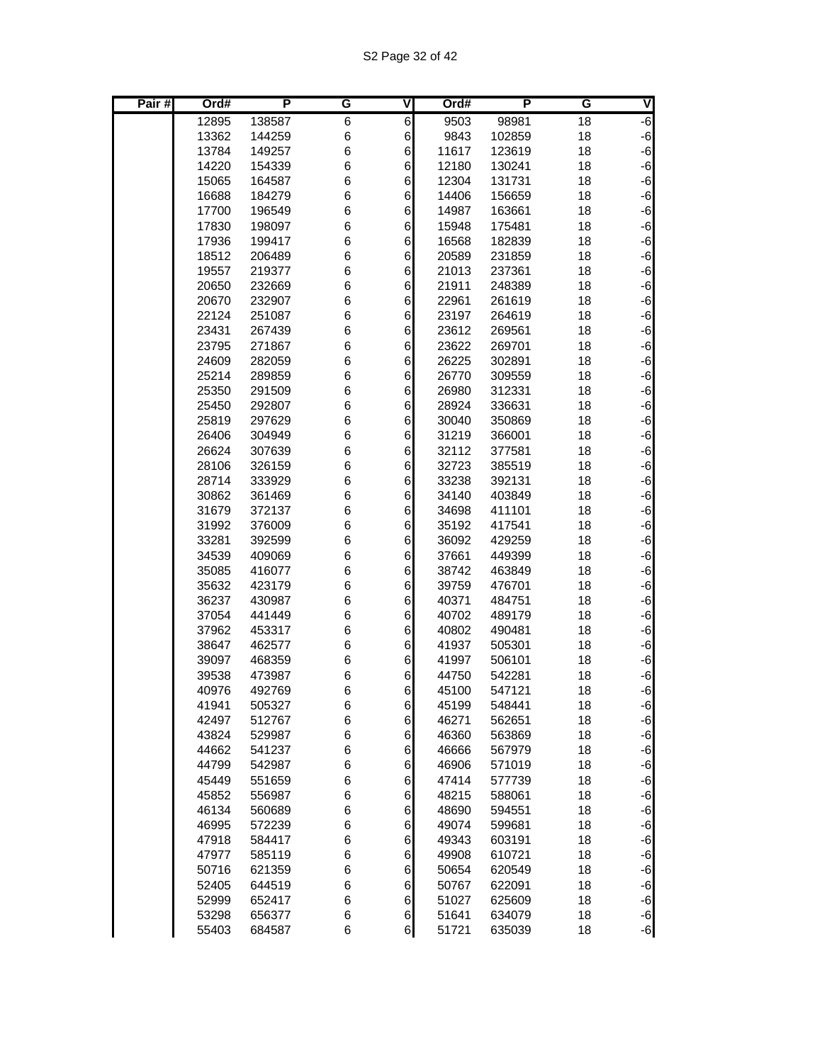| Pair # | Ord# | P | G | V | Ord# | P | G | V |
|---|---|---|---|---|---|---|---|---|
| | 12895 | 138587 | 6 | 6 | 9503 | 98981 | 18 | -6 |
| | 13362 | 144259 | 6 | 6 | 9843 | 102859 | 18 | -6 |
| | 13784 | 149257 | 6 | 6 | 11617 | 123619 | 18 | -6 |
| | 14220 | 154339 | 6 | 6 | 12180 | 130241 | 18 | -6 |
| | 15065 | 164587 | 6 | 6 | 12304 | 131731 | 18 | -6 |
| | 16688 | 184279 | 6 | 6 | 14406 | 156659 | 18 | -6 |
| | 17700 | 196549 | 6 | 6 | 14987 | 163661 | 18 | -6 |
| | 17830 | 198097 | 6 | 6 | 15948 | 175481 | 18 | -6 |
| | 17936 | 199417 | 6 | 6 | 16568 | 182839 | 18 | -6 |
| | 18512 | 206489 | 6 | 6 | 20589 | 231859 | 18 | -6 |
| | 19557 | 219377 | 6 | 6 | 21013 | 237361 | 18 | -6 |
| | 20650 | 232669 | 6 | 6 | 21911 | 248389 | 18 | -6 |
| | 20670 | 232907 | 6 | 6 | 22961 | 261619 | 18 | -6 |
| | 22124 | 251087 | 6 | 6 | 23197 | 264619 | 18 | -6 |
| | 23431 | 267439 | 6 | 6 | 23612 | 269561 | 18 | -6 |
| | 23795 | 271867 | 6 | 6 | 23622 | 269701 | 18 | -6 |
| | 24609 | 282059 | 6 | 6 | 26225 | 302891 | 18 | -6 |
| | 25214 | 289859 | 6 | 6 | 26770 | 309559 | 18 | -6 |
| | 25350 | 291509 | 6 | 6 | 26980 | 312331 | 18 | -6 |
| | 25450 | 292807 | 6 | 6 | 28924 | 336631 | 18 | -6 |
| | 25819 | 297629 | 6 | 6 | 30040 | 350869 | 18 | -6 |
| | 26406 | 304949 | 6 | 6 | 31219 | 366001 | 18 | -6 |
| | 26624 | 307639 | 6 | 6 | 32112 | 377581 | 18 | -6 |
| | 28106 | 326159 | 6 | 6 | 32723 | 385519 | 18 | -6 |
| | 28714 | 333929 | 6 | 6 | 33238 | 392131 | 18 | -6 |
| | 30862 | 361469 | 6 | 6 | 34140 | 403849 | 18 | -6 |
| | 31679 | 372137 | 6 | 6 | 34698 | 411101 | 18 | -6 |
| | 31992 | 376009 | 6 | 6 | 35192 | 417541 | 18 | -6 |
| | 33281 | 392599 | 6 | 6 | 36092 | 429259 | 18 | -6 |
| | 34539 | 409069 | 6 | 6 | 37661 | 449399 | 18 | -6 |
| | 35085 | 416077 | 6 | 6 | 38742 | 463849 | 18 | -6 |
| | 35632 | 423179 | 6 | 6 | 39759 | 476701 | 18 | -6 |
| | 36237 | 430987 | 6 | 6 | 40371 | 484751 | 18 | -6 |
| | 37054 | 441449 | 6 | 6 | 40702 | 489179 | 18 | -6 |
| | 37962 | 453317 | 6 | 6 | 40802 | 490481 | 18 | -6 |
| | 38647 | 462577 | 6 | 6 | 41937 | 505301 | 18 | -6 |
| | 39097 | 468359 | 6 | 6 | 41997 | 506101 | 18 | -6 |
| | 39538 | 473987 | 6 | 6 | 44750 | 542281 | 18 | -6 |
| | 40976 | 492769 | 6 | 6 | 45100 | 547121 | 18 | -6 |
| | 41941 | 505327 | 6 | 6 | 45199 | 548441 | 18 | -6 |
| | 42497 | 512767 | 6 | 6 | 46271 | 562651 | 18 | -6 |
| | 43824 | 529987 | 6 | 6 | 46360 | 563869 | 18 | -6 |
| | 44662 | 541237 | 6 | 6 | 46666 | 567979 | 18 | -6 |
| | 44799 | 542987 | 6 | 6 | 46906 | 571019 | 18 | -6 |
| | 45449 | 551659 | 6 | 6 | 47414 | 577739 | 18 | -6 |
| | 45852 | 556987 | 6 | 6 | 48215 | 588061 | 18 | -6 |
| | 46134 | 560689 | 6 | 6 | 48690 | 594551 | 18 | -6 |
| | 46995 | 572239 | 6 | 6 | 49074 | 599681 | 18 | -6 |
| | 47918 | 584417 | 6 | 6 | 49343 | 603191 | 18 | -6 |
| | 47977 | 585119 | 6 | 6 | 49908 | 610721 | 18 | -6 |
| | 50716 | 621359 | 6 | 6 | 50654 | 620549 | 18 | -6 |
| | 52405 | 644519 | 6 | 6 | 50767 | 622091 | 18 | -6 |
| | 52999 | 652417 | 6 | 6 | 51027 | 625609 | 18 | -6 |
| | 53298 | 656377 | 6 | 6 | 51641 | 634079 | 18 | -6 |
| | 55403 | 684587 | 6 | 6 | 51721 | 635039 | 18 | -6 |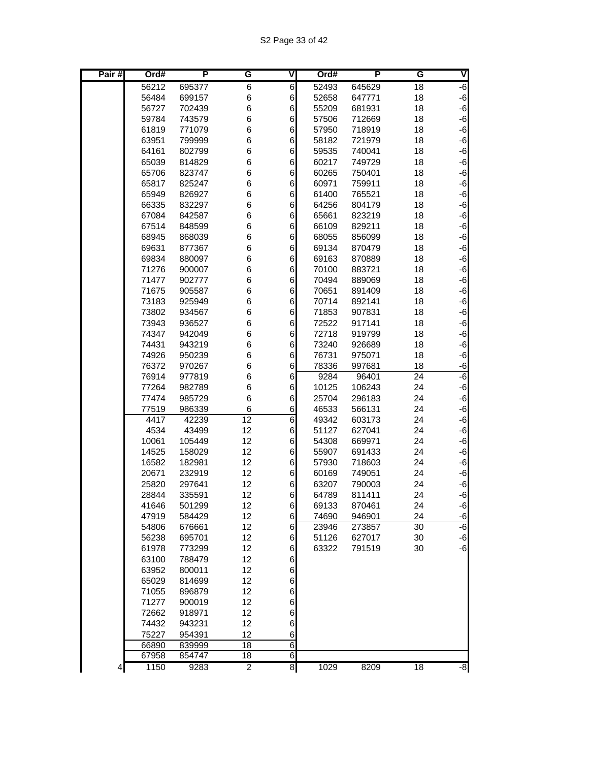| Pair # | Ord# | P | G | V | Ord# | P | G | V |
|---|---|---|---|---|---|---|---|---|
| | 56212 | 695377 | 6 | 6 | 52493 | 645629 | 18 | -6 |
| | 56484 | 699157 | 6 | 6 | 52658 | 647771 | 18 | -6 |
| | 56727 | 702439 | 6 | 6 | 55209 | 681931 | 18 | -6 |
| | 59784 | 743579 | 6 | 6 | 57506 | 712669 | 18 | -6 |
| | 61819 | 771079 | 6 | 6 | 57950 | 718919 | 18 | -6 |
| | 63951 | 799999 | 6 | 6 | 58182 | 721979 | 18 | -6 |
| | 64161 | 802799 | 6 | 6 | 59535 | 740041 | 18 | -6 |
| | 65039 | 814829 | 6 | 6 | 60217 | 749729 | 18 | -6 |
| | 65706 | 823747 | 6 | 6 | 60265 | 750401 | 18 | -6 |
| | 65817 | 825247 | 6 | 6 | 60971 | 759911 | 18 | -6 |
| | 65949 | 826927 | 6 | 6 | 61400 | 765521 | 18 | -6 |
| | 66335 | 832297 | 6 | 6 | 64256 | 804179 | 18 | -6 |
| | 67084 | 842587 | 6 | 6 | 65661 | 823219 | 18 | -6 |
| | 67514 | 848599 | 6 | 6 | 66109 | 829211 | 18 | -6 |
| | 68945 | 868039 | 6 | 6 | 68055 | 856099 | 18 | -6 |
| | 69631 | 877367 | 6 | 6 | 69134 | 870479 | 18 | -6 |
| | 69834 | 880097 | 6 | 6 | 69163 | 870889 | 18 | -6 |
| | 71276 | 900007 | 6 | 6 | 70100 | 883721 | 18 | -6 |
| | 71477 | 902777 | 6 | 6 | 70494 | 889069 | 18 | -6 |
| | 71675 | 905587 | 6 | 6 | 70651 | 891409 | 18 | -6 |
| | 73183 | 925949 | 6 | 6 | 70714 | 892141 | 18 | -6 |
| | 73802 | 934567 | 6 | 6 | 71853 | 907831 | 18 | -6 |
| | 73943 | 936527 | 6 | 6 | 72522 | 917141 | 18 | -6 |
| | 74347 | 942049 | 6 | 6 | 72718 | 919799 | 18 | -6 |
| | 74431 | 943219 | 6 | 6 | 73240 | 926689 | 18 | -6 |
| | 74926 | 950239 | 6 | 6 | 76731 | 975071 | 18 | -6 |
| | 76372 | 970267 | 6 | 6 | 78336 | 997681 | 18 | -6 |
| | 76914 | 977819 | 6 | 6 | 9284 | 96401 | 24 | -6 |
| | 77264 | 982789 | 6 | 6 | 10125 | 106243 | 24 | -6 |
| | 77474 | 985729 | 6 | 6 | 25704 | 296183 | 24 | -6 |
| | 77519 | 986339 | 6 | 6 | 46533 | 566131 | 24 | -6 |
| | 4417 | 42239 | 12 | 6 | 49342 | 603173 | 24 | -6 |
| | 4534 | 43499 | 12 | 6 | 51127 | 627041 | 24 | -6 |
| | 10061 | 105449 | 12 | 6 | 54308 | 669971 | 24 | -6 |
| | 14525 | 158029 | 12 | 6 | 55907 | 691433 | 24 | -6 |
| | 16582 | 182981 | 12 | 6 | 57930 | 718603 | 24 | -6 |
| | 20671 | 232919 | 12 | 6 | 60169 | 749051 | 24 | -6 |
| | 25820 | 297641 | 12 | 6 | 63207 | 790003 | 24 | -6 |
| | 28844 | 335591 | 12 | 6 | 64789 | 811411 | 24 | -6 |
| | 41646 | 501299 | 12 | 6 | 69133 | 870461 | 24 | -6 |
| | 47919 | 584429 | 12 | 6 | 74690 | 946901 | 24 | -6 |
| | 54806 | 676661 | 12 | 6 | 23946 | 273857 | 30 | -6 |
| | 56238 | 695701 | 12 | 6 | 51126 | 627017 | 30 | -6 |
| | 61978 | 773299 | 12 | 6 | 63322 | 791519 | 30 | -6 |
| | 63100 | 788479 | 12 | 6 | | | | |
| | 63952 | 800011 | 12 | 6 | | | | |
| | 65029 | 814699 | 12 | 6 | | | | |
| | 71055 | 896879 | 12 | 6 | | | | |
| | 71277 | 900019 | 12 | 6 | | | | |
| | 72662 | 918971 | 12 | 6 | | | | |
| | 74432 | 943231 | 12 | 6 | | | | |
| | 75227 | 954391 | 12 | 6 | | | | |
| | 66890 | 839999 | 18 | 6 | | | | |
| | 67958 | 854747 | 18 | 6 | | | | |
| 4 | 1150 | 9283 | 2 | 8 | 1029 | 8209 | 18 | -8 |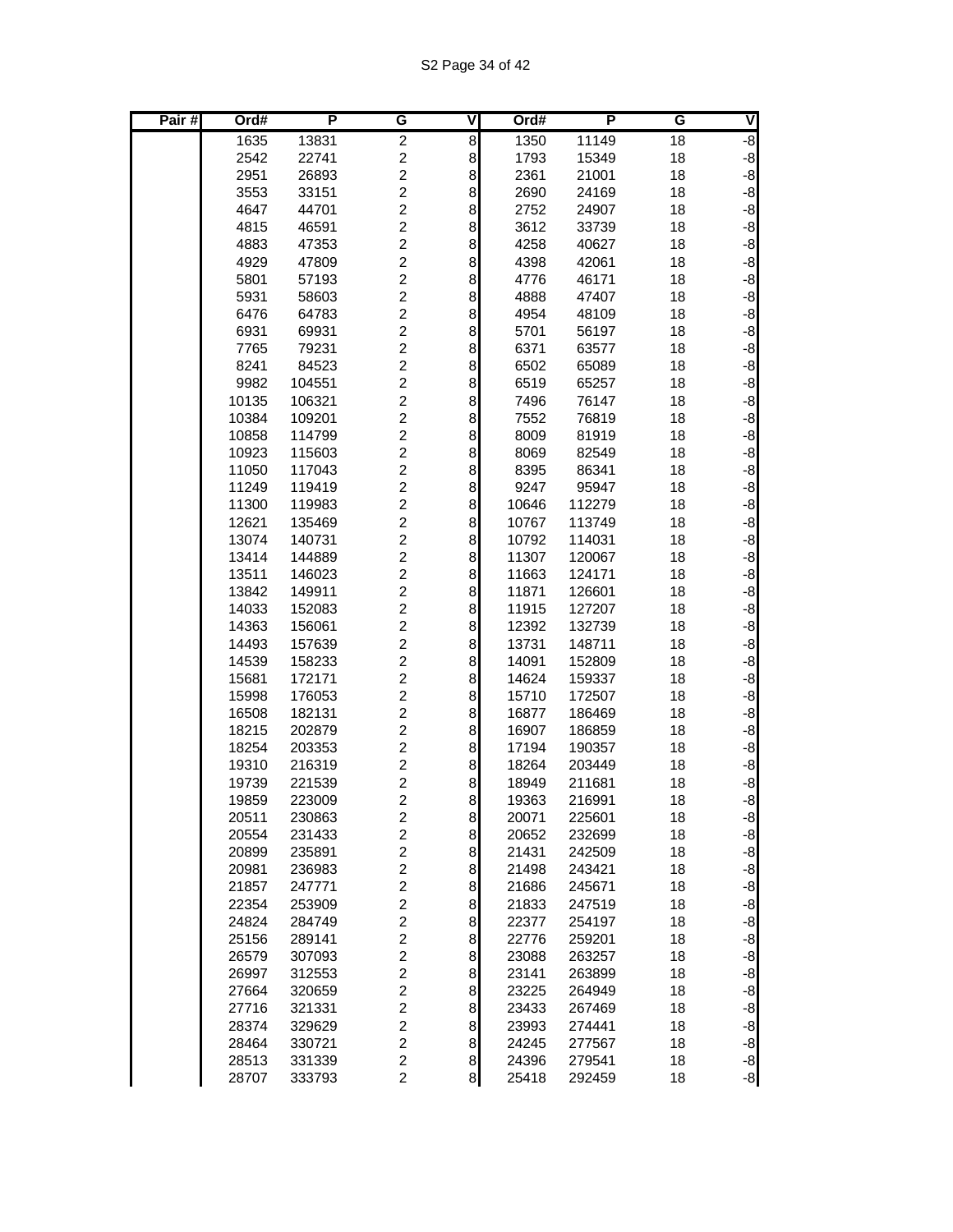| Pair # | Ord# | P | G | V | Ord# | P | G | V |
|---|---|---|---|---|---|---|---|---|
| | 1635 | 13831 | 2 | 8 | 1350 | 11149 | 18 | -8 |
| | 2542 | 22741 | 2 | 8 | 1793 | 15349 | 18 | -8 |
| | 2951 | 26893 | 2 | 8 | 2361 | 21001 | 18 | -8 |
| | 3553 | 33151 | 2 | 8 | 2690 | 24169 | 18 | -8 |
| | 4647 | 44701 | 2 | 8 | 2752 | 24907 | 18 | -8 |
| | 4815 | 46591 | 2 | 8 | 3612 | 33739 | 18 | -8 |
| | 4883 | 47353 | 2 | 8 | 4258 | 40627 | 18 | -8 |
| | 4929 | 47809 | 2 | 8 | 4398 | 42061 | 18 | -8 |
| | 5801 | 57193 | 2 | 8 | 4776 | 46171 | 18 | -8 |
| | 5931 | 58603 | 2 | 8 | 4888 | 47407 | 18 | -8 |
| | 6476 | 64783 | 2 | 8 | 4954 | 48109 | 18 | -8 |
| | 6931 | 69931 | 2 | 8 | 5701 | 56197 | 18 | -8 |
| | 7765 | 79231 | 2 | 8 | 6371 | 63577 | 18 | -8 |
| | 8241 | 84523 | 2 | 8 | 6502 | 65089 | 18 | -8 |
| | 9982 | 104551 | 2 | 8 | 6519 | 65257 | 18 | -8 |
| | 10135 | 106321 | 2 | 8 | 7496 | 76147 | 18 | -8 |
| | 10384 | 109201 | 2 | 8 | 7552 | 76819 | 18 | -8 |
| | 10858 | 114799 | 2 | 8 | 8009 | 81919 | 18 | -8 |
| | 10923 | 115603 | 2 | 8 | 8069 | 82549 | 18 | -8 |
| | 11050 | 117043 | 2 | 8 | 8395 | 86341 | 18 | -8 |
| | 11249 | 119419 | 2 | 8 | 9247 | 95947 | 18 | -8 |
| | 11300 | 119983 | 2 | 8 | 10646 | 112279 | 18 | -8 |
| | 12621 | 135469 | 2 | 8 | 10767 | 113749 | 18 | -8 |
| | 13074 | 140731 | 2 | 8 | 10792 | 114031 | 18 | -8 |
| | 13414 | 144889 | 2 | 8 | 11307 | 120067 | 18 | -8 |
| | 13511 | 146023 | 2 | 8 | 11663 | 124171 | 18 | -8 |
| | 13842 | 149911 | 2 | 8 | 11871 | 126601 | 18 | -8 |
| | 14033 | 152083 | 2 | 8 | 11915 | 127207 | 18 | -8 |
| | 14363 | 156061 | 2 | 8 | 12392 | 132739 | 18 | -8 |
| | 14493 | 157639 | 2 | 8 | 13731 | 148711 | 18 | -8 |
| | 14539 | 158233 | 2 | 8 | 14091 | 152809 | 18 | -8 |
| | 15681 | 172171 | 2 | 8 | 14624 | 159337 | 18 | -8 |
| | 15998 | 176053 | 2 | 8 | 15710 | 172507 | 18 | -8 |
| | 16508 | 182131 | 2 | 8 | 16877 | 186469 | 18 | -8 |
| | 18215 | 202879 | 2 | 8 | 16907 | 186859 | 18 | -8 |
| | 18254 | 203353 | 2 | 8 | 17194 | 190357 | 18 | -8 |
| | 19310 | 216319 | 2 | 8 | 18264 | 203449 | 18 | -8 |
| | 19739 | 221539 | 2 | 8 | 18949 | 211681 | 18 | -8 |
| | 19859 | 223009 | 2 | 8 | 19363 | 216991 | 18 | -8 |
| | 20511 | 230863 | 2 | 8 | 20071 | 225601 | 18 | -8 |
| | 20554 | 231433 | 2 | 8 | 20652 | 232699 | 18 | -8 |
| | 20899 | 235891 | 2 | 8 | 21431 | 242509 | 18 | -8 |
| | 20981 | 236983 | 2 | 8 | 21498 | 243421 | 18 | -8 |
| | 21857 | 247771 | 2 | 8 | 21686 | 245671 | 18 | -8 |
| | 22354 | 253909 | 2 | 8 | 21833 | 247519 | 18 | -8 |
| | 24824 | 284749 | 2 | 8 | 22377 | 254197 | 18 | -8 |
| | 25156 | 289141 | 2 | 8 | 22776 | 259201 | 18 | -8 |
| | 26579 | 307093 | 2 | 8 | 23088 | 263257 | 18 | -8 |
| | 26997 | 312553 | 2 | 8 | 23141 | 263899 | 18 | -8 |
| | 27664 | 320659 | 2 | 8 | 23225 | 264949 | 18 | -8 |
| | 27716 | 321331 | 2 | 8 | 23433 | 267469 | 18 | -8 |
| | 28374 | 329629 | 2 | 8 | 23993 | 274441 | 18 | -8 |
| | 28464 | 330721 | 2 | 8 | 24245 | 277567 | 18 | -8 |
| | 28513 | 331339 | 2 | 8 | 24396 | 279541 | 18 | -8 |
| | 28707 | 333793 | 2 | 8 | 25418 | 292459 | 18 | -8 |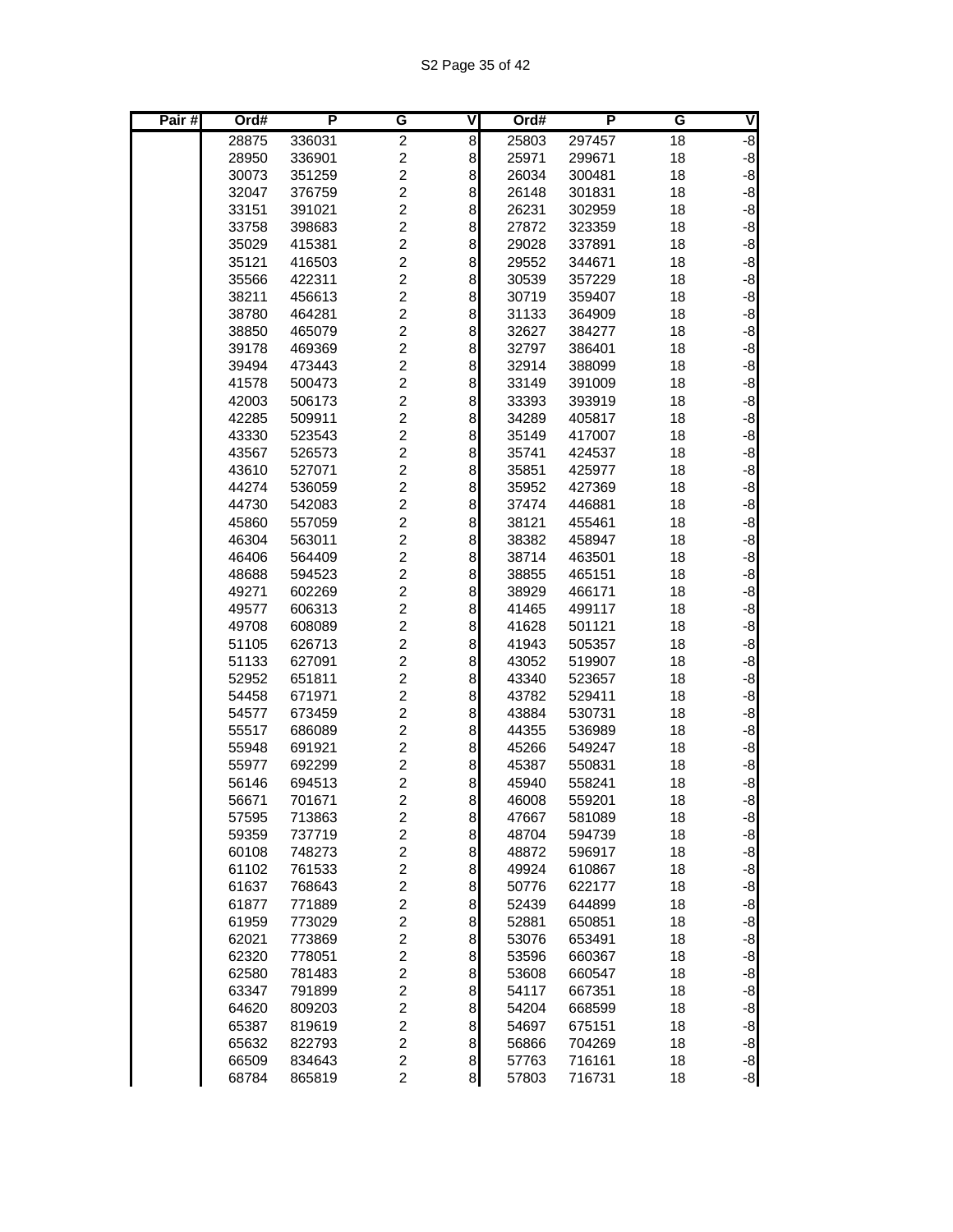| Pair # | Ord# | P | G | V | Ord# | P | G | V |
|---|---|---|---|---|---|---|---|---|
| | 28875 | 336031 | 2 | 8 | 25803 | 297457 | 18 | -8 |
| | 28950 | 336901 | 2 | 8 | 25971 | 299671 | 18 | -8 |
| | 30073 | 351259 | 2 | 8 | 26034 | 300481 | 18 | -8 |
| | 32047 | 376759 | 2 | 8 | 26148 | 301831 | 18 | -8 |
| | 33151 | 391021 | 2 | 8 | 26231 | 302959 | 18 | -8 |
| | 33758 | 398683 | 2 | 8 | 27872 | 323359 | 18 | -8 |
| | 35029 | 415381 | 2 | 8 | 29028 | 337891 | 18 | -8 |
| | 35121 | 416503 | 2 | 8 | 29552 | 344671 | 18 | -8 |
| | 35566 | 422311 | 2 | 8 | 30539 | 357229 | 18 | -8 |
| | 38211 | 456613 | 2 | 8 | 30719 | 359407 | 18 | -8 |
| | 38780 | 464281 | 2 | 8 | 31133 | 364909 | 18 | -8 |
| | 38850 | 465079 | 2 | 8 | 32627 | 384277 | 18 | -8 |
| | 39178 | 469369 | 2 | 8 | 32797 | 386401 | 18 | -8 |
| | 39494 | 473443 | 2 | 8 | 32914 | 388099 | 18 | -8 |
| | 41578 | 500473 | 2 | 8 | 33149 | 391009 | 18 | -8 |
| | 42003 | 506173 | 2 | 8 | 33393 | 393919 | 18 | -8 |
| | 42285 | 509911 | 2 | 8 | 34289 | 405817 | 18 | -8 |
| | 43330 | 523543 | 2 | 8 | 35149 | 417007 | 18 | -8 |
| | 43567 | 526573 | 2 | 8 | 35741 | 424537 | 18 | -8 |
| | 43610 | 527071 | 2 | 8 | 35851 | 425977 | 18 | -8 |
| | 44274 | 536059 | 2 | 8 | 35952 | 427369 | 18 | -8 |
| | 44730 | 542083 | 2 | 8 | 37474 | 446881 | 18 | -8 |
| | 45860 | 557059 | 2 | 8 | 38121 | 455461 | 18 | -8 |
| | 46304 | 563011 | 2 | 8 | 38382 | 458947 | 18 | -8 |
| | 46406 | 564409 | 2 | 8 | 38714 | 463501 | 18 | -8 |
| | 48688 | 594523 | 2 | 8 | 38855 | 465151 | 18 | -8 |
| | 49271 | 602269 | 2 | 8 | 38929 | 466171 | 18 | -8 |
| | 49577 | 606313 | 2 | 8 | 41465 | 499117 | 18 | -8 |
| | 49708 | 608089 | 2 | 8 | 41628 | 501121 | 18 | -8 |
| | 51105 | 626713 | 2 | 8 | 41943 | 505357 | 18 | -8 |
| | 51133 | 627091 | 2 | 8 | 43052 | 519907 | 18 | -8 |
| | 52952 | 651811 | 2 | 8 | 43340 | 523657 | 18 | -8 |
| | 54458 | 671971 | 2 | 8 | 43782 | 529411 | 18 | -8 |
| | 54577 | 673459 | 2 | 8 | 43884 | 530731 | 18 | -8 |
| | 55517 | 686089 | 2 | 8 | 44355 | 536989 | 18 | -8 |
| | 55948 | 691921 | 2 | 8 | 45266 | 549247 | 18 | -8 |
| | 55977 | 692299 | 2 | 8 | 45387 | 550831 | 18 | -8 |
| | 56146 | 694513 | 2 | 8 | 45940 | 558241 | 18 | -8 |
| | 56671 | 701671 | 2 | 8 | 46008 | 559201 | 18 | -8 |
| | 57595 | 713863 | 2 | 8 | 47667 | 581089 | 18 | -8 |
| | 59359 | 737719 | 2 | 8 | 48704 | 594739 | 18 | -8 |
| | 60108 | 748273 | 2 | 8 | 48872 | 596917 | 18 | -8 |
| | 61102 | 761533 | 2 | 8 | 49924 | 610867 | 18 | -8 |
| | 61637 | 768643 | 2 | 8 | 50776 | 622177 | 18 | -8 |
| | 61877 | 771889 | 2 | 8 | 52439 | 644899 | 18 | -8 |
| | 61959 | 773029 | 2 | 8 | 52881 | 650851 | 18 | -8 |
| | 62021 | 773869 | 2 | 8 | 53076 | 653491 | 18 | -8 |
| | 62320 | 778051 | 2 | 8 | 53596 | 660367 | 18 | -8 |
| | 62580 | 781483 | 2 | 8 | 53608 | 660547 | 18 | -8 |
| | 63347 | 791899 | 2 | 8 | 54117 | 667351 | 18 | -8 |
| | 64620 | 809203 | 2 | 8 | 54204 | 668599 | 18 | -8 |
| | 65387 | 819619 | 2 | 8 | 54697 | 675151 | 18 | -8 |
| | 65632 | 822793 | 2 | 8 | 56866 | 704269 | 18 | -8 |
| | 66509 | 834643 | 2 | 8 | 57763 | 716161 | 18 | -8 |
| | 68784 | 865819 | 2 | 8 | 57803 | 716731 | 18 | -8 |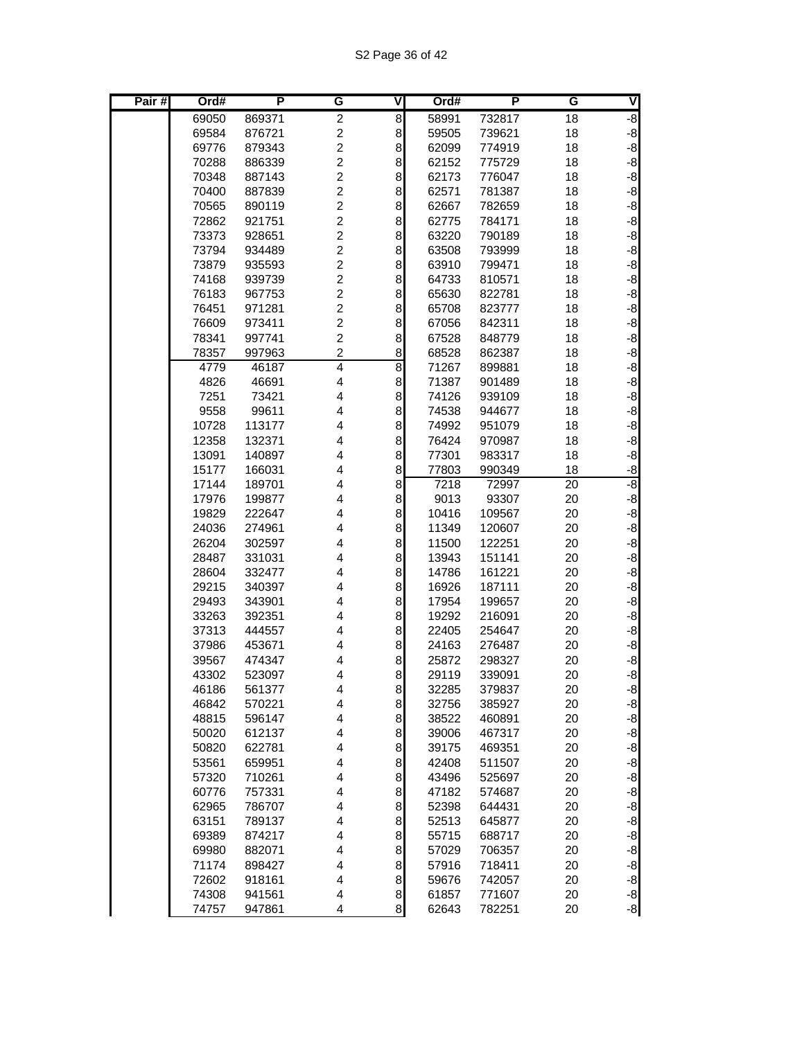| Pair # | Ord# | P | G | V | Ord# | P | G | V |
|---|---|---|---|---|---|---|---|---|
| | 69050 | 869371 | 2 | 8 | 58991 | 732817 | 18 | -8 |
| | 69584 | 876721 | 2 | 8 | 59505 | 739621 | 18 | -8 |
| | 69776 | 879343 | 2 | 8 | 62099 | 774919 | 18 | -8 |
| | 70288 | 886339 | 2 | 8 | 62152 | 775729 | 18 | -8 |
| | 70348 | 887143 | 2 | 8 | 62173 | 776047 | 18 | -8 |
| | 70400 | 887839 | 2 | 8 | 62571 | 781387 | 18 | -8 |
| | 70565 | 890119 | 2 | 8 | 62667 | 782659 | 18 | -8 |
| | 72862 | 921751 | 2 | 8 | 62775 | 784171 | 18 | -8 |
| | 73373 | 928651 | 2 | 8 | 63220 | 790189 | 18 | -8 |
| | 73794 | 934489 | 2 | 8 | 63508 | 793999 | 18 | -8 |
| | 73879 | 935593 | 2 | 8 | 63910 | 799471 | 18 | -8 |
| | 74168 | 939739 | 2 | 8 | 64733 | 810571 | 18 | -8 |
| | 76183 | 967753 | 2 | 8 | 65630 | 822781 | 18 | -8 |
| | 76451 | 971281 | 2 | 8 | 65708 | 823777 | 18 | -8 |
| | 76609 | 973411 | 2 | 8 | 67056 | 842311 | 18 | -8 |
| | 78341 | 997741 | 2 | 8 | 67528 | 848779 | 18 | -8 |
| | 78357 | 997963 | 2 | 8 | 68528 | 862387 | 18 | -8 |
| | 4779 | 46187 | 4 | 8 | 71267 | 899881 | 18 | -8 |
| | 4826 | 46691 | 4 | 8 | 71387 | 901489 | 18 | -8 |
| | 7251 | 73421 | 4 | 8 | 74126 | 939109 | 18 | -8 |
| | 9558 | 99611 | 4 | 8 | 74538 | 944677 | 18 | -8 |
| | 10728 | 113177 | 4 | 8 | 74992 | 951079 | 18 | -8 |
| | 12358 | 132371 | 4 | 8 | 76424 | 970987 | 18 | -8 |
| | 13091 | 140897 | 4 | 8 | 77301 | 983317 | 18 | -8 |
| | 15177 | 166031 | 4 | 8 | 77803 | 990349 | 18 | -8 |
| | 17144 | 189701 | 4 | 8 | 7218 | 72997 | 20 | -8 |
| | 17976 | 199877 | 4 | 8 | 9013 | 93307 | 20 | -8 |
| | 19829 | 222647 | 4 | 8 | 10416 | 109567 | 20 | -8 |
| | 24036 | 274961 | 4 | 8 | 11349 | 120607 | 20 | -8 |
| | 26204 | 302597 | 4 | 8 | 11500 | 122251 | 20 | -8 |
| | 28487 | 331031 | 4 | 8 | 13943 | 151141 | 20 | -8 |
| | 28604 | 332477 | 4 | 8 | 14786 | 161221 | 20 | -8 |
| | 29215 | 340397 | 4 | 8 | 16926 | 187111 | 20 | -8 |
| | 29493 | 343901 | 4 | 8 | 17954 | 199657 | 20 | -8 |
| | 33263 | 392351 | 4 | 8 | 19292 | 216091 | 20 | -8 |
| | 37313 | 444557 | 4 | 8 | 22405 | 254647 | 20 | -8 |
| | 37986 | 453671 | 4 | 8 | 24163 | 276487 | 20 | -8 |
| | 39567 | 474347 | 4 | 8 | 25872 | 298327 | 20 | -8 |
| | 43302 | 523097 | 4 | 8 | 29119 | 339091 | 20 | -8 |
| | 46186 | 561377 | 4 | 8 | 32285 | 379837 | 20 | -8 |
| | 46842 | 570221 | 4 | 8 | 32756 | 385927 | 20 | -8 |
| | 48815 | 596147 | 4 | 8 | 38522 | 460891 | 20 | -8 |
| | 50020 | 612137 | 4 | 8 | 39006 | 467317 | 20 | -8 |
| | 50820 | 622781 | 4 | 8 | 39175 | 469351 | 20 | -8 |
| | 53561 | 659951 | 4 | 8 | 42408 | 511507 | 20 | -8 |
| | 57320 | 710261 | 4 | 8 | 43496 | 525697 | 20 | -8 |
| | 60776 | 757331 | 4 | 8 | 47182 | 574687 | 20 | -8 |
| | 62965 | 786707 | 4 | 8 | 52398 | 644431 | 20 | -8 |
| | 63151 | 789137 | 4 | 8 | 52513 | 645877 | 20 | -8 |
| | 69389 | 874217 | 4 | 8 | 55715 | 688717 | 20 | -8 |
| | 69980 | 882071 | 4 | 8 | 57029 | 706357 | 20 | -8 |
| | 71174 | 898427 | 4 | 8 | 57916 | 718411 | 20 | -8 |
| | 72602 | 918161 | 4 | 8 | 59676 | 742057 | 20 | -8 |
| | 74308 | 941561 | 4 | 8 | 61857 | 771607 | 20 | -8 |
| | 74757 | 947861 | 4 | 8 | 62643 | 782251 | 20 | -8 |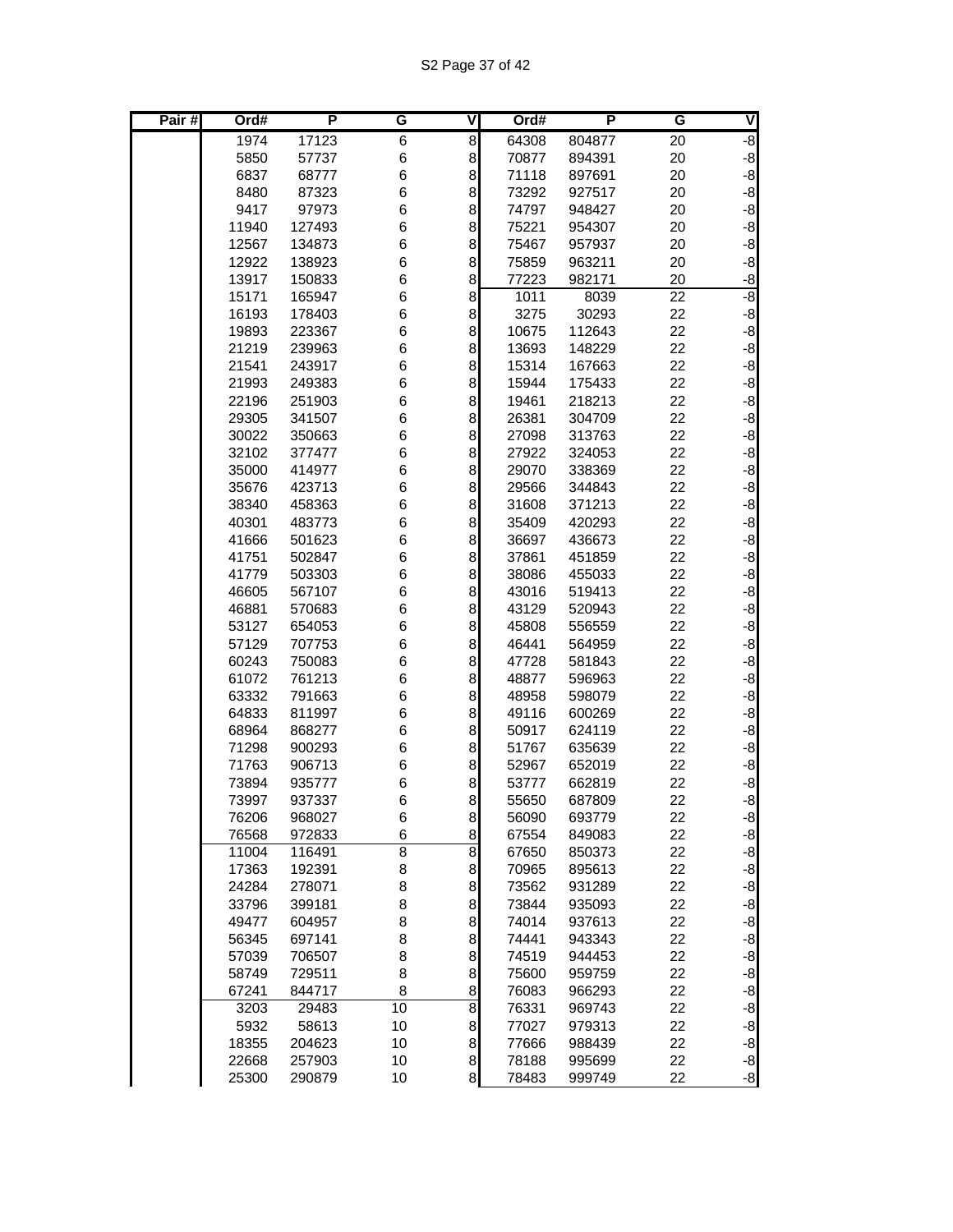| Pair # | Ord# | P | G | V | Ord# | P | G | V |
|---|---|---|---|---|---|---|---|---|
| | 1974 | 17123 | 6 | 8 | 64308 | 804877 | 20 | -8 |
| | 5850 | 57737 | 6 | 8 | 70877 | 894391 | 20 | -8 |
| | 6837 | 68777 | 6 | 8 | 71118 | 897691 | 20 | -8 |
| | 8480 | 87323 | 6 | 8 | 73292 | 927517 | 20 | -8 |
| | 9417 | 97973 | 6 | 8 | 74797 | 948427 | 20 | -8 |
| | 11940 | 127493 | 6 | 8 | 75221 | 954307 | 20 | -8 |
| | 12567 | 134873 | 6 | 8 | 75467 | 957937 | 20 | -8 |
| | 12922 | 138923 | 6 | 8 | 75859 | 963211 | 20 | -8 |
| | 13917 | 150833 | 6 | 8 | 77223 | 982171 | 20 | -8 |
| | 15171 | 165947 | 6 | 8 | 1011 | 8039 | 22 | -8 |
| | 16193 | 178403 | 6 | 8 | 3275 | 30293 | 22 | -8 |
| | 19893 | 223367 | 6 | 8 | 10675 | 112643 | 22 | -8 |
| | 21219 | 239963 | 6 | 8 | 13693 | 148229 | 22 | -8 |
| | 21541 | 243917 | 6 | 8 | 15314 | 167663 | 22 | -8 |
| | 21993 | 249383 | 6 | 8 | 15944 | 175433 | 22 | -8 |
| | 22196 | 251903 | 6 | 8 | 19461 | 218213 | 22 | -8 |
| | 29305 | 341507 | 6 | 8 | 26381 | 304709 | 22 | -8 |
| | 30022 | 350663 | 6 | 8 | 27098 | 313763 | 22 | -8 |
| | 32102 | 377477 | 6 | 8 | 27922 | 324053 | 22 | -8 |
| | 35000 | 414977 | 6 | 8 | 29070 | 338369 | 22 | -8 |
| | 35676 | 423713 | 6 | 8 | 29566 | 344843 | 22 | -8 |
| | 38340 | 458363 | 6 | 8 | 31608 | 371213 | 22 | -8 |
| | 40301 | 483773 | 6 | 8 | 35409 | 420293 | 22 | -8 |
| | 41666 | 501623 | 6 | 8 | 36697 | 436673 | 22 | -8 |
| | 41751 | 502847 | 6 | 8 | 37861 | 451859 | 22 | -8 |
| | 41779 | 503303 | 6 | 8 | 38086 | 455033 | 22 | -8 |
| | 46605 | 567107 | 6 | 8 | 43016 | 519413 | 22 | -8 |
| | 46881 | 570683 | 6 | 8 | 43129 | 520943 | 22 | -8 |
| | 53127 | 654053 | 6 | 8 | 45808 | 556559 | 22 | -8 |
| | 57129 | 707753 | 6 | 8 | 46441 | 564959 | 22 | -8 |
| | 60243 | 750083 | 6 | 8 | 47728 | 581843 | 22 | -8 |
| | 61072 | 761213 | 6 | 8 | 48877 | 596963 | 22 | -8 |
| | 63332 | 791663 | 6 | 8 | 48958 | 598079 | 22 | -8 |
| | 64833 | 811997 | 6 | 8 | 49116 | 600269 | 22 | -8 |
| | 68964 | 868277 | 6 | 8 | 50917 | 624119 | 22 | -8 |
| | 71298 | 900293 | 6 | 8 | 51767 | 635639 | 22 | -8 |
| | 71763 | 906713 | 6 | 8 | 52967 | 652019 | 22 | -8 |
| | 73894 | 935777 | 6 | 8 | 53777 | 662819 | 22 | -8 |
| | 73997 | 937337 | 6 | 8 | 55650 | 687809 | 22 | -8 |
| | 76206 | 968027 | 6 | 8 | 56090 | 693779 | 22 | -8 |
| | 76568 | 972833 | 6 | 8 | 67554 | 849083 | 22 | -8 |
| | 11004 | 116491 | 8 | 8 | 67650 | 850373 | 22 | -8 |
| | 17363 | 192391 | 8 | 8 | 70965 | 895613 | 22 | -8 |
| | 24284 | 278071 | 8 | 8 | 73562 | 931289 | 22 | -8 |
| | 33796 | 399181 | 8 | 8 | 73844 | 935093 | 22 | -8 |
| | 49477 | 604957 | 8 | 8 | 74014 | 937613 | 22 | -8 |
| | 56345 | 697141 | 8 | 8 | 74441 | 943343 | 22 | -8 |
| | 57039 | 706507 | 8 | 8 | 74519 | 944453 | 22 | -8 |
| | 58749 | 729511 | 8 | 8 | 75600 | 959759 | 22 | -8 |
| | 67241 | 844717 | 8 | 8 | 76083 | 966293 | 22 | -8 |
| | 3203 | 29483 | 10 | 8 | 76331 | 969743 | 22 | -8 |
| | 5932 | 58613 | 10 | 8 | 77027 | 979313 | 22 | -8 |
| | 18355 | 204623 | 10 | 8 | 77666 | 988439 | 22 | -8 |
| | 22668 | 257903 | 10 | 8 | 78188 | 995699 | 22 | -8 |
| | 25300 | 290879 | 10 | 8 | 78483 | 999749 | 22 | -8 |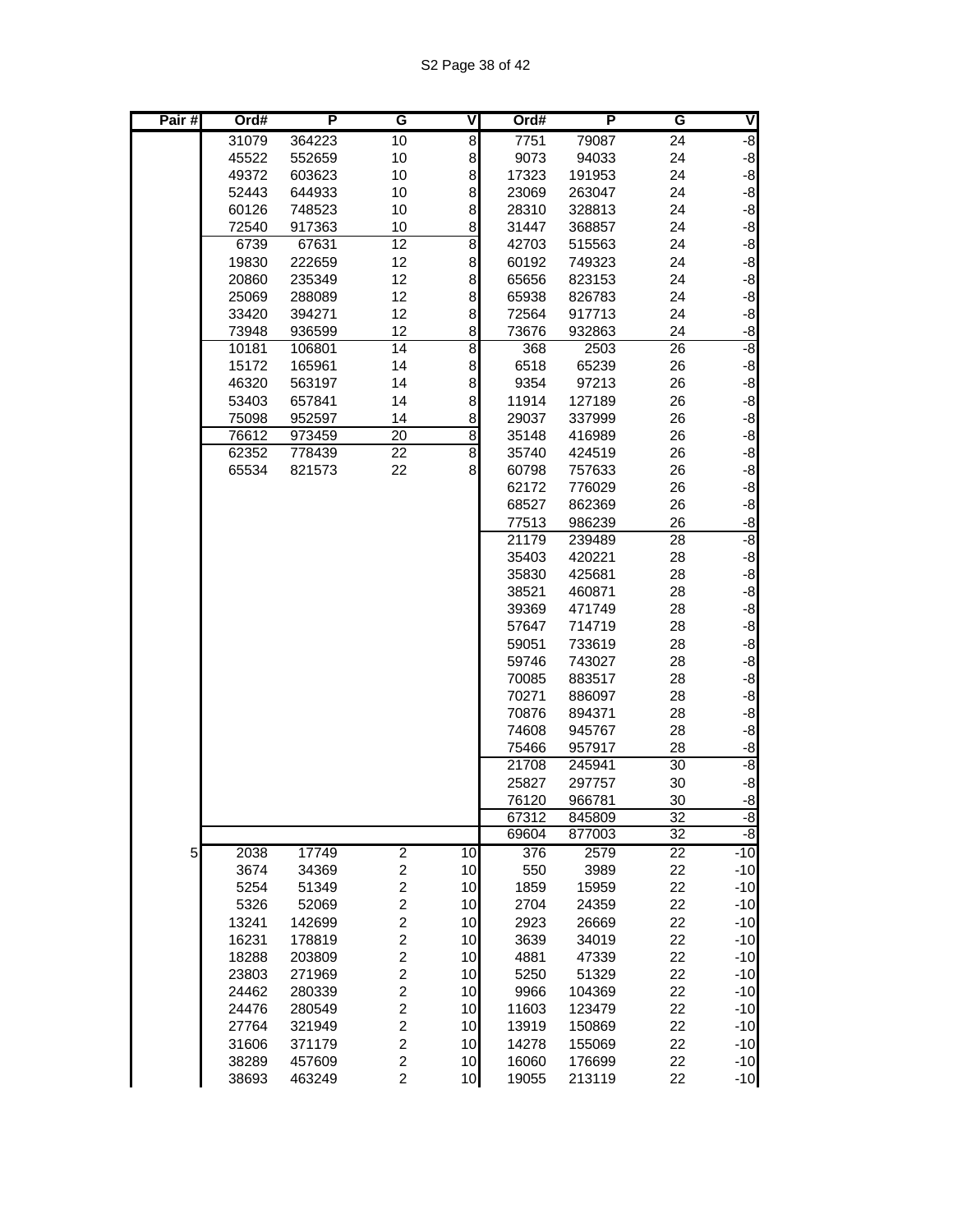| Pair # | Ord# | P | G | V | Ord# | P | G | V |
|---|---|---|---|---|---|---|---|---|
| | 31079 | 364223 | 10 | 8 | 7751 | 79087 | 24 | -8 |
| | 45522 | 552659 | 10 | 8 | 9073 | 94033 | 24 | -8 |
| | 49372 | 603623 | 10 | 8 | 17323 | 191953 | 24 | -8 |
| | 52443 | 644933 | 10 | 8 | 23069 | 263047 | 24 | -8 |
| | 60126 | 748523 | 10 | 8 | 28310 | 328813 | 24 | -8 |
| | 72540 | 917363 | 10 | 8 | 31447 | 368857 | 24 | -8 |
| | 6739 | 67631 | 12 | 8 | 42703 | 515563 | 24 | -8 |
| | 19830 | 222659 | 12 | 8 | 60192 | 749323 | 24 | -8 |
| | 20860 | 235349 | 12 | 8 | 65656 | 823153 | 24 | -8 |
| | 25069 | 288089 | 12 | 8 | 65938 | 826783 | 24 | -8 |
| | 33420 | 394271 | 12 | 8 | 72564 | 917713 | 24 | -8 |
| | 73948 | 936599 | 12 | 8 | 73676 | 932863 | 24 | -8 |
| | 10181 | 106801 | 14 | 8 | 368 | 2503 | 26 | -8 |
| | 15172 | 165961 | 14 | 8 | 6518 | 65239 | 26 | -8 |
| | 46320 | 563197 | 14 | 8 | 9354 | 97213 | 26 | -8 |
| | 53403 | 657841 | 14 | 8 | 11914 | 127189 | 26 | -8 |
| | 75098 | 952597 | 14 | 8 | 29037 | 337999 | 26 | -8 |
| | 76612 | 973459 | 20 | 8 | 35148 | 416989 | 26 | -8 |
| | 62352 | 778439 | 22 | 8 | 35740 | 424519 | 26 | -8 |
| | 65534 | 821573 | 22 | 8 | 60798 | 757633 | 26 | -8 |
| | | | | | 62172 | 776029 | 26 | -8 |
| | | | | | 68527 | 862369 | 26 | -8 |
| | | | | | 77513 | 986239 | 26 | -8 |
| | | | | | 21179 | 239489 | 28 | -8 |
| | | | | | 35403 | 420221 | 28 | -8 |
| | | | | | 35830 | 425681 | 28 | -8 |
| | | | | | 38521 | 460871 | 28 | -8 |
| | | | | | 39369 | 471749 | 28 | -8 |
| | | | | | 57647 | 714719 | 28 | -8 |
| | | | | | 59051 | 733619 | 28 | -8 |
| | | | | | 59746 | 743027 | 28 | -8 |
| | | | | | 70085 | 883517 | 28 | -8 |
| | | | | | 70271 | 886097 | 28 | -8 |
| | | | | | 70876 | 894371 | 28 | -8 |
| | | | | | 74608 | 945767 | 28 | -8 |
| | | | | | 75466 | 957917 | 28 | -8 |
| | | | | | 21708 | 245941 | 30 | -8 |
| | | | | | 25827 | 297757 | 30 | -8 |
| | | | | | 76120 | 966781 | 30 | -8 |
| | | | | | 67312 | 845809 | 32 | -8 |
| | | | | | 69604 | 877003 | 32 | -8 |
| 5 | 2038 | 17749 | 2 | 10 | 376 | 2579 | 22 | -10 |
| | 3674 | 34369 | 2 | 10 | 550 | 3989 | 22 | -10 |
| | 5254 | 51349 | 2 | 10 | 1859 | 15959 | 22 | -10 |
| | 5326 | 52069 | 2 | 10 | 2704 | 24359 | 22 | -10 |
| | 13241 | 142699 | 2 | 10 | 2923 | 26669 | 22 | -10 |
| | 16231 | 178819 | 2 | 10 | 3639 | 34019 | 22 | -10 |
| | 18288 | 203809 | 2 | 10 | 4881 | 47339 | 22 | -10 |
| | 23803 | 271969 | 2 | 10 | 5250 | 51329 | 22 | -10 |
| | 24462 | 280339 | 2 | 10 | 9966 | 104369 | 22 | -10 |
| | 24476 | 280549 | 2 | 10 | 11603 | 123479 | 22 | -10 |
| | 27764 | 321949 | 2 | 10 | 13919 | 150869 | 22 | -10 |
| | 31606 | 371179 | 2 | 10 | 14278 | 155069 | 22 | -10 |
| | 38289 | 457609 | 2 | 10 | 16060 | 176699 | 22 | -10 |
| | 38693 | 463249 | 2 | 10 | 19055 | 213119 | 22 | -10 |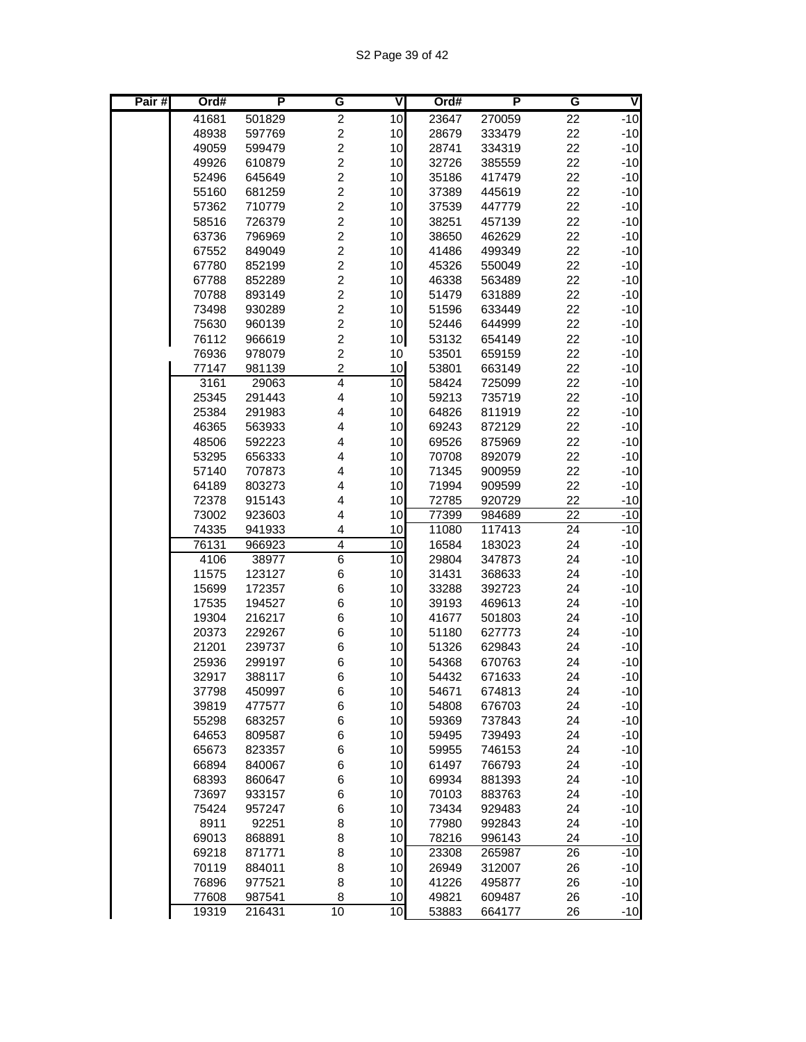| Pair # | Ord# | P | G | V | Ord# | P | G | V |
|---|---|---|---|---|---|---|---|---|
| | 41681 | 501829 | 2 | 10 | 23647 | 270059 | 22 | -10 |
| | 48938 | 597769 | 2 | 10 | 28679 | 333479 | 22 | -10 |
| | 49059 | 599479 | 2 | 10 | 28741 | 334319 | 22 | -10 |
| | 49926 | 610879 | 2 | 10 | 32726 | 385559 | 22 | -10 |
| | 52496 | 645649 | 2 | 10 | 35186 | 417479 | 22 | -10 |
| | 55160 | 681259 | 2 | 10 | 37389 | 445619 | 22 | -10 |
| | 57362 | 710779 | 2 | 10 | 37539 | 447779 | 22 | -10 |
| | 58516 | 726379 | 2 | 10 | 38251 | 457139 | 22 | -10 |
| | 63736 | 796969 | 2 | 10 | 38650 | 462629 | 22 | -10 |
| | 67552 | 849049 | 2 | 10 | 41486 | 499349 | 22 | -10 |
| | 67780 | 852199 | 2 | 10 | 45326 | 550049 | 22 | -10 |
| | 67788 | 852289 | 2 | 10 | 46338 | 563489 | 22 | -10 |
| | 70788 | 893149 | 2 | 10 | 51479 | 631889 | 22 | -10 |
| | 73498 | 930289 | 2 | 10 | 51596 | 633449 | 22 | -10 |
| | 75630 | 960139 | 2 | 10 | 52446 | 644999 | 22 | -10 |
| | 76112 | 966619 | 2 | 10 | 53132 | 654149 | 22 | -10 |
| | 76936 | 978079 | 2 | 10 | 53501 | 659159 | 22 | -10 |
| | 77147 | 981139 | 2 | 10 | 53801 | 663149 | 22 | -10 |
| | 3161 | 29063 | 4 | 10 | 58424 | 725099 | 22 | -10 |
| | 25345 | 291443 | 4 | 10 | 59213 | 735719 | 22 | -10 |
| | 25384 | 291983 | 4 | 10 | 64826 | 811919 | 22 | -10 |
| | 46365 | 563933 | 4 | 10 | 69243 | 872129 | 22 | -10 |
| | 48506 | 592223 | 4 | 10 | 69526 | 875969 | 22 | -10 |
| | 53295 | 656333 | 4 | 10 | 70708 | 892079 | 22 | -10 |
| | 57140 | 707873 | 4 | 10 | 71345 | 900959 | 22 | -10 |
| | 64189 | 803273 | 4 | 10 | 71994 | 909599 | 22 | -10 |
| | 72378 | 915143 | 4 | 10 | 72785 | 920729 | 22 | -10 |
| | 73002 | 923603 | 4 | 10 | 77399 | 984689 | 22 | -10 |
| | 74335 | 941933 | 4 | 10 | 11080 | 117413 | 24 | -10 |
| | 76131 | 966923 | 4 | 10 | 16584 | 183023 | 24 | -10 |
| | 4106 | 38977 | 6 | 10 | 29804 | 347873 | 24 | -10 |
| | 11575 | 123127 | 6 | 10 | 31431 | 368633 | 24 | -10 |
| | 15699 | 172357 | 6 | 10 | 33288 | 392723 | 24 | -10 |
| | 17535 | 194527 | 6 | 10 | 39193 | 469613 | 24 | -10 |
| | 19304 | 216217 | 6 | 10 | 41677 | 501803 | 24 | -10 |
| | 20373 | 229267 | 6 | 10 | 51180 | 627773 | 24 | -10 |
| | 21201 | 239737 | 6 | 10 | 51326 | 629843 | 24 | -10 |
| | 25936 | 299197 | 6 | 10 | 54368 | 670763 | 24 | -10 |
| | 32917 | 388117 | 6 | 10 | 54432 | 671633 | 24 | -10 |
| | 37798 | 450997 | 6 | 10 | 54671 | 674813 | 24 | -10 |
| | 39819 | 477577 | 6 | 10 | 54808 | 676703 | 24 | -10 |
| | 55298 | 683257 | 6 | 10 | 59369 | 737843 | 24 | -10 |
| | 64653 | 809587 | 6 | 10 | 59495 | 739493 | 24 | -10 |
| | 65673 | 823357 | 6 | 10 | 59955 | 746153 | 24 | -10 |
| | 66894 | 840067 | 6 | 10 | 61497 | 766793 | 24 | -10 |
| | 68393 | 860647 | 6 | 10 | 69934 | 881393 | 24 | -10 |
| | 73697 | 933157 | 6 | 10 | 70103 | 883763 | 24 | -10 |
| | 75424 | 957247 | 6 | 10 | 73434 | 929483 | 24 | -10 |
| | 8911 | 92251 | 8 | 10 | 77980 | 992843 | 24 | -10 |
| | 69013 | 868891 | 8 | 10 | 78216 | 996143 | 24 | -10 |
| | 69218 | 871771 | 8 | 10 | 23308 | 265987 | 26 | -10 |
| | 70119 | 884011 | 8 | 10 | 26949 | 312007 | 26 | -10 |
| | 76896 | 977521 | 8 | 10 | 41226 | 495877 | 26 | -10 |
| | 77608 | 987541 | 8 | 10 | 49821 | 609487 | 26 | -10 |
| | 19319 | 216431 | 10 | 10 | 53883 | 664177 | 26 | -10 |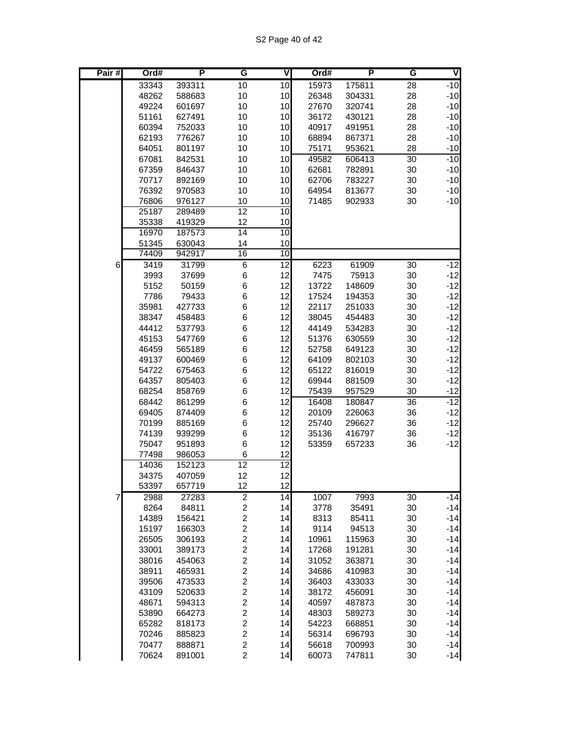| Pair # | Ord# | P | G | V | Ord# | P | G | V |
|---|---|---|---|---|---|---|---|---|
| | 33343 | 393311 | 10 | 10 | 15973 | 175811 | 28 | -10 |
| | 48262 | 588683 | 10 | 10 | 26348 | 304331 | 28 | -10 |
| | 49224 | 601697 | 10 | 10 | 27670 | 320741 | 28 | -10 |
| | 51161 | 627491 | 10 | 10 | 36172 | 430121 | 28 | -10 |
| | 60394 | 752033 | 10 | 10 | 40917 | 491951 | 28 | -10 |
| | 62193 | 776267 | 10 | 10 | 68894 | 867371 | 28 | -10 |
| | 64051 | 801197 | 10 | 10 | 75171 | 953621 | 28 | -10 |
| | 67081 | 842531 | 10 | 10 | 49582 | 606413 | 30 | -10 |
| | 67359 | 846437 | 10 | 10 | 62681 | 782891 | 30 | -10 |
| | 70717 | 892169 | 10 | 10 | 62706 | 783227 | 30 | -10 |
| | 76392 | 970583 | 10 | 10 | 64954 | 813677 | 30 | -10 |
| | 76806 | 976127 | 10 | 10 | 71485 | 902933 | 30 | -10 |
| | 25187 | 289489 | 12 | 10 | | | | |
| | 35338 | 419329 | 12 | 10 | | | | |
| | 16970 | 187573 | 14 | 10 | | | | |
| | 51345 | 630043 | 14 | 10 | | | | |
| | 74409 | 942917 | 16 | 10 | | | | |
| 6 | 3419 | 31799 | 6 | 12 | 6223 | 61909 | 30 | -12 |
| | 3993 | 37699 | 6 | 12 | 7475 | 75913 | 30 | -12 |
| | 5152 | 50159 | 6 | 12 | 13722 | 148609 | 30 | -12 |
| | 7786 | 79433 | 6 | 12 | 17524 | 194353 | 30 | -12 |
| | 35981 | 427733 | 6 | 12 | 22117 | 251033 | 30 | -12 |
| | 38347 | 458483 | 6 | 12 | 38045 | 454483 | 30 | -12 |
| | 44412 | 537793 | 6 | 12 | 44149 | 534283 | 30 | -12 |
| | 45153 | 547769 | 6 | 12 | 51376 | 630559 | 30 | -12 |
| | 46459 | 565189 | 6 | 12 | 52758 | 649123 | 30 | -12 |
| | 49137 | 600469 | 6 | 12 | 64109 | 802103 | 30 | -12 |
| | 54722 | 675463 | 6 | 12 | 65122 | 816019 | 30 | -12 |
| | 64357 | 805403 | 6 | 12 | 69944 | 881509 | 30 | -12 |
| | 68254 | 858769 | 6 | 12 | 75439 | 957529 | 30 | -12 |
| | 68442 | 861299 | 6 | 12 | 16408 | 180847 | 36 | -12 |
| | 69405 | 874409 | 6 | 12 | 20109 | 226063 | 36 | -12 |
| | 70199 | 885169 | 6 | 12 | 25740 | 296627 | 36 | -12 |
| | 74139 | 939299 | 6 | 12 | 35136 | 416797 | 36 | -12 |
| | 75047 | 951893 | 6 | 12 | 53359 | 657233 | 36 | -12 |
| | 77498 | 986053 | 6 | 12 | | | | |
| | 14036 | 152123 | 12 | 12 | | | | |
| | 34375 | 407059 | 12 | 12 | | | | |
| | 53397 | 657719 | 12 | 12 | | | | |
| 7 | 2988 | 27283 | 2 | 14 | 1007 | 7993 | 30 | -14 |
| | 8264 | 84811 | 2 | 14 | 3778 | 35491 | 30 | -14 |
| | 14389 | 156421 | 2 | 14 | 8313 | 85411 | 30 | -14 |
| | 15197 | 166303 | 2 | 14 | 9114 | 94513 | 30 | -14 |
| | 26505 | 306193 | 2 | 14 | 10961 | 115963 | 30 | -14 |
| | 33001 | 389173 | 2 | 14 | 17268 | 191281 | 30 | -14 |
| | 38016 | 454063 | 2 | 14 | 31052 | 363871 | 30 | -14 |
| | 38911 | 465931 | 2 | 14 | 34686 | 410983 | 30 | -14 |
| | 39506 | 473533 | 2 | 14 | 36403 | 433033 | 30 | -14 |
| | 43109 | 520633 | 2 | 14 | 38172 | 456091 | 30 | -14 |
| | 48671 | 594313 | 2 | 14 | 40597 | 487873 | 30 | -14 |
| | 53890 | 664273 | 2 | 14 | 48303 | 589273 | 30 | -14 |
| | 65282 | 818173 | 2 | 14 | 54223 | 668851 | 30 | -14 |
| | 70246 | 885823 | 2 | 14 | 56314 | 696793 | 30 | -14 |
| | 70477 | 888871 | 2 | 14 | 56618 | 700993 | 30 | -14 |
| | 70624 | 891001 | 2 | 14 | 60073 | 747811 | 30 | -14 |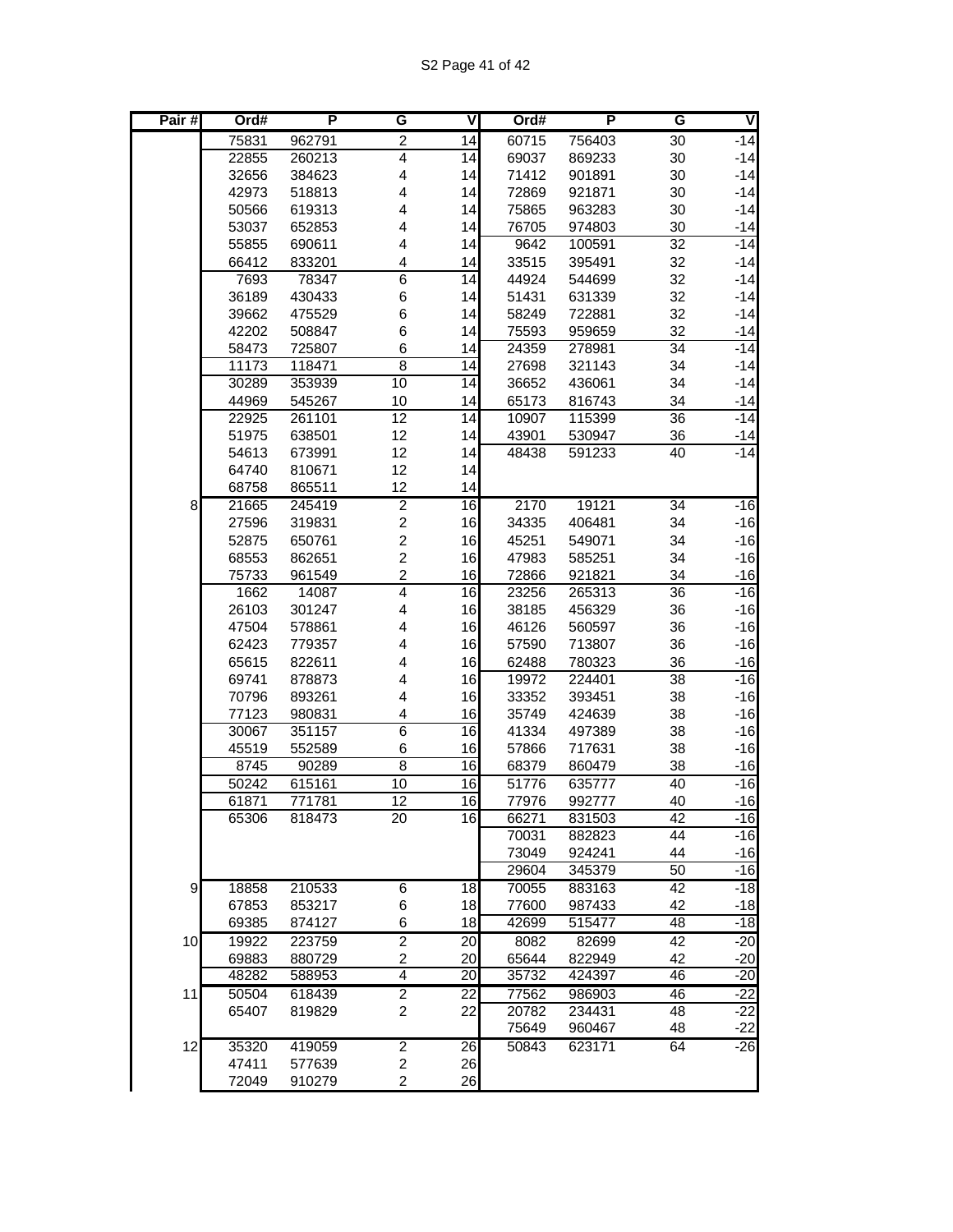| Pair # | Ord# | P | G | V | Ord# | P | G | V |
|---|---|---|---|---|---|---|---|---|
| | 75831 | 962791 | 2 | 14 | 60715 | 756403 | 30 | -14 |
| | 22855 | 260213 | 4 | 14 | 69037 | 869233 | 30 | -14 |
| | 32656 | 384623 | 4 | 14 | 71412 | 901891 | 30 | -14 |
| | 42973 | 518813 | 4 | 14 | 72869 | 921871 | 30 | -14 |
| | 50566 | 619313 | 4 | 14 | 75865 | 963283 | 30 | -14 |
| | 53037 | 652853 | 4 | 14 | 76705 | 974803 | 30 | -14 |
| | 55855 | 690611 | 4 | 14 | 9642 | 100591 | 32 | -14 |
| | 66412 | 833201 | 4 | 14 | 33515 | 395491 | 32 | -14 |
| | 7693 | 78347 | 6 | 14 | 44924 | 544699 | 32 | -14 |
| | 36189 | 430433 | 6 | 14 | 51431 | 631339 | 32 | -14 |
| | 39662 | 475529 | 6 | 14 | 58249 | 722881 | 32 | -14 |
| | 42202 | 508847 | 6 | 14 | 75593 | 959659 | 32 | -14 |
| | 58473 | 725807 | 6 | 14 | 24359 | 278981 | 34 | -14 |
| | 11173 | 118471 | 8 | 14 | 27698 | 321143 | 34 | -14 |
| | 30289 | 353939 | 10 | 14 | 36652 | 436061 | 34 | -14 |
| | 44969 | 545267 | 10 | 14 | 65173 | 816743 | 34 | -14 |
| | 22925 | 261101 | 12 | 14 | 10907 | 115399 | 36 | -14 |
| | 51975 | 638501 | 12 | 14 | 43901 | 530947 | 36 | -14 |
| | 54613 | 673991 | 12 | 14 | 48438 | 591233 | 40 | -14 |
| | 64740 | 810671 | 12 | 14 | | | | |
| | 68758 | 865511 | 12 | 14 | | | | |
| 8 | 21665 | 245419 | 2 | 16 | 2170 | 19121 | 34 | -16 |
| | 27596 | 319831 | 2 | 16 | 34335 | 406481 | 34 | -16 |
| | 52875 | 650761 | 2 | 16 | 45251 | 549071 | 34 | -16 |
| | 68553 | 862651 | 2 | 16 | 47983 | 585251 | 34 | -16 |
| | 75733 | 961549 | 2 | 16 | 72866 | 921821 | 34 | -16 |
| | 1662 | 14087 | 4 | 16 | 23256 | 265313 | 36 | -16 |
| | 26103 | 301247 | 4 | 16 | 38185 | 456329 | 36 | -16 |
| | 47504 | 578861 | 4 | 16 | 46126 | 560597 | 36 | -16 |
| | 62423 | 779357 | 4 | 16 | 57590 | 713807 | 36 | -16 |
| | 65615 | 822611 | 4 | 16 | 62488 | 780323 | 36 | -16 |
| | 69741 | 878873 | 4 | 16 | 19972 | 224401 | 38 | -16 |
| | 70796 | 893261 | 4 | 16 | 33352 | 393451 | 38 | -16 |
| | 77123 | 980831 | 4 | 16 | 35749 | 424639 | 38 | -16 |
| | 30067 | 351157 | 6 | 16 | 41334 | 497389 | 38 | -16 |
| | 45519 | 552589 | 6 | 16 | 57866 | 717631 | 38 | -16 |
| | 8745 | 90289 | 8 | 16 | 68379 | 860479 | 38 | -16 |
| | 50242 | 615161 | 10 | 16 | 51776 | 635777 | 40 | -16 |
| | 61871 | 771781 | 12 | 16 | 77976 | 992777 | 40 | -16 |
| | 65306 | 818473 | 20 | 16 | 66271 | 831503 | 42 | -16 |
| | | | | | 70031 | 882823 | 44 | -16 |
| | | | | | 73049 | 924241 | 44 | -16 |
| | | | | | 29604 | 345379 | 50 | -16 |
| 9 | 18858 | 210533 | 6 | 18 | 70055 | 883163 | 42 | -18 |
| | 67853 | 853217 | 6 | 18 | 77600 | 987433 | 42 | -18 |
| | 69385 | 874127 | 6 | 18 | 42699 | 515477 | 48 | -18 |
| 10 | 19922 | 223759 | 2 | 20 | 8082 | 82699 | 42 | -20 |
| | 69883 | 880729 | 2 | 20 | 65644 | 822949 | 42 | -20 |
| | 48282 | 588953 | 4 | 20 | 35732 | 424397 | 46 | -20 |
| 11 | 50504 | 618439 | 2 | 22 | 77562 | 986903 | 46 | -22 |
| | 65407 | 819829 | 2 | 22 | 20782 | 234431 | 48 | -22 |
| | | | | | 75649 | 960467 | 48 | -22 |
| 12 | 35320 | 419059 | 2 | 26 | 50843 | 623171 | 64 | -26 |
| | 47411 | 577639 | 2 | 26 | | | | |
| | 72049 | 910279 | 2 | 26 | | | | |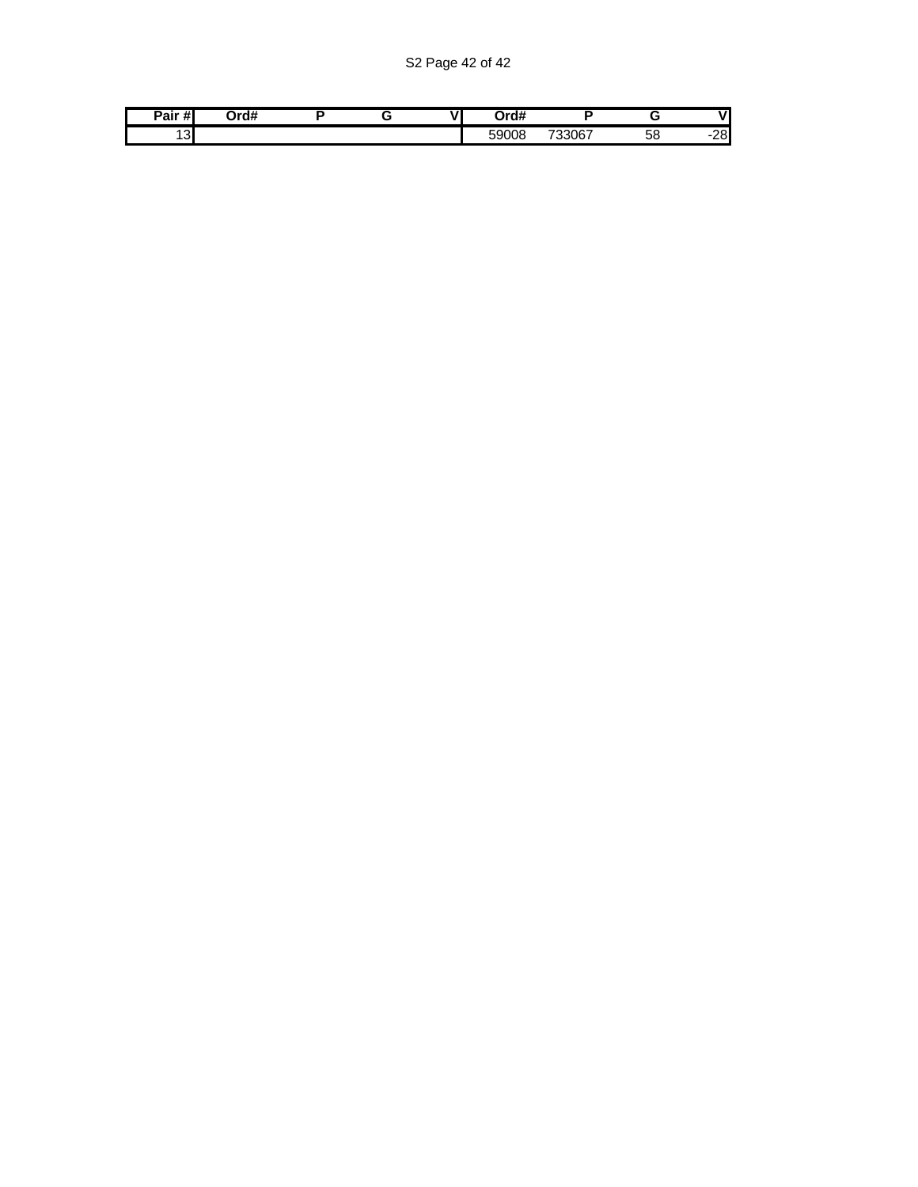| Pair # | Ord# | P | G | V | Ord# | P | G | V |
|---|---|---|---|---|---|---|---|---|
| 13 | | | | | 59008 | 733067 | 58 | -28 |